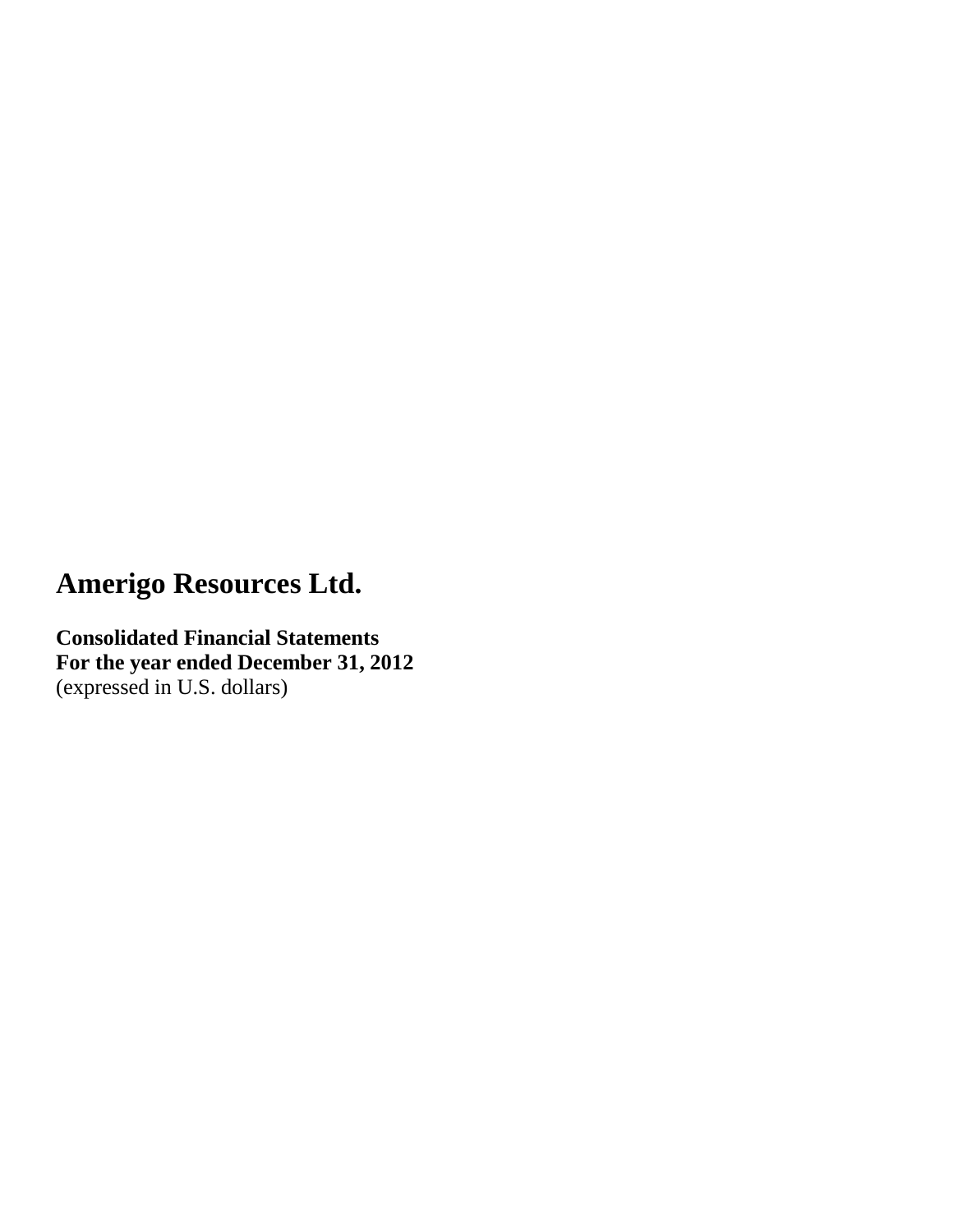# Amerigo Resources Ltd.

**Consolidated Financial Statements**
**For the year ended December 31, 2012**
(expressed in U.S. dollars)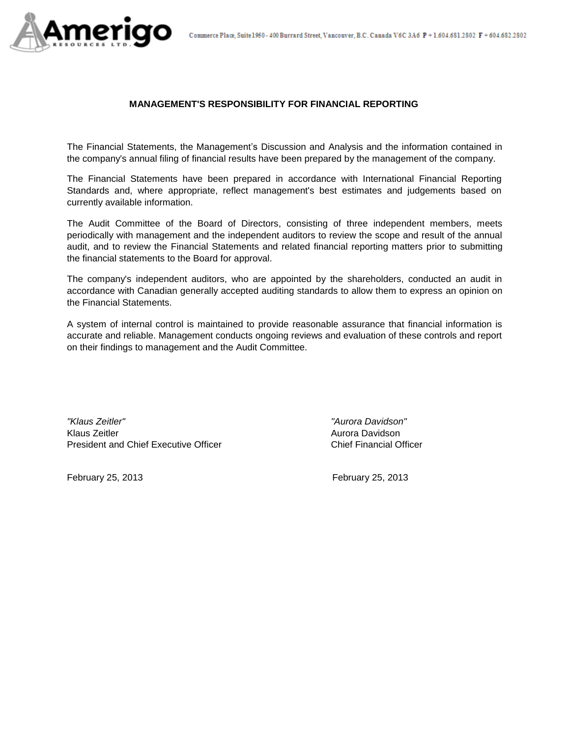Commerce Place, Suite 1950 - 400 Burrard Street, Vancouver, B.C. Canada V6C 3A6 P + 1.604.681.2802 F + 604.682.2802

## MANAGEMENT'S RESPONSIBILITY FOR FINANCIAL REPORTING

The Financial Statements, the Management's Discussion and Analysis and the information contained in the company's annual filing of financial results have been prepared by the management of the company.

The Financial Statements have been prepared in accordance with International Financial Reporting Standards and, where appropriate, reflect management's best estimates and judgements based on currently available information.

The Audit Committee of the Board of Directors, consisting of three independent members, meets periodically with management and the independent auditors to review the scope and result of the annual audit, and to review the Financial Statements and related financial reporting matters prior to submitting the financial statements to the Board for approval.

The company's independent auditors, who are appointed by the shareholders, conducted an audit in accordance with Canadian generally accepted auditing standards to allow them to express an opinion on the Financial Statements.

A system of internal control is maintained to provide reasonable assurance that financial information is accurate and reliable. Management conducts ongoing reviews and evaluation of these controls and report on their findings to management and the Audit Committee.

*"Klaus Zeitler"*
Klaus Zeitler
President and Chief Executive Officer

February 25, 2013

*"Aurora Davidson"*
Aurora Davidson
Chief Financial Officer

February 25, 2013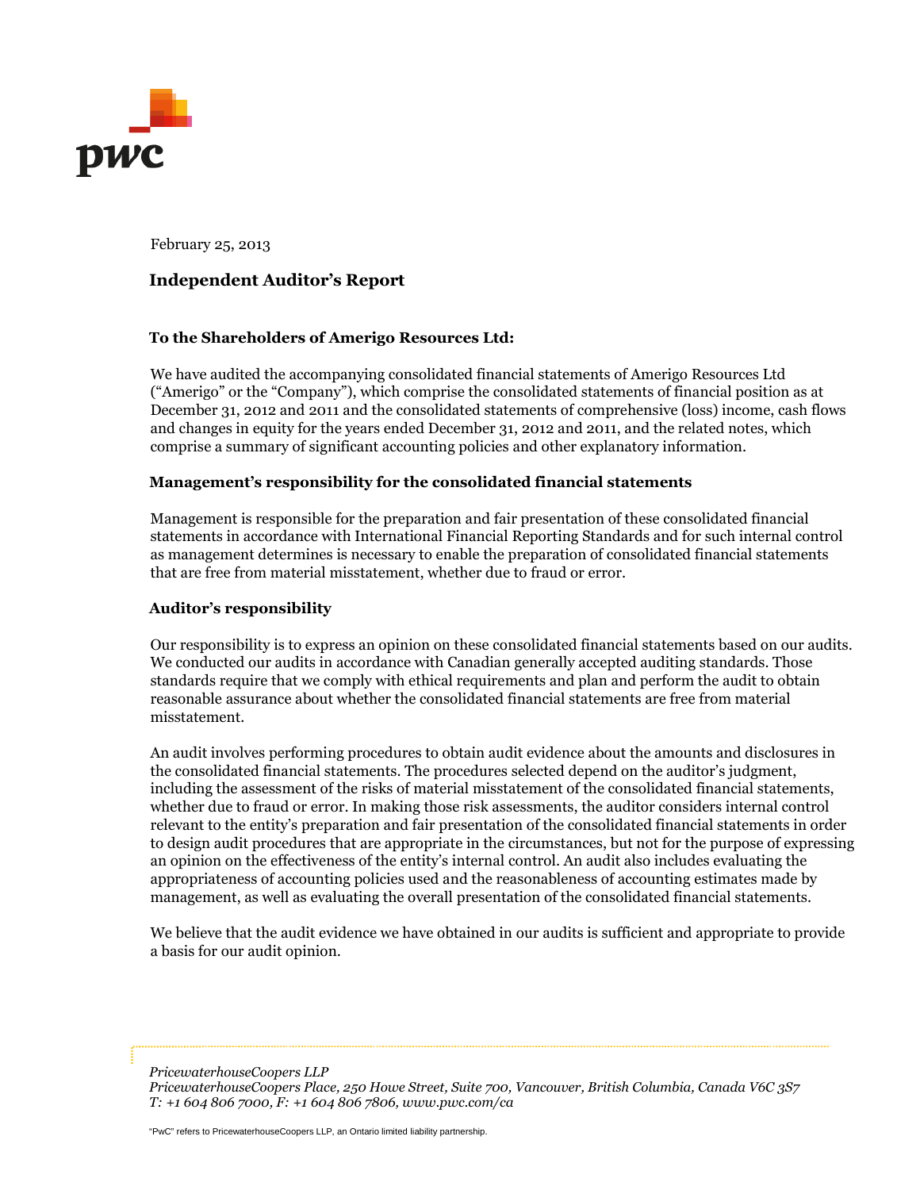February 25, 2013

## Independent Auditor's Report

**To the Shareholders of Amerigo Resources Ltd:**

We have audited the accompanying consolidated financial statements of Amerigo Resources Ltd ("Amerigo" or the "Company"), which comprise the consolidated statements of financial position as at December 31, 2012 and 2011 and the consolidated statements of comprehensive (loss) income, cash flows and changes in equity for the years ended December 31, 2012 and 2011, and the related notes, which comprise a summary of significant accounting policies and other explanatory information.

### Management's responsibility for the consolidated financial statements

Management is responsible for the preparation and fair presentation of these consolidated financial statements in accordance with International Financial Reporting Standards and for such internal control as management determines is necessary to enable the preparation of consolidated financial statements that are free from material misstatement, whether due to fraud or error.

### Auditor's responsibility

Our responsibility is to express an opinion on these consolidated financial statements based on our audits. We conducted our audits in accordance with Canadian generally accepted auditing standards. Those standards require that we comply with ethical requirements and plan and perform the audit to obtain reasonable assurance about whether the consolidated financial statements are free from material misstatement.

An audit involves performing procedures to obtain audit evidence about the amounts and disclosures in the consolidated financial statements. The procedures selected depend on the auditor's judgment, including the assessment of the risks of material misstatement of the consolidated financial statements, whether due to fraud or error. In making those risk assessments, the auditor considers internal control relevant to the entity's preparation and fair presentation of the consolidated financial statements in order to design audit procedures that are appropriate in the circumstances, but not for the purpose of expressing an opinion on the effectiveness of the entity's internal control. An audit also includes evaluating the appropriateness of accounting policies used and the reasonableness of accounting estimates made by management, as well as evaluating the overall presentation of the consolidated financial statements.

We believe that the audit evidence we have obtained in our audits is sufficient and appropriate to provide a basis for our audit opinion.

*PricewaterhouseCoopers LLP*
*PricewaterhouseCoopers Place, 250 Howe Street, Suite 700, Vancouver, British Columbia, Canada V6C 3S7*
*T: +1 604 806 7000, F: +1 604 806 7806, www.pwc.com/ca*

"PwC" refers to PricewaterhouseCoopers LLP, an Ontario limited liability partnership.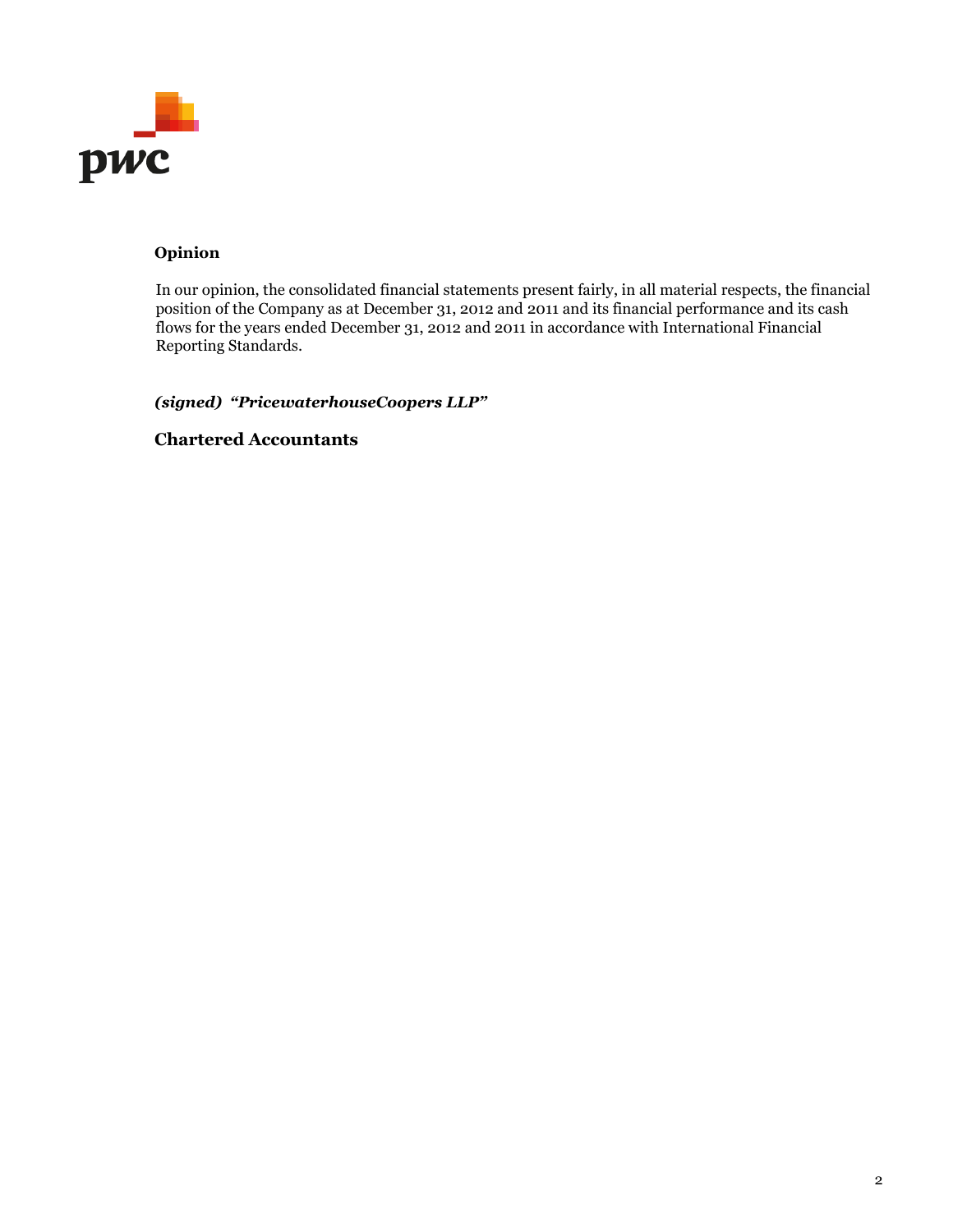## Opinion

In our opinion, the consolidated financial statements present fairly, in all material respects, the financial position of the Company as at December 31, 2012 and 2011 and its financial performance and its cash flows for the years ended December 31, 2012 and 2011 in accordance with International Financial Reporting Standards.

***(signed) "PricewaterhouseCoopers LLP"***

**Chartered Accountants**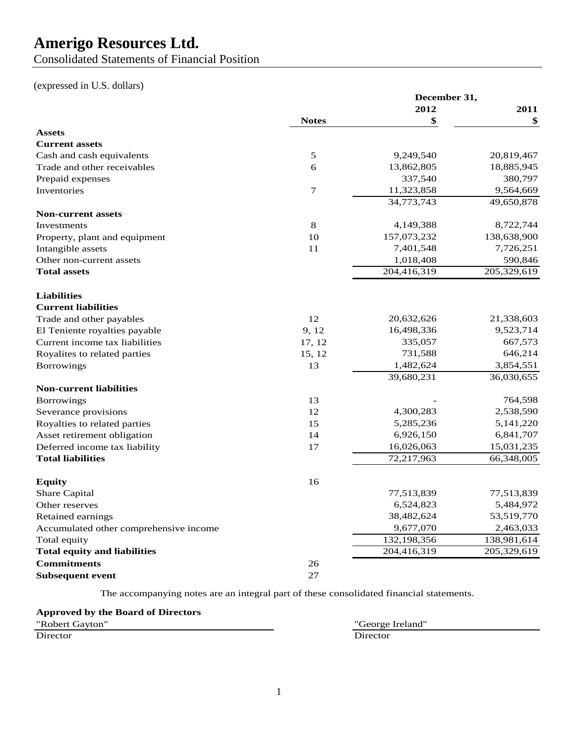# Amerigo Resources Ltd.

Consolidated Statements of Financial Position

(expressed in U.S. dollars)

| | Notes | December 31, 2012 $ | 2011 $ |
|---|---|---|---|
| **Assets** | | | |
| **Current assets** | | | |
| Cash and cash equivalents | 5 | 9,249,540 | 20,819,467 |
| Trade and other receivables | 6 | 13,862,805 | 18,885,945 |
| Prepaid expenses | | 337,540 | 380,797 |
| Inventories | 7 | 11,323,858 | 9,564,669 |
| | | 34,773,743 | 49,650,878 |
| **Non-current assets** | | | |
| Investments | 8 | 4,149,388 | 8,722,744 |
| Property, plant and equipment | 10 | 157,073,232 | 138,638,900 |
| Intangible assets | 11 | 7,401,548 | 7,726,251 |
| Other non-current assets | | 1,018,408 | 590,846 |
| **Total assets** | | 204,416,319 | 205,329,619 |
| | | | |
| **Liabilities** | | | |
| **Current liabilities** | | | |
| Trade and other payables | 12 | 20,632,626 | 21,338,603 |
| El Teniente royalties payable | 9, 12 | 16,498,336 | 9,523,714 |
| Current income tax liabilities | 17, 12 | 335,057 | 667,573 |
| Royalites to related parties | 15, 12 | 731,588 | 646,214 |
| Borrowings | 13 | 1,482,624 | 3,854,551 |
| | | 39,680,231 | 36,030,655 |
| **Non-current liabilities** | | | |
| Borrowings | 13 | - | 764,598 |
| Severance provisions | 12 | 4,300,283 | 2,538,590 |
| Royalties to related parties | 15 | 5,285,236 | 5,141,220 |
| Asset retirement obligation | 14 | 6,926,150 | 6,841,707 |
| Deferred income tax liability | 17 | 16,026,063 | 15,031,235 |
| **Total liabilities** | | 72,217,963 | 66,348,005 |
| | | | |
| **Equity** | 16 | | |
| Share Capital | | 77,513,839 | 77,513,839 |
| Other reserves | | 6,524,823 | 5,484,972 |
| Retained earnings | | 38,482,624 | 53,519,770 |
| Accumulated other comprehensive income | | 9,677,070 | 2,463,033 |
| Total equity | | 132,198,356 | 138,981,614 |
| **Total equity and liabilities** | | 204,416,319 | 205,329,619 |
| **Commitments** | 26 | | |
| **Subsequent event** | 27 | | |

The accompanying notes are an integral part of these consolidated financial statements.

**Approved by the Board of Directors**

"Robert Gayton"
Director

"George Ireland"
Director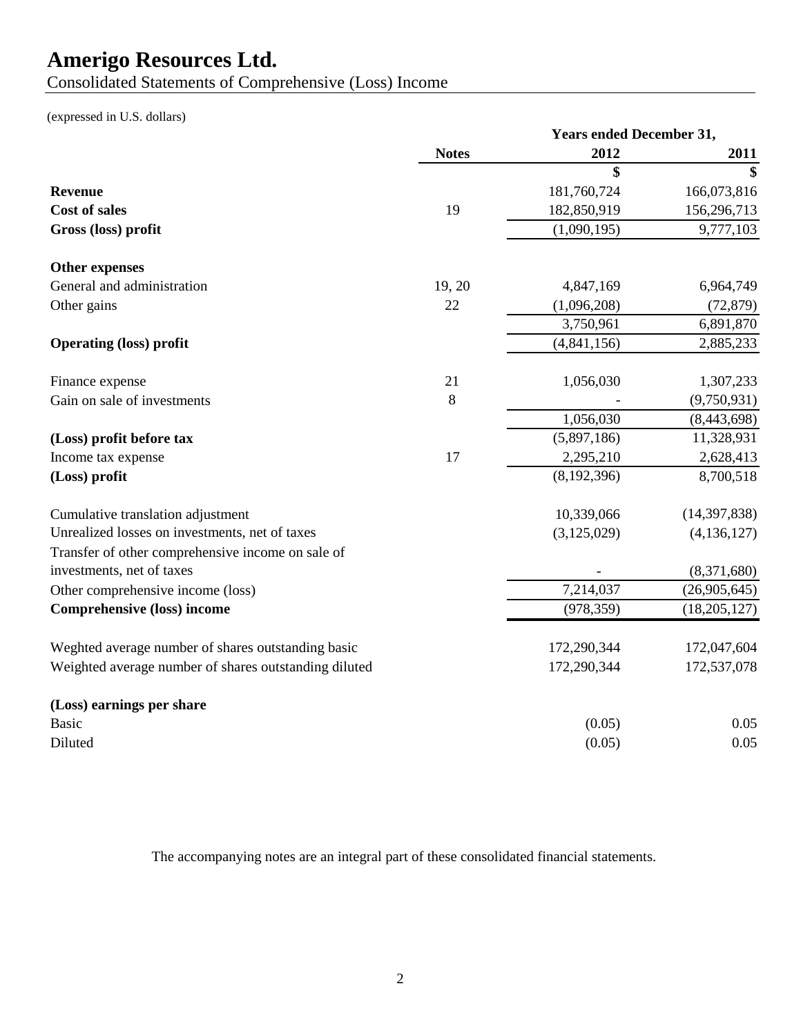# Amerigo Resources Ltd.

Consolidated Statements of Comprehensive (Loss) Income

(expressed in U.S. dollars)

| | Notes | Years ended December 31, 2012 | 2011 |
|---|---|---|---|
| | | $ | $ |
| **Revenue** | | 181,760,724 | 166,073,816 |
| **Cost of sales** | 19 | 182,850,919 | 156,296,713 |
| **Gross (loss) profit** | | (1,090,195) | 9,777,103 |
| **Other expenses** | | | |
| General and administration | 19, 20 | 4,847,169 | 6,964,749 |
| Other gains | 22 | (1,096,208) | (72,879) |
| | | 3,750,961 | 6,891,870 |
| **Operating (loss) profit** | | (4,841,156) | 2,885,233 |
| Finance expense | 21 | 1,056,030 | 1,307,233 |
| Gain on sale of investments | 8 | - | (9,750,931) |
| | | 1,056,030 | (8,443,698) |
| **(Loss) profit before tax** | | (5,897,186) | 11,328,931 |
| Income tax expense | 17 | 2,295,210 | 2,628,413 |
| **(Loss) profit** | | (8,192,396) | 8,700,518 |
| Cumulative translation adjustment | | 10,339,066 | (14,397,838) |
| Unrealized losses on investments, net of taxes | | (3,125,029) | (4,136,127) |
| Transfer of other comprehensive income on sale of investments, net of taxes | | - | (8,371,680) |
| Other comprehensive income (loss) | | 7,214,037 | (26,905,645) |
| **Comprehensive (loss) income** | | (978,359) | (18,205,127) |
| Weghted average number of shares outstanding basic | | 172,290,344 | 172,047,604 |
| Weighted average number of shares outstanding diluted | | 172,290,344 | 172,537,078 |
| **(Loss) earnings per share** | | | |
| Basic | | (0.05) | 0.05 |
| Diluted | | (0.05) | 0.05 |

The accompanying notes are an integral part of these consolidated financial statements.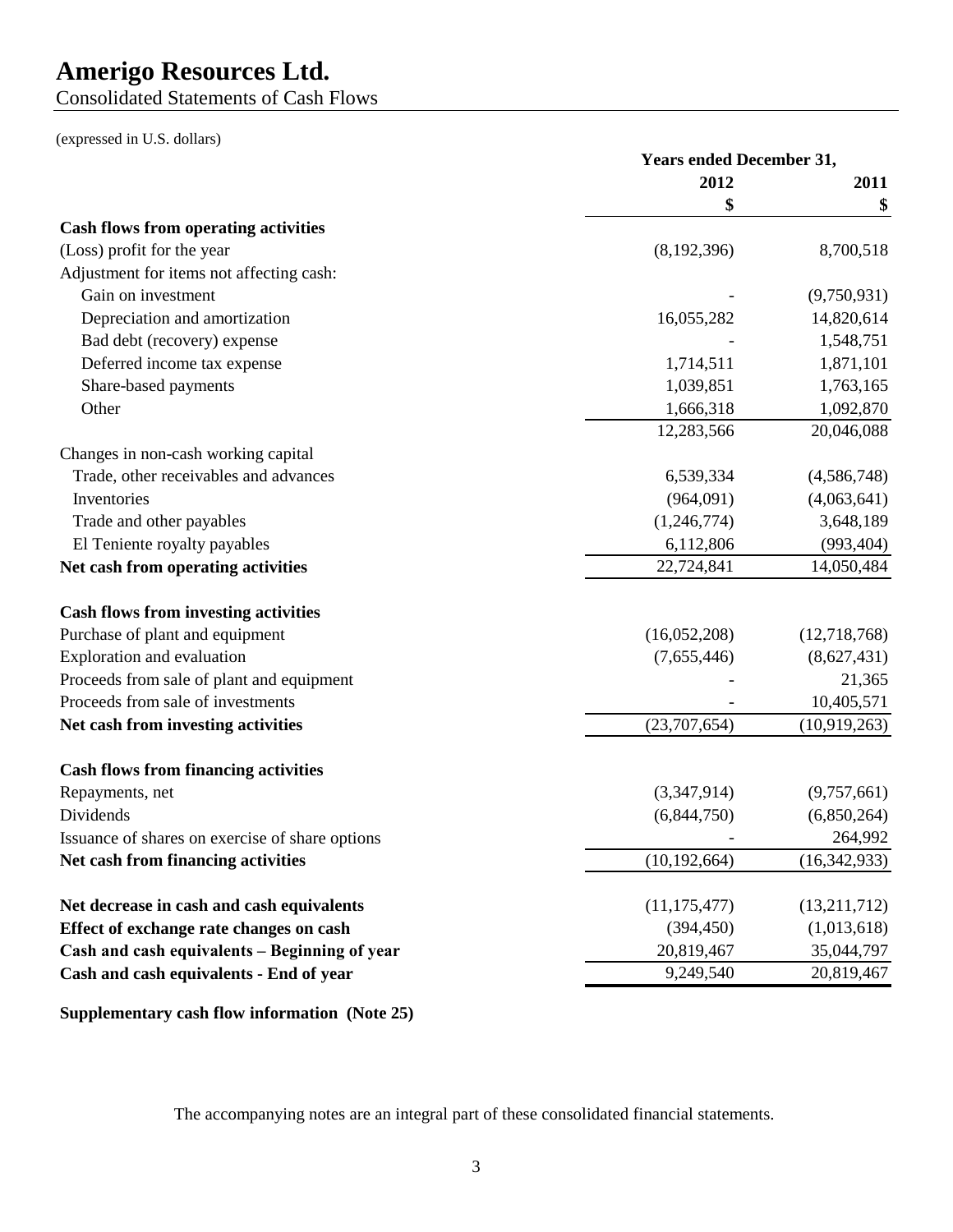# Amerigo Resources Ltd.

Consolidated Statements of Cash Flows

(expressed in U.S. dollars)

| | Years ended December 31, | |
|---|---|---|
| | 2012 | 2011 |
| | $ | $ |
| **Cash flows from operating activities** | | |
| (Loss) profit for the year | (8,192,396) | 8,700,518 |
| Adjustment for items not affecting cash: | | |
| Gain on investment | - | (9,750,931) |
| Depreciation and amortization | 16,055,282 | 14,820,614 |
| Bad debt (recovery) expense | - | 1,548,751 |
| Deferred income tax expense | 1,714,511 | 1,871,101 |
| Share-based payments | 1,039,851 | 1,763,165 |
| Other | 1,666,318 | 1,092,870 |
| | 12,283,566 | 20,046,088 |
| Changes in non-cash working capital | | |
| Trade, other receivables and advances | 6,539,334 | (4,586,748) |
| Inventories | (964,091) | (4,063,641) |
| Trade and other payables | (1,246,774) | 3,648,189 |
| El Teniente royalty payables | 6,112,806 | (993,404) |
| **Net cash from operating activities** | 22,724,841 | 14,050,484 |
| | | |
| **Cash flows from investing activities** | | |
| Purchase of plant and equipment | (16,052,208) | (12,718,768) |
| Exploration and evaluation | (7,655,446) | (8,627,431) |
| Proceeds from sale of plant and equipment | - | 21,365 |
| Proceeds from sale of investments | - | 10,405,571 |
| **Net cash from investing activities** | (23,707,654) | (10,919,263) |
| | | |
| **Cash flows from financing activities** | | |
| Repayments, net | (3,347,914) | (9,757,661) |
| Dividends | (6,844,750) | (6,850,264) |
| Issuance of shares on exercise of share options | - | 264,992 |
| **Net cash from financing activities** | (10,192,664) | (16,342,933) |
| | | |
| **Net decrease in cash and cash equivalents** | (11,175,477) | (13,211,712) |
| **Effect of exchange rate changes on cash** | (394,450) | (1,013,618) |
| **Cash and cash equivalents – Beginning of year** | 20,819,467 | 35,044,797 |
| **Cash and cash equivalents - End of year** | 9,249,540 | 20,819,467 |

**Supplementary cash flow information (Note 25)**

The accompanying notes are an integral part of these consolidated financial statements.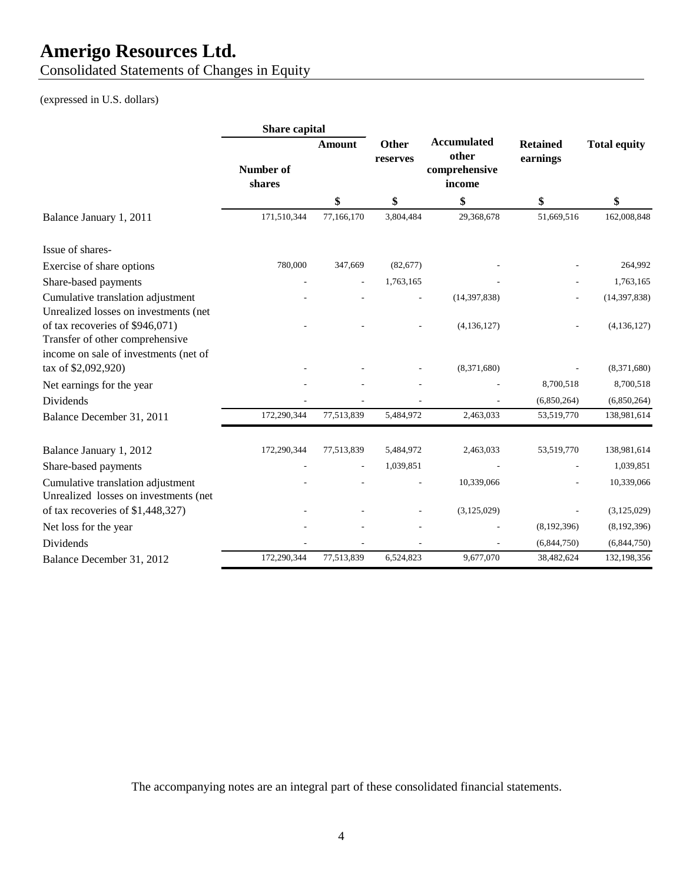# Amerigo Resources Ltd.

Consolidated Statements of Changes in Equity

(expressed in U.S. dollars)

| | Share capital | | | | | |
|---|---|---|---|---|---|---|
| | Number of shares | Amount | Other reserves | Accumulated other comprehensive income | Retained earnings | Total equity |
| | | $ | $ | $ | $ | $ |
| Balance January 1, 2011 | 171,510,344 | 77,166,170 | 3,804,484 | 29,368,678 | 51,669,516 | 162,008,848 |
| Issue of shares- | | | | | | |
| Exercise of share options | 780,000 | 347,669 | (82,677) | - | - | 264,992 |
| Share-based payments | - | - | 1,763,165 | - | - | 1,763,165 |
| Cumulative translation adjustment | - | - | - | (14,397,838) | - | (14,397,838) |
| Unrealized losses on investments (net of tax recoveries of $946,071) | - | - | - | (4,136,127) | - | (4,136,127) |
| Transfer of other comprehensive income on sale of investments (net of tax of $2,092,920) | - | - | - | (8,371,680) | - | (8,371,680) |
| Net earnings for the year | - | - | - | - | 8,700,518 | 8,700,518 |
| Dividends | - | - | - | - | (6,850,264) | (6,850,264) |
| Balance December 31, 2011 | 172,290,344 | 77,513,839 | 5,484,972 | 2,463,033 | 53,519,770 | 138,981,614 |
| | | | | | | |
| Balance January 1, 2012 | 172,290,344 | 77,513,839 | 5,484,972 | 2,463,033 | 53,519,770 | 138,981,614 |
| Share-based payments | - | - | 1,039,851 | - | - | 1,039,851 |
| Cumulative translation adjustment | - | - | - | 10,339,066 | - | 10,339,066 |
| Unrealized losses on investments (net of tax recoveries of $1,448,327) | - | - | - | (3,125,029) | - | (3,125,029) |
| Net loss for the year | - | - | - | - | (8,192,396) | (8,192,396) |
| Dividends | - | - | - | - | (6,844,750) | (6,844,750) |
| Balance December 31, 2012 | 172,290,344 | 77,513,839 | 6,524,823 | 9,677,070 | 38,482,624 | 132,198,356 |

The accompanying notes are an integral part of these consolidated financial statements.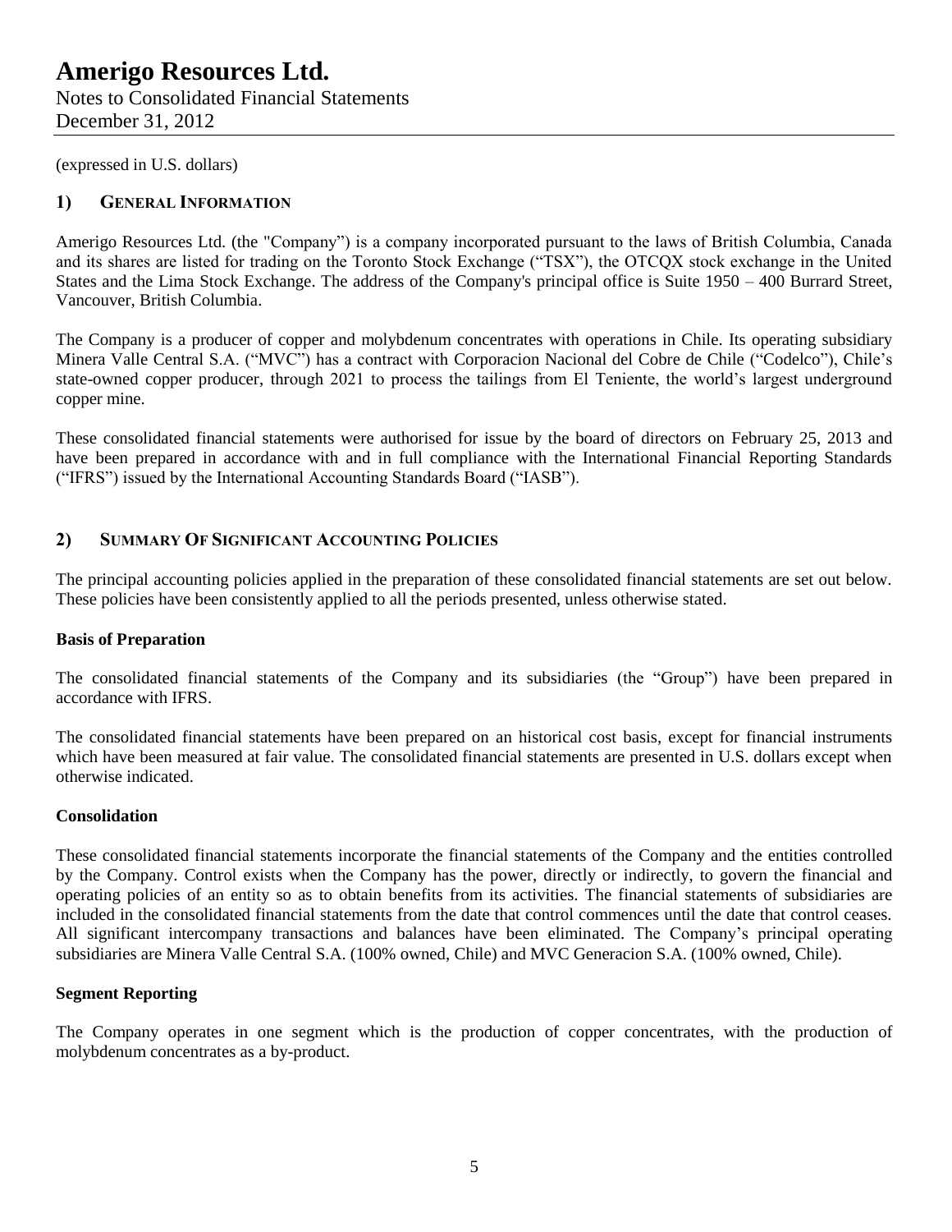(expressed in U.S. dollars)

## 1) General Information

Amerigo Resources Ltd. (the "Company") is a company incorporated pursuant to the laws of British Columbia, Canada and its shares are listed for trading on the Toronto Stock Exchange ("TSX"), the OTCQX stock exchange in the United States and the Lima Stock Exchange. The address of the Company's principal office is Suite 1950 – 400 Burrard Street, Vancouver, British Columbia.

The Company is a producer of copper and molybdenum concentrates with operations in Chile. Its operating subsidiary Minera Valle Central S.A. ("MVC") has a contract with Corporacion Nacional del Cobre de Chile ("Codelco"), Chile's state-owned copper producer, through 2021 to process the tailings from El Teniente, the world's largest underground copper mine.

These consolidated financial statements were authorised for issue by the board of directors on February 25, 2013 and have been prepared in accordance with and in full compliance with the International Financial Reporting Standards ("IFRS") issued by the International Accounting Standards Board ("IASB").

## 2) Summary Of Significant Accounting Policies

The principal accounting policies applied in the preparation of these consolidated financial statements are set out below. These policies have been consistently applied to all the periods presented, unless otherwise stated.

**Basis of Preparation**

The consolidated financial statements of the Company and its subsidiaries (the "Group") have been prepared in accordance with IFRS.

The consolidated financial statements have been prepared on an historical cost basis, except for financial instruments which have been measured at fair value. The consolidated financial statements are presented in U.S. dollars except when otherwise indicated.

**Consolidation**

These consolidated financial statements incorporate the financial statements of the Company and the entities controlled by the Company. Control exists when the Company has the power, directly or indirectly, to govern the financial and operating policies of an entity so as to obtain benefits from its activities. The financial statements of subsidiaries are included in the consolidated financial statements from the date that control commences until the date that control ceases. All significant intercompany transactions and balances have been eliminated. The Company's principal operating subsidiaries are Minera Valle Central S.A. (100% owned, Chile) and MVC Generacion S.A. (100% owned, Chile).

**Segment Reporting**

The Company operates in one segment which is the production of copper concentrates, with the production of molybdenum concentrates as a by-product.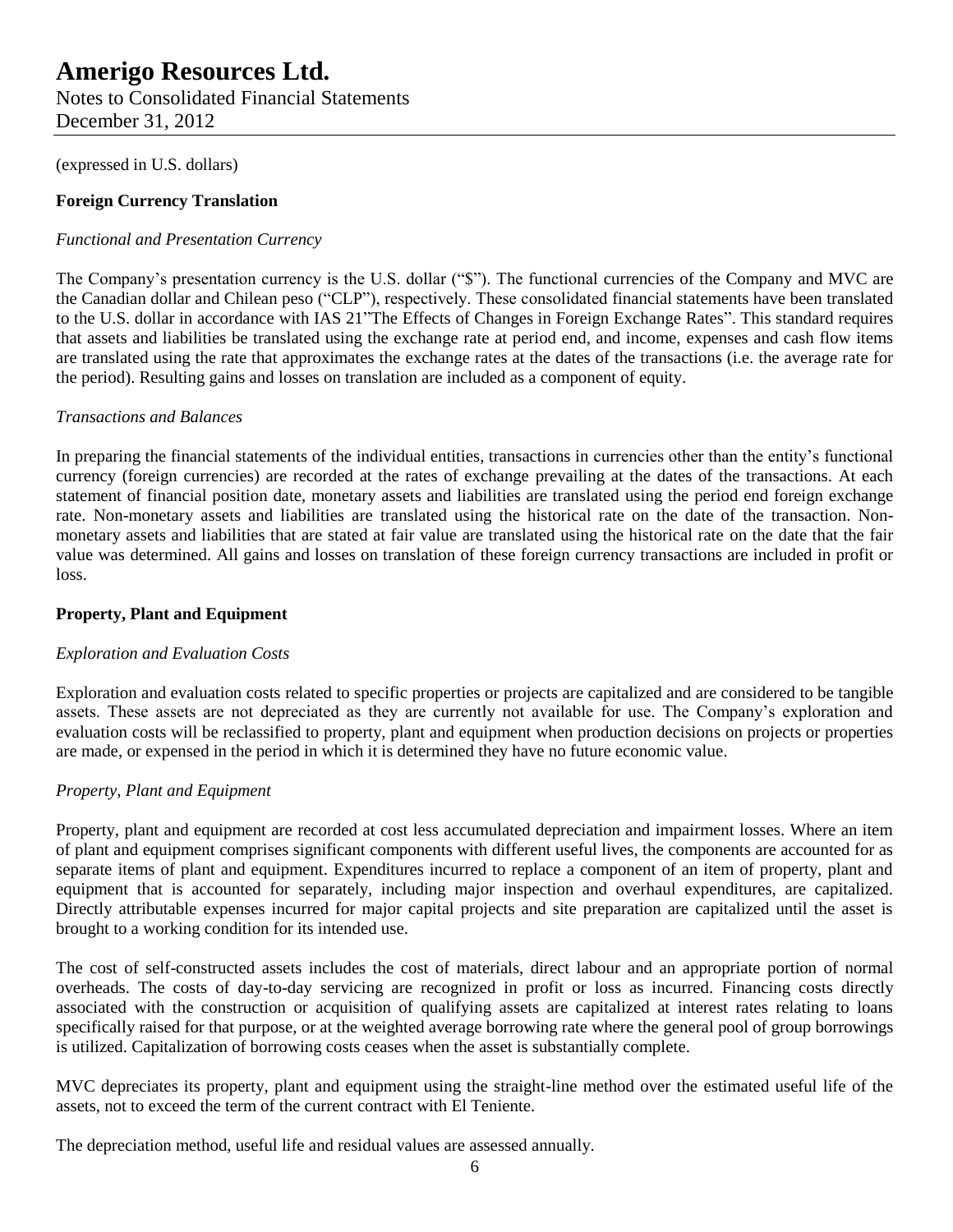(expressed in U.S. dollars)

**Foreign Currency Translation**

*Functional and Presentation Currency*

The Company's presentation currency is the U.S. dollar ("$"). The functional currencies of the Company and MVC are the Canadian dollar and Chilean peso ("CLP"), respectively. These consolidated financial statements have been translated to the U.S. dollar in accordance with IAS 21"The Effects of Changes in Foreign Exchange Rates". This standard requires that assets and liabilities be translated using the exchange rate at period end, and income, expenses and cash flow items are translated using the rate that approximates the exchange rates at the dates of the transactions (i.e. the average rate for the period). Resulting gains and losses on translation are included as a component of equity.

*Transactions and Balances*

In preparing the financial statements of the individual entities, transactions in currencies other than the entity's functional currency (foreign currencies) are recorded at the rates of exchange prevailing at the dates of the transactions. At each statement of financial position date, monetary assets and liabilities are translated using the period end foreign exchange rate. Non-monetary assets and liabilities are translated using the historical rate on the date of the transaction. Non-monetary assets and liabilities that are stated at fair value are translated using the historical rate on the date that the fair value was determined. All gains and losses on translation of these foreign currency transactions are included in profit or loss.

**Property, Plant and Equipment**

*Exploration and Evaluation Costs*

Exploration and evaluation costs related to specific properties or projects are capitalized and are considered to be tangible assets. These assets are not depreciated as they are currently not available for use. The Company's exploration and evaluation costs will be reclassified to property, plant and equipment when production decisions on projects or properties are made, or expensed in the period in which it is determined they have no future economic value.

*Property, Plant and Equipment*

Property, plant and equipment are recorded at cost less accumulated depreciation and impairment losses. Where an item of plant and equipment comprises significant components with different useful lives, the components are accounted for as separate items of plant and equipment. Expenditures incurred to replace a component of an item of property, plant and equipment that is accounted for separately, including major inspection and overhaul expenditures, are capitalized. Directly attributable expenses incurred for major capital projects and site preparation are capitalized until the asset is brought to a working condition for its intended use.

The cost of self-constructed assets includes the cost of materials, direct labour and an appropriate portion of normal overheads. The costs of day-to-day servicing are recognized in profit or loss as incurred. Financing costs directly associated with the construction or acquisition of qualifying assets are capitalized at interest rates relating to loans specifically raised for that purpose, or at the weighted average borrowing rate where the general pool of group borrowings is utilized. Capitalization of borrowing costs ceases when the asset is substantially complete.

MVC depreciates its property, plant and equipment using the straight-line method over the estimated useful life of the assets, not to exceed the term of the current contract with El Teniente.

The depreciation method, useful life and residual values are assessed annually.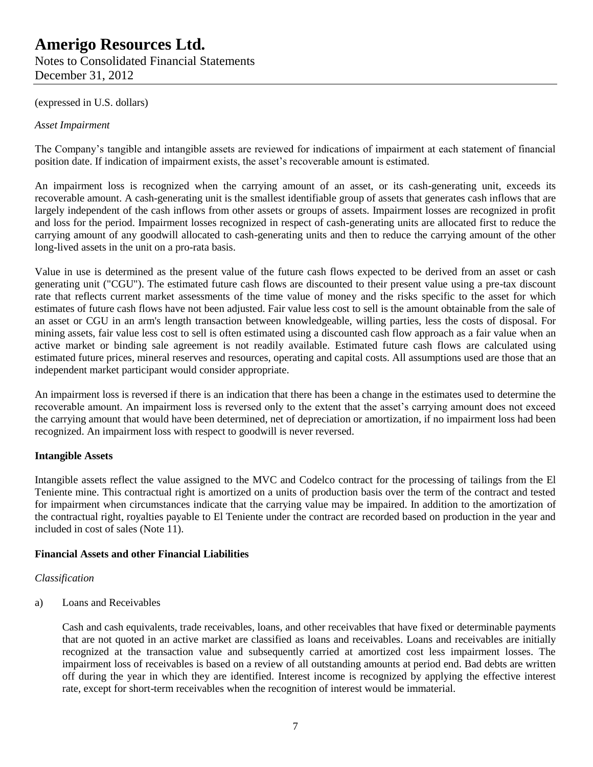(expressed in U.S. dollars)

*Asset Impairment*

The Company's tangible and intangible assets are reviewed for indications of impairment at each statement of financial position date. If indication of impairment exists, the asset's recoverable amount is estimated.

An impairment loss is recognized when the carrying amount of an asset, or its cash-generating unit, exceeds its recoverable amount. A cash-generating unit is the smallest identifiable group of assets that generates cash inflows that are largely independent of the cash inflows from other assets or groups of assets. Impairment losses are recognized in profit and loss for the period. Impairment losses recognized in respect of cash-generating units are allocated first to reduce the carrying amount of any goodwill allocated to cash-generating units and then to reduce the carrying amount of the other long-lived assets in the unit on a pro-rata basis.

Value in use is determined as the present value of the future cash flows expected to be derived from an asset or cash generating unit ("CGU"). The estimated future cash flows are discounted to their present value using a pre-tax discount rate that reflects current market assessments of the time value of money and the risks specific to the asset for which estimates of future cash flows have not been adjusted. Fair value less cost to sell is the amount obtainable from the sale of an asset or CGU in an arm's length transaction between knowledgeable, willing parties, less the costs of disposal. For mining assets, fair value less cost to sell is often estimated using a discounted cash flow approach as a fair value when an active market or binding sale agreement is not readily available. Estimated future cash flows are calculated using estimated future prices, mineral reserves and resources, operating and capital costs. All assumptions used are those that an independent market participant would consider appropriate.

An impairment loss is reversed if there is an indication that there has been a change in the estimates used to determine the recoverable amount. An impairment loss is reversed only to the extent that the asset's carrying amount does not exceed the carrying amount that would have been determined, net of depreciation or amortization, if no impairment loss had been recognized. An impairment loss with respect to goodwill is never reversed.

**Intangible Assets**

Intangible assets reflect the value assigned to the MVC and Codelco contract for the processing of tailings from the El Teniente mine. This contractual right is amortized on a units of production basis over the term of the contract and tested for impairment when circumstances indicate that the carrying value may be impaired. In addition to the amortization of the contractual right, royalties payable to El Teniente under the contract are recorded based on production in the year and included in cost of sales (Note 11).

**Financial Assets and other Financial Liabilities**

*Classification*

a) Loans and Receivables

Cash and cash equivalents, trade receivables, loans, and other receivables that have fixed or determinable payments that are not quoted in an active market are classified as loans and receivables. Loans and receivables are initially recognized at the transaction value and subsequently carried at amortized cost less impairment losses. The impairment loss of receivables is based on a review of all outstanding amounts at period end. Bad debts are written off during the year in which they are identified. Interest income is recognized by applying the effective interest rate, except for short-term receivables when the recognition of interest would be immaterial.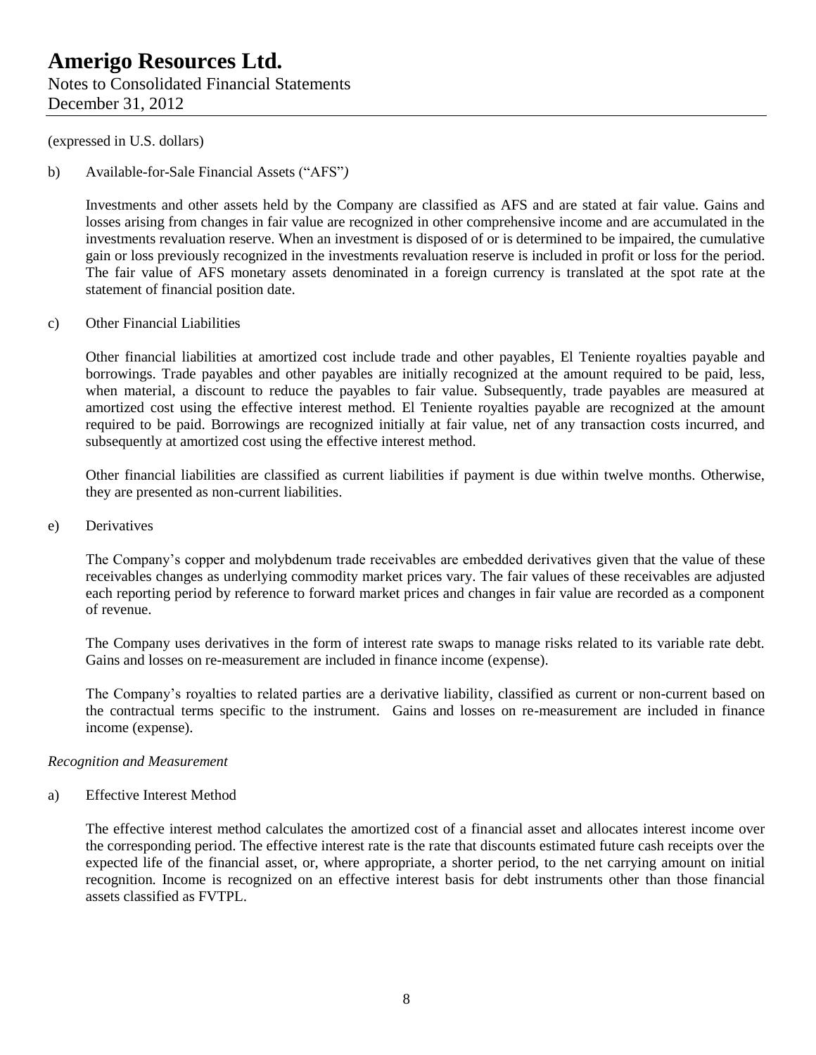(expressed in U.S. dollars)

b) Available-for-Sale Financial Assets ("AFS")

Investments and other assets held by the Company are classified as AFS and are stated at fair value. Gains and losses arising from changes in fair value are recognized in other comprehensive income and are accumulated in the investments revaluation reserve. When an investment is disposed of or is determined to be impaired, the cumulative gain or loss previously recognized in the investments revaluation reserve is included in profit or loss for the period. The fair value of AFS monetary assets denominated in a foreign currency is translated at the spot rate at the statement of financial position date.

c) Other Financial Liabilities

Other financial liabilities at amortized cost include trade and other payables, El Teniente royalties payable and borrowings. Trade payables and other payables are initially recognized at the amount required to be paid, less, when material, a discount to reduce the payables to fair value. Subsequently, trade payables are measured at amortized cost using the effective interest method. El Teniente royalties payable are recognized at the amount required to be paid. Borrowings are recognized initially at fair value, net of any transaction costs incurred, and subsequently at amortized cost using the effective interest method.

Other financial liabilities are classified as current liabilities if payment is due within twelve months. Otherwise, they are presented as non-current liabilities.

e) Derivatives

The Company's copper and molybdenum trade receivables are embedded derivatives given that the value of these receivables changes as underlying commodity market prices vary. The fair values of these receivables are adjusted each reporting period by reference to forward market prices and changes in fair value are recorded as a component of revenue.

The Company uses derivatives in the form of interest rate swaps to manage risks related to its variable rate debt. Gains and losses on re-measurement are included in finance income (expense).

The Company's royalties to related parties are a derivative liability, classified as current or non-current based on the contractual terms specific to the instrument. Gains and losses on re-measurement are included in finance income (expense).

*Recognition and Measurement*

a) Effective Interest Method

The effective interest method calculates the amortized cost of a financial asset and allocates interest income over the corresponding period. The effective interest rate is the rate that discounts estimated future cash receipts over the expected life of the financial asset, or, where appropriate, a shorter period, to the net carrying amount on initial recognition. Income is recognized on an effective interest basis for debt instruments other than those financial assets classified as FVTPL.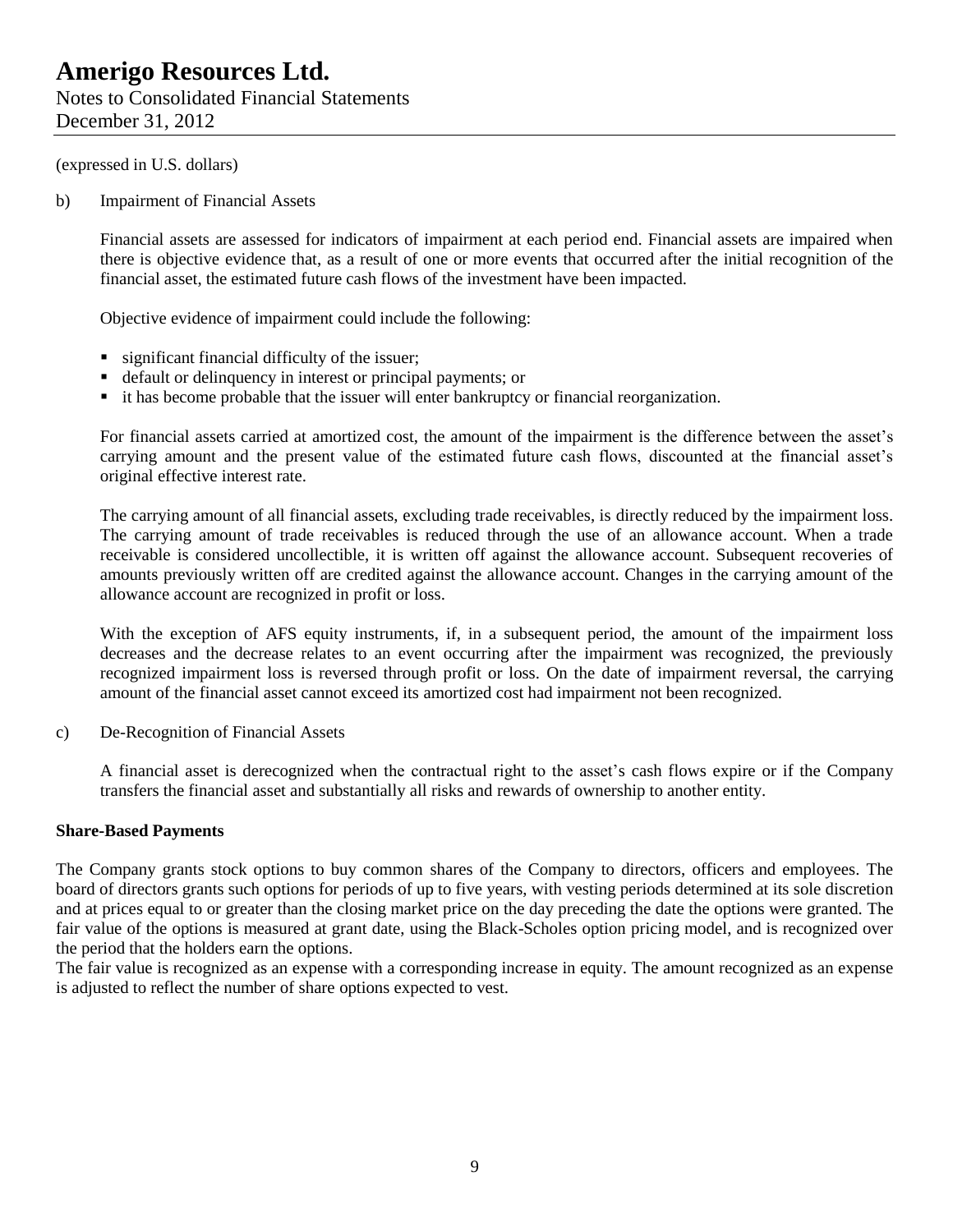(expressed in U.S. dollars)

b) Impairment of Financial Assets

Financial assets are assessed for indicators of impairment at each period end. Financial assets are impaired when there is objective evidence that, as a result of one or more events that occurred after the initial recognition of the financial asset, the estimated future cash flows of the investment have been impacted.

Objective evidence of impairment could include the following:

- significant financial difficulty of the issuer;
- default or delinquency in interest or principal payments; or
- it has become probable that the issuer will enter bankruptcy or financial reorganization.

For financial assets carried at amortized cost, the amount of the impairment is the difference between the asset's carrying amount and the present value of the estimated future cash flows, discounted at the financial asset's original effective interest rate.

The carrying amount of all financial assets, excluding trade receivables, is directly reduced by the impairment loss. The carrying amount of trade receivables is reduced through the use of an allowance account. When a trade receivable is considered uncollectible, it is written off against the allowance account. Subsequent recoveries of amounts previously written off are credited against the allowance account. Changes in the carrying amount of the allowance account are recognized in profit or loss.

With the exception of AFS equity instruments, if, in a subsequent period, the amount of the impairment loss decreases and the decrease relates to an event occurring after the impairment was recognized, the previously recognized impairment loss is reversed through profit or loss. On the date of impairment reversal, the carrying amount of the financial asset cannot exceed its amortized cost had impairment not been recognized.

c) De-Recognition of Financial Assets

A financial asset is derecognized when the contractual right to the asset's cash flows expire or if the Company transfers the financial asset and substantially all risks and rewards of ownership to another entity.

**Share-Based Payments**

The Company grants stock options to buy common shares of the Company to directors, officers and employees. The board of directors grants such options for periods of up to five years, with vesting periods determined at its sole discretion and at prices equal to or greater than the closing market price on the day preceding the date the options were granted. The fair value of the options is measured at grant date, using the Black-Scholes option pricing model, and is recognized over the period that the holders earn the options.

The fair value is recognized as an expense with a corresponding increase in equity. The amount recognized as an expense is adjusted to reflect the number of share options expected to vest.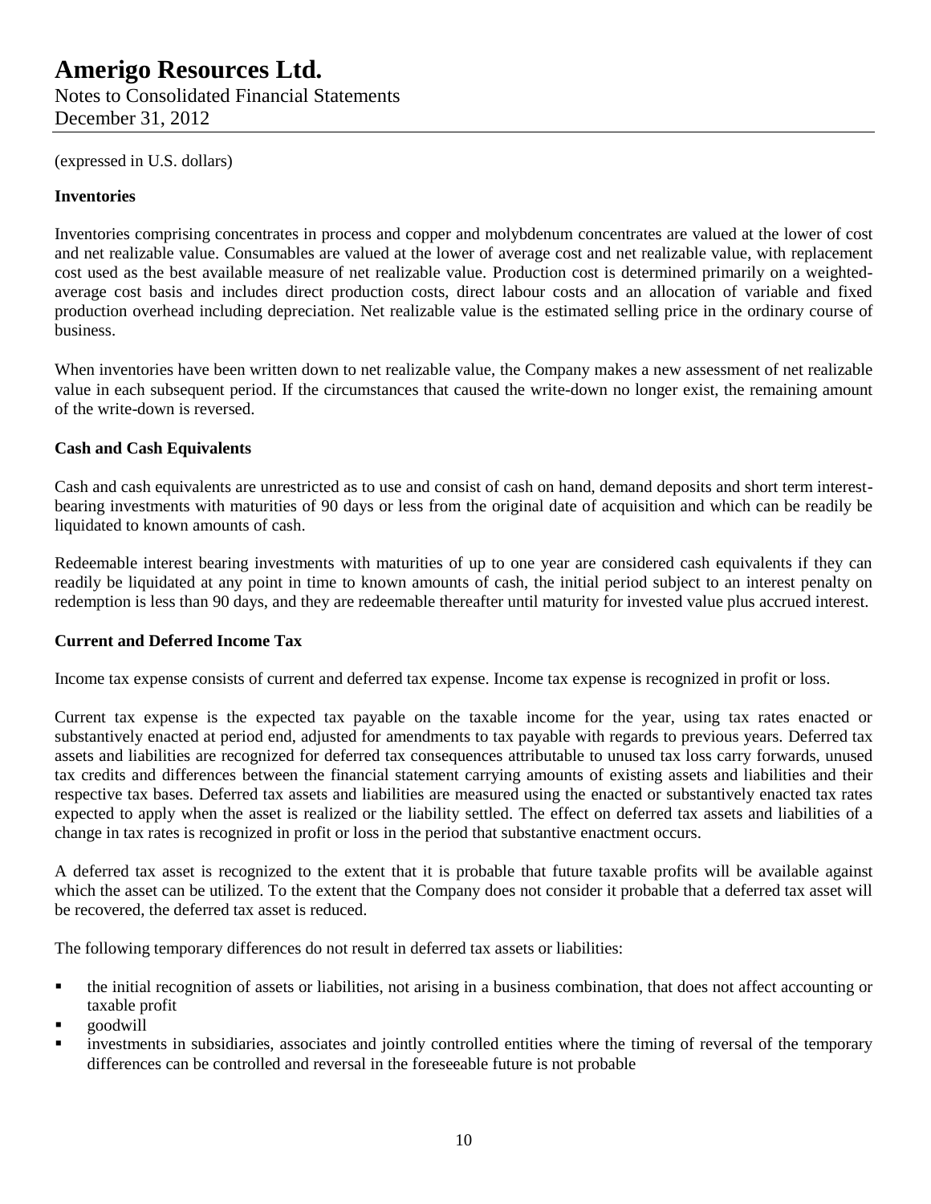(expressed in U.S. dollars)

**Inventories**

Inventories comprising concentrates in process and copper and molybdenum concentrates are valued at the lower of cost and net realizable value. Consumables are valued at the lower of average cost and net realizable value, with replacement cost used as the best available measure of net realizable value. Production cost is determined primarily on a weighted-average cost basis and includes direct production costs, direct labour costs and an allocation of variable and fixed production overhead including depreciation. Net realizable value is the estimated selling price in the ordinary course of business.

When inventories have been written down to net realizable value, the Company makes a new assessment of net realizable value in each subsequent period. If the circumstances that caused the write-down no longer exist, the remaining amount of the write-down is reversed.

**Cash and Cash Equivalents**

Cash and cash equivalents are unrestricted as to use and consist of cash on hand, demand deposits and short term interest-bearing investments with maturities of 90 days or less from the original date of acquisition and which can be readily be liquidated to known amounts of cash.

Redeemable interest bearing investments with maturities of up to one year are considered cash equivalents if they can readily be liquidated at any point in time to known amounts of cash, the initial period subject to an interest penalty on redemption is less than 90 days, and they are redeemable thereafter until maturity for invested value plus accrued interest.

**Current and Deferred Income Tax**

Income tax expense consists of current and deferred tax expense. Income tax expense is recognized in profit or loss.

Current tax expense is the expected tax payable on the taxable income for the year, using tax rates enacted or substantively enacted at period end, adjusted for amendments to tax payable with regards to previous years. Deferred tax assets and liabilities are recognized for deferred tax consequences attributable to unused tax loss carry forwards, unused tax credits and differences between the financial statement carrying amounts of existing assets and liabilities and their respective tax bases. Deferred tax assets and liabilities are measured using the enacted or substantively enacted tax rates expected to apply when the asset is realized or the liability settled. The effect on deferred tax assets and liabilities of a change in tax rates is recognized in profit or loss in the period that substantive enactment occurs.

A deferred tax asset is recognized to the extent that it is probable that future taxable profits will be available against which the asset can be utilized. To the extent that the Company does not consider it probable that a deferred tax asset will be recovered, the deferred tax asset is reduced.

The following temporary differences do not result in deferred tax assets or liabilities:

- the initial recognition of assets or liabilities, not arising in a business combination, that does not affect accounting or taxable profit
- goodwill
- investments in subsidiaries, associates and jointly controlled entities where the timing of reversal of the temporary differences can be controlled and reversal in the foreseeable future is not probable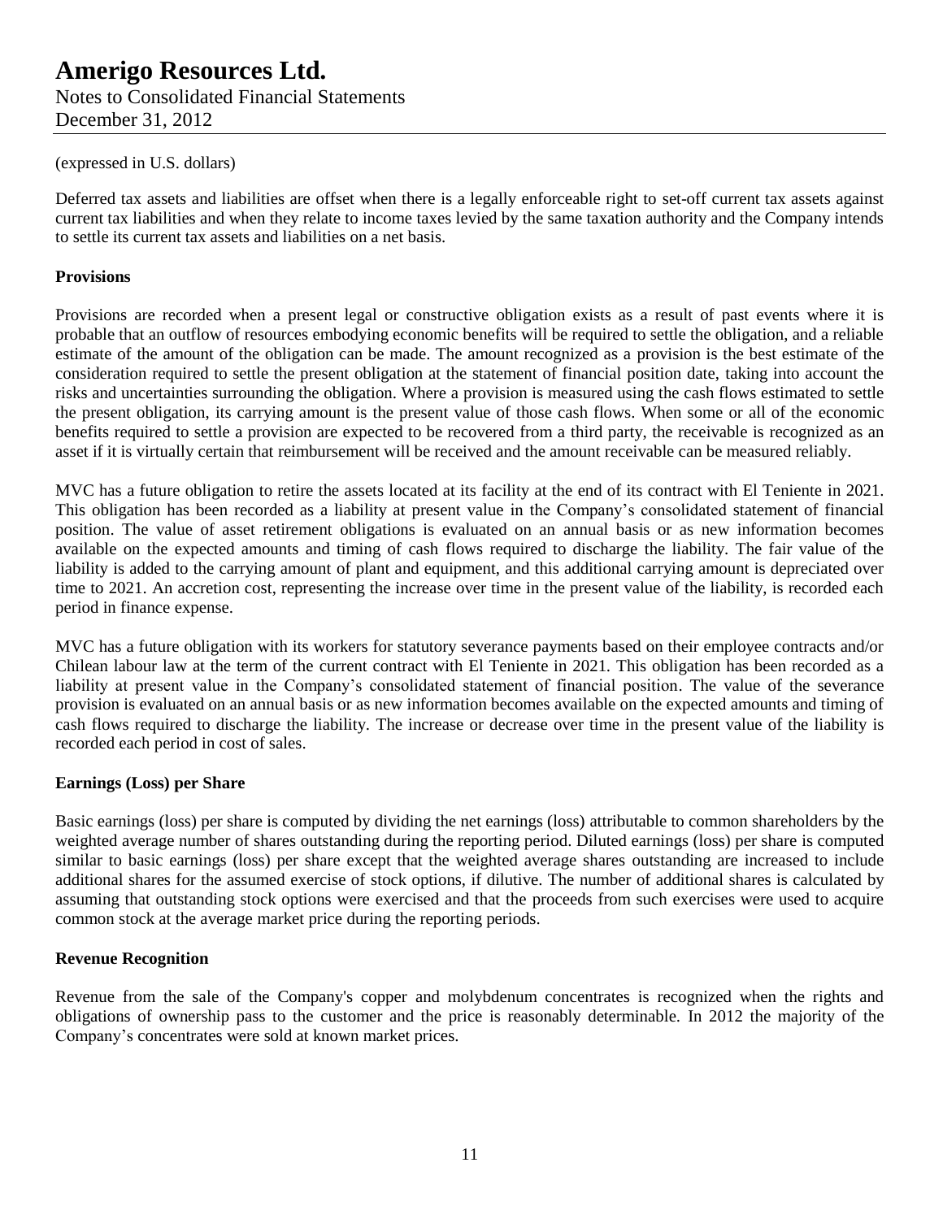(expressed in U.S. dollars)

Deferred tax assets and liabilities are offset when there is a legally enforceable right to set-off current tax assets against current tax liabilities and when they relate to income taxes levied by the same taxation authority and the Company intends to settle its current tax assets and liabilities on a net basis.

**Provisions**

Provisions are recorded when a present legal or constructive obligation exists as a result of past events where it is probable that an outflow of resources embodying economic benefits will be required to settle the obligation, and a reliable estimate of the amount of the obligation can be made. The amount recognized as a provision is the best estimate of the consideration required to settle the present obligation at the statement of financial position date, taking into account the risks and uncertainties surrounding the obligation. Where a provision is measured using the cash flows estimated to settle the present obligation, its carrying amount is the present value of those cash flows. When some or all of the economic benefits required to settle a provision are expected to be recovered from a third party, the receivable is recognized as an asset if it is virtually certain that reimbursement will be received and the amount receivable can be measured reliably.

MVC has a future obligation to retire the assets located at its facility at the end of its contract with El Teniente in 2021. This obligation has been recorded as a liability at present value in the Company's consolidated statement of financial position. The value of asset retirement obligations is evaluated on an annual basis or as new information becomes available on the expected amounts and timing of cash flows required to discharge the liability. The fair value of the liability is added to the carrying amount of plant and equipment, and this additional carrying amount is depreciated over time to 2021. An accretion cost, representing the increase over time in the present value of the liability, is recorded each period in finance expense.

MVC has a future obligation with its workers for statutory severance payments based on their employee contracts and/or Chilean labour law at the term of the current contract with El Teniente in 2021. This obligation has been recorded as a liability at present value in the Company's consolidated statement of financial position. The value of the severance provision is evaluated on an annual basis or as new information becomes available on the expected amounts and timing of cash flows required to discharge the liability. The increase or decrease over time in the present value of the liability is recorded each period in cost of sales.

**Earnings (Loss) per Share**

Basic earnings (loss) per share is computed by dividing the net earnings (loss) attributable to common shareholders by the weighted average number of shares outstanding during the reporting period. Diluted earnings (loss) per share is computed similar to basic earnings (loss) per share except that the weighted average shares outstanding are increased to include additional shares for the assumed exercise of stock options, if dilutive. The number of additional shares is calculated by assuming that outstanding stock options were exercised and that the proceeds from such exercises were used to acquire common stock at the average market price during the reporting periods.

**Revenue Recognition**

Revenue from the sale of the Company's copper and molybdenum concentrates is recognized when the rights and obligations of ownership pass to the customer and the price is reasonably determinable. In 2012 the majority of the Company's concentrates were sold at known market prices.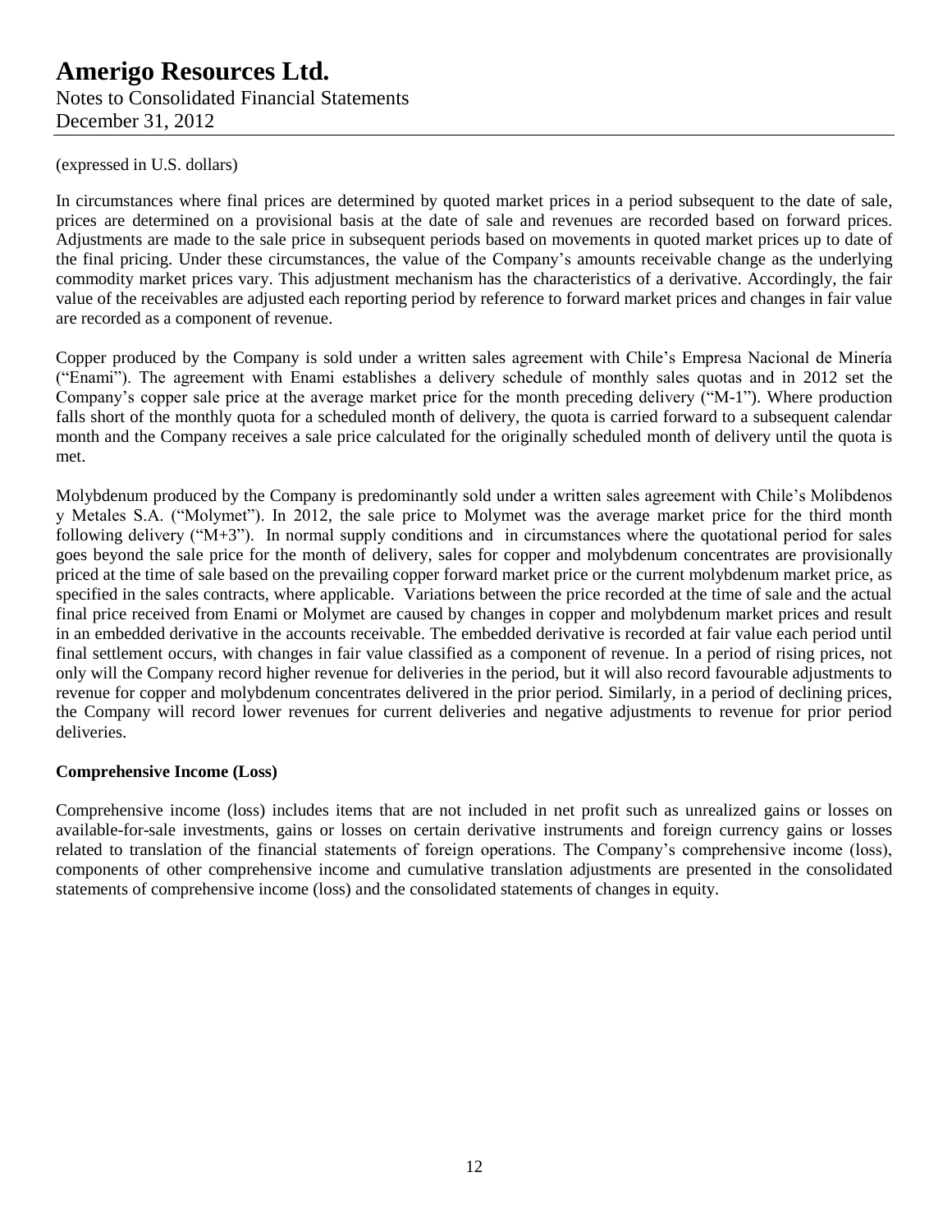(expressed in U.S. dollars)

In circumstances where final prices are determined by quoted market prices in a period subsequent to the date of sale, prices are determined on a provisional basis at the date of sale and revenues are recorded based on forward prices. Adjustments are made to the sale price in subsequent periods based on movements in quoted market prices up to date of the final pricing. Under these circumstances, the value of the Company's amounts receivable change as the underlying commodity market prices vary. This adjustment mechanism has the characteristics of a derivative. Accordingly, the fair value of the receivables are adjusted each reporting period by reference to forward market prices and changes in fair value are recorded as a component of revenue.

Copper produced by the Company is sold under a written sales agreement with Chile's Empresa Nacional de Minería ("Enami"). The agreement with Enami establishes a delivery schedule of monthly sales quotas and in 2012 set the Company's copper sale price at the average market price for the month preceding delivery ("M-1"). Where production falls short of the monthly quota for a scheduled month of delivery, the quota is carried forward to a subsequent calendar month and the Company receives a sale price calculated for the originally scheduled month of delivery until the quota is met.

Molybdenum produced by the Company is predominantly sold under a written sales agreement with Chile's Molibdenos y Metales S.A. ("Molymet"). In 2012, the sale price to Molymet was the average market price for the third month following delivery ("M+3"). In normal supply conditions and in circumstances where the quotational period for sales goes beyond the sale price for the month of delivery, sales for copper and molybdenum concentrates are provisionally priced at the time of sale based on the prevailing copper forward market price or the current molybdenum market price, as specified in the sales contracts, where applicable. Variations between the price recorded at the time of sale and the actual final price received from Enami or Molymet are caused by changes in copper and molybdenum market prices and result in an embedded derivative in the accounts receivable. The embedded derivative is recorded at fair value each period until final settlement occurs, with changes in fair value classified as a component of revenue. In a period of rising prices, not only will the Company record higher revenue for deliveries in the period, but it will also record favourable adjustments to revenue for copper and molybdenum concentrates delivered in the prior period. Similarly, in a period of declining prices, the Company will record lower revenues for current deliveries and negative adjustments to revenue for prior period deliveries.

**Comprehensive Income (Loss)**

Comprehensive income (loss) includes items that are not included in net profit such as unrealized gains or losses on available-for-sale investments, gains or losses on certain derivative instruments and foreign currency gains or losses related to translation of the financial statements of foreign operations. The Company's comprehensive income (loss), components of other comprehensive income and cumulative translation adjustments are presented in the consolidated statements of comprehensive income (loss) and the consolidated statements of changes in equity.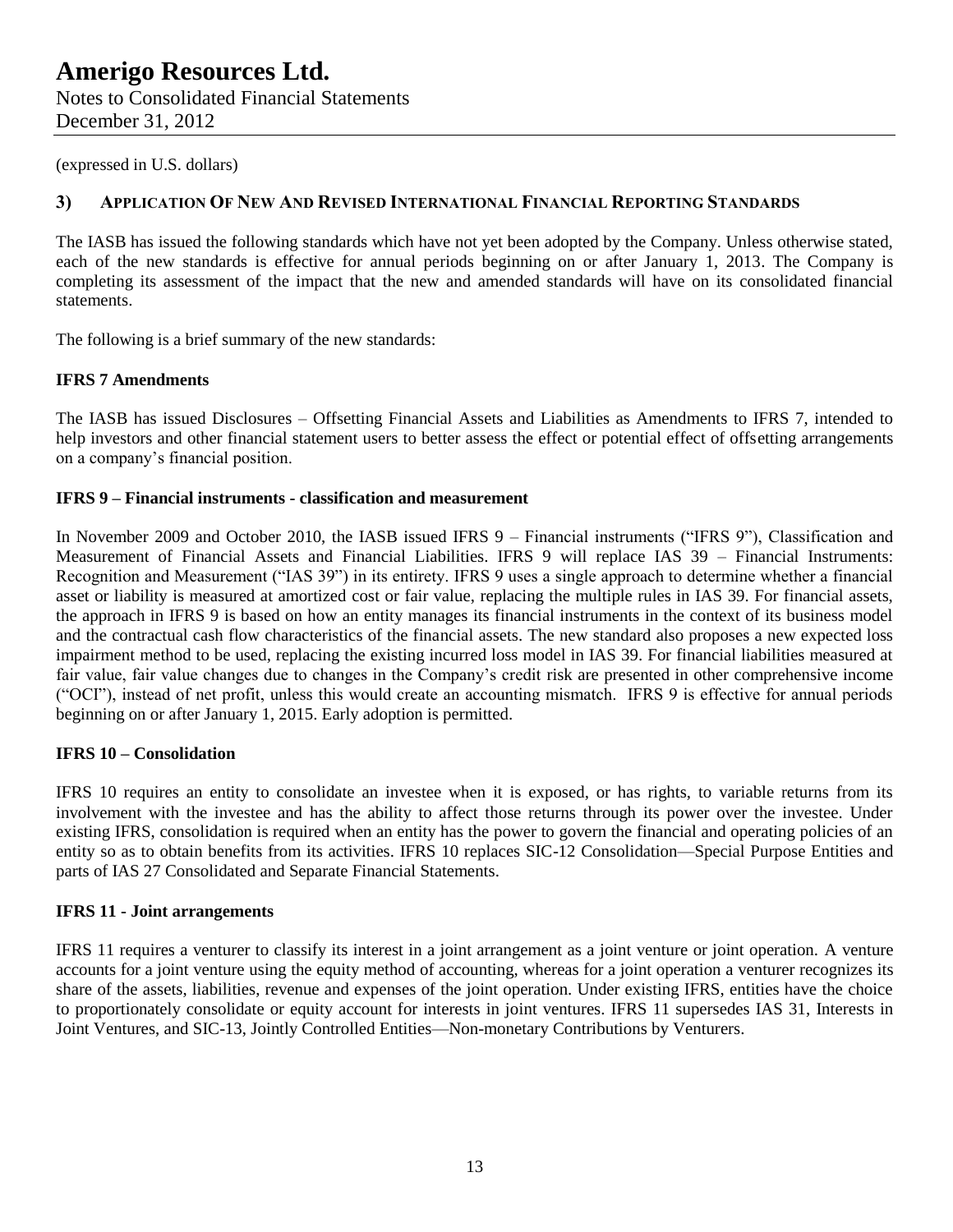(expressed in U.S. dollars)

## 3) APPLICATION OF NEW AND REVISED INTERNATIONAL FINANCIAL REPORTING STANDARDS

The IASB has issued the following standards which have not yet been adopted by the Company. Unless otherwise stated, each of the new standards is effective for annual periods beginning on or after January 1, 2013. The Company is completing its assessment of the impact that the new and amended standards will have on its consolidated financial statements.

The following is a brief summary of the new standards:

**IFRS 7 Amendments**

The IASB has issued Disclosures – Offsetting Financial Assets and Liabilities as Amendments to IFRS 7, intended to help investors and other financial statement users to better assess the effect or potential effect of offsetting arrangements on a company's financial position.

**IFRS 9 – Financial instruments - classification and measurement**

In November 2009 and October 2010, the IASB issued IFRS 9 – Financial instruments ("IFRS 9"), Classification and Measurement of Financial Assets and Financial Liabilities. IFRS 9 will replace IAS 39 – Financial Instruments: Recognition and Measurement ("IAS 39") in its entirety. IFRS 9 uses a single approach to determine whether a financial asset or liability is measured at amortized cost or fair value, replacing the multiple rules in IAS 39. For financial assets, the approach in IFRS 9 is based on how an entity manages its financial instruments in the context of its business model and the contractual cash flow characteristics of the financial assets. The new standard also proposes a new expected loss impairment method to be used, replacing the existing incurred loss model in IAS 39. For financial liabilities measured at fair value, fair value changes due to changes in the Company's credit risk are presented in other comprehensive income ("OCI"), instead of net profit, unless this would create an accounting mismatch. IFRS 9 is effective for annual periods beginning on or after January 1, 2015. Early adoption is permitted.

**IFRS 10 – Consolidation**

IFRS 10 requires an entity to consolidate an investee when it is exposed, or has rights, to variable returns from its involvement with the investee and has the ability to affect those returns through its power over the investee. Under existing IFRS, consolidation is required when an entity has the power to govern the financial and operating policies of an entity so as to obtain benefits from its activities. IFRS 10 replaces SIC-12 Consolidation—Special Purpose Entities and parts of IAS 27 Consolidated and Separate Financial Statements.

**IFRS 11 - Joint arrangements**

IFRS 11 requires a venturer to classify its interest in a joint arrangement as a joint venture or joint operation. A venture accounts for a joint venture using the equity method of accounting, whereas for a joint operation a venturer recognizes its share of the assets, liabilities, revenue and expenses of the joint operation. Under existing IFRS, entities have the choice to proportionately consolidate or equity account for interests in joint ventures. IFRS 11 supersedes IAS 31, Interests in Joint Ventures, and SIC-13, Jointly Controlled Entities—Non-monetary Contributions by Venturers.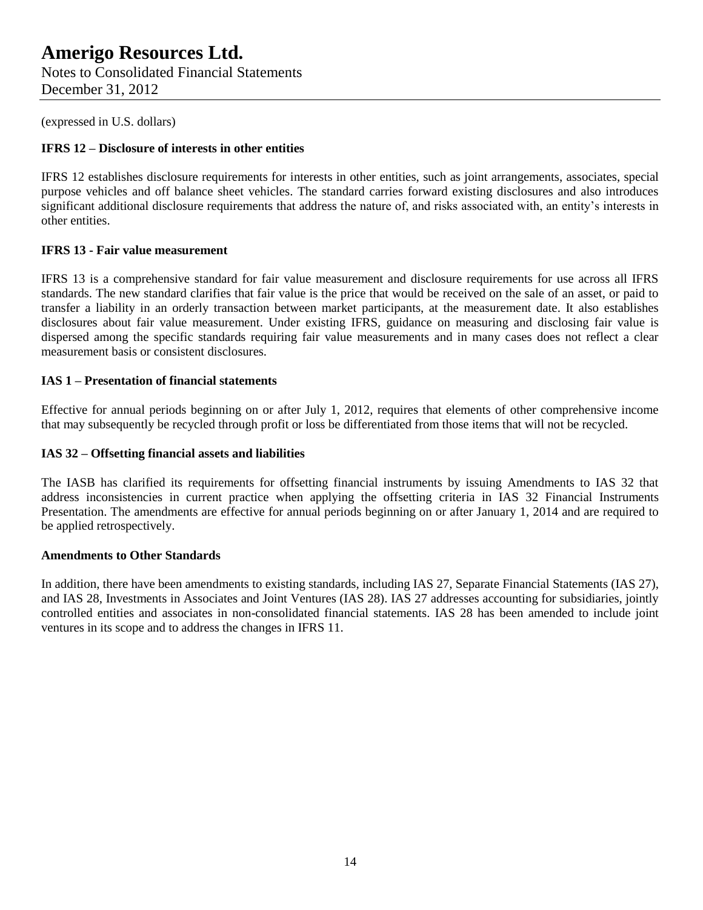(expressed in U.S. dollars)

**IFRS 12 – Disclosure of interests in other entities**

IFRS 12 establishes disclosure requirements for interests in other entities, such as joint arrangements, associates, special purpose vehicles and off balance sheet vehicles. The standard carries forward existing disclosures and also introduces significant additional disclosure requirements that address the nature of, and risks associated with, an entity's interests in other entities.

**IFRS 13 - Fair value measurement**

IFRS 13 is a comprehensive standard for fair value measurement and disclosure requirements for use across all IFRS standards. The new standard clarifies that fair value is the price that would be received on the sale of an asset, or paid to transfer a liability in an orderly transaction between market participants, at the measurement date. It also establishes disclosures about fair value measurement. Under existing IFRS, guidance on measuring and disclosing fair value is dispersed among the specific standards requiring fair value measurements and in many cases does not reflect a clear measurement basis or consistent disclosures.

**IAS 1 – Presentation of financial statements**

Effective for annual periods beginning on or after July 1, 2012, requires that elements of other comprehensive income that may subsequently be recycled through profit or loss be differentiated from those items that will not be recycled.

**IAS 32 – Offsetting financial assets and liabilities**

The IASB has clarified its requirements for offsetting financial instruments by issuing Amendments to IAS 32 that address inconsistencies in current practice when applying the offsetting criteria in IAS 32 Financial Instruments Presentation. The amendments are effective for annual periods beginning on or after January 1, 2014 and are required to be applied retrospectively.

**Amendments to Other Standards**

In addition, there have been amendments to existing standards, including IAS 27, Separate Financial Statements (IAS 27), and IAS 28, Investments in Associates and Joint Ventures (IAS 28). IAS 27 addresses accounting for subsidiaries, jointly controlled entities and associates in non-consolidated financial statements. IAS 28 has been amended to include joint ventures in its scope and to address the changes in IFRS 11.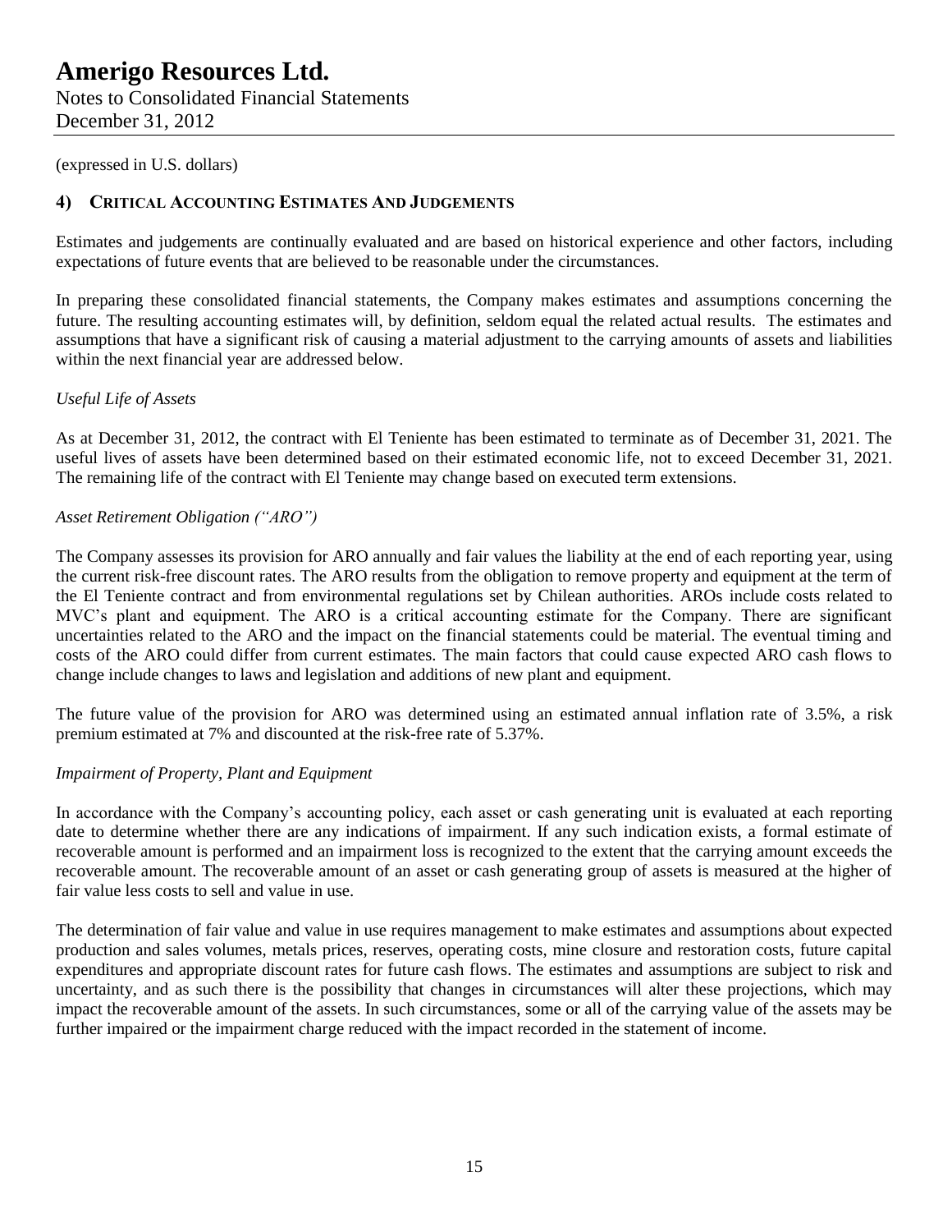(expressed in U.S. dollars)

## 4) CRITICAL ACCOUNTING ESTIMATES AND JUDGEMENTS

Estimates and judgements are continually evaluated and are based on historical experience and other factors, including expectations of future events that are believed to be reasonable under the circumstances.

In preparing these consolidated financial statements, the Company makes estimates and assumptions concerning the future. The resulting accounting estimates will, by definition, seldom equal the related actual results. The estimates and assumptions that have a significant risk of causing a material adjustment to the carrying amounts of assets and liabilities within the next financial year are addressed below.

*Useful Life of Assets*

As at December 31, 2012, the contract with El Teniente has been estimated to terminate as of December 31, 2021. The useful lives of assets have been determined based on their estimated economic life, not to exceed December 31, 2021. The remaining life of the contract with El Teniente may change based on executed term extensions.

*Asset Retirement Obligation ("ARO")*

The Company assesses its provision for ARO annually and fair values the liability at the end of each reporting year, using the current risk-free discount rates. The ARO results from the obligation to remove property and equipment at the term of the El Teniente contract and from environmental regulations set by Chilean authorities. AROs include costs related to MVC's plant and equipment. The ARO is a critical accounting estimate for the Company. There are significant uncertainties related to the ARO and the impact on the financial statements could be material. The eventual timing and costs of the ARO could differ from current estimates. The main factors that could cause expected ARO cash flows to change include changes to laws and legislation and additions of new plant and equipment.

The future value of the provision for ARO was determined using an estimated annual inflation rate of 3.5%, a risk premium estimated at 7% and discounted at the risk-free rate of 5.37%.

*Impairment of Property, Plant and Equipment*

In accordance with the Company's accounting policy, each asset or cash generating unit is evaluated at each reporting date to determine whether there are any indications of impairment. If any such indication exists, a formal estimate of recoverable amount is performed and an impairment loss is recognized to the extent that the carrying amount exceeds the recoverable amount. The recoverable amount of an asset or cash generating group of assets is measured at the higher of fair value less costs to sell and value in use.

The determination of fair value and value in use requires management to make estimates and assumptions about expected production and sales volumes, metals prices, reserves, operating costs, mine closure and restoration costs, future capital expenditures and appropriate discount rates for future cash flows. The estimates and assumptions are subject to risk and uncertainty, and as such there is the possibility that changes in circumstances will alter these projections, which may impact the recoverable amount of the assets. In such circumstances, some or all of the carrying value of the assets may be further impaired or the impairment charge reduced with the impact recorded in the statement of income.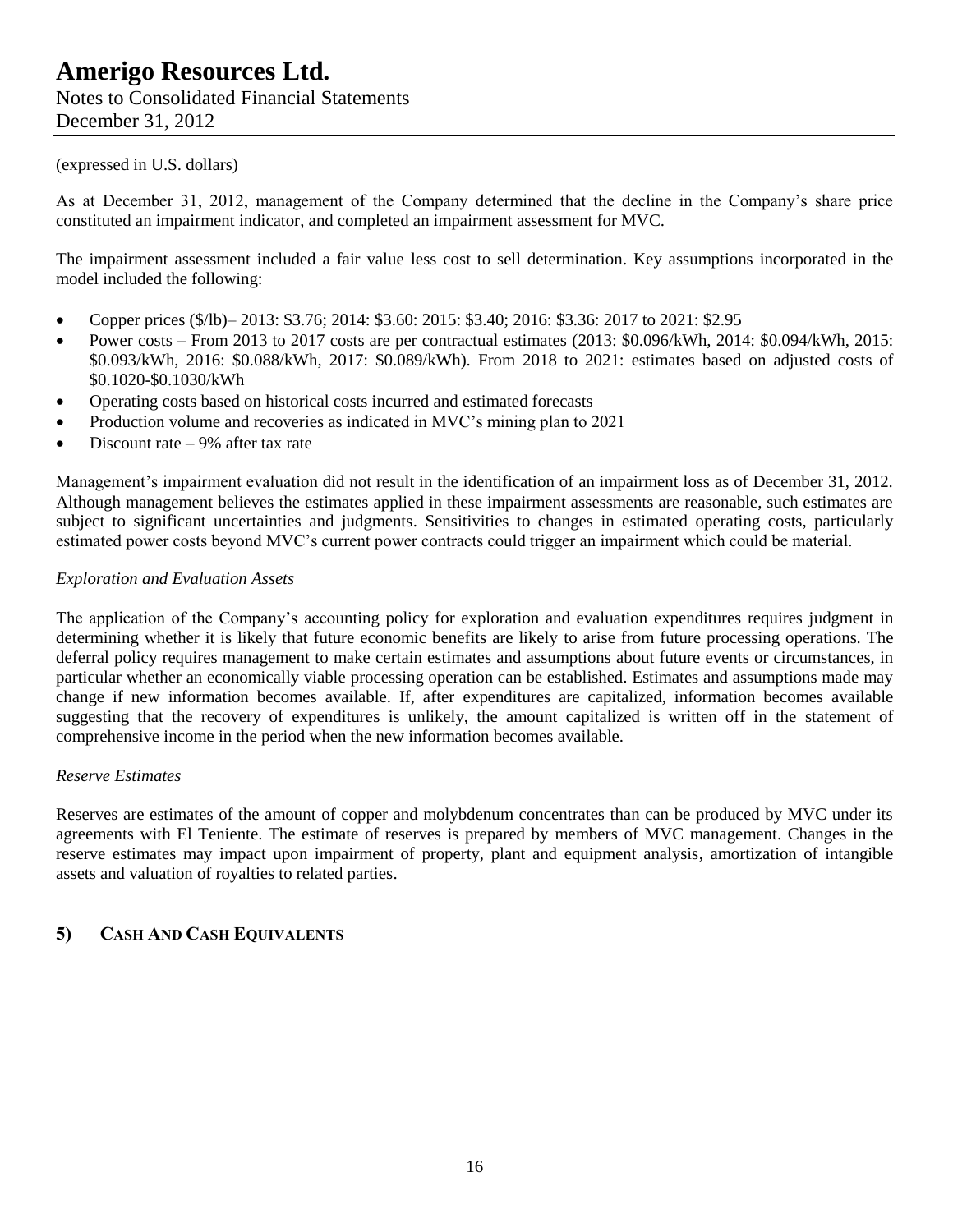(expressed in U.S. dollars)

As at December 31, 2012, management of the Company determined that the decline in the Company's share price constituted an impairment indicator, and completed an impairment assessment for MVC.

The impairment assessment included a fair value less cost to sell determination. Key assumptions incorporated in the model included the following:

- Copper prices ($/lb)– 2013: $3.76; 2014: $3.60: 2015: $3.40; 2016: $3.36: 2017 to 2021: $2.95
- Power costs – From 2013 to 2017 costs are per contractual estimates (2013: $0.096/kWh, 2014: $0.094/kWh, 2015: $0.093/kWh, 2016: $0.088/kWh, 2017: $0.089/kWh). From 2018 to 2021: estimates based on adjusted costs of $0.1020-$0.1030/kWh
- Operating costs based on historical costs incurred and estimated forecasts
- Production volume and recoveries as indicated in MVC's mining plan to 2021
- Discount rate – 9% after tax rate

Management's impairment evaluation did not result in the identification of an impairment loss as of December 31, 2012. Although management believes the estimates applied in these impairment assessments are reasonable, such estimates are subject to significant uncertainties and judgments. Sensitivities to changes in estimated operating costs, particularly estimated power costs beyond MVC's current power contracts could trigger an impairment which could be material.

*Exploration and Evaluation Assets*

The application of the Company's accounting policy for exploration and evaluation expenditures requires judgment in determining whether it is likely that future economic benefits are likely to arise from future processing operations. The deferral policy requires management to make certain estimates and assumptions about future events or circumstances, in particular whether an economically viable processing operation can be established. Estimates and assumptions made may change if new information becomes available. If, after expenditures are capitalized, information becomes available suggesting that the recovery of expenditures is unlikely, the amount capitalized is written off in the statement of comprehensive income in the period when the new information becomes available.

*Reserve Estimates*

Reserves are estimates of the amount of copper and molybdenum concentrates than can be produced by MVC under its agreements with El Teniente. The estimate of reserves is prepared by members of MVC management. Changes in the reserve estimates may impact upon impairment of property, plant and equipment analysis, amortization of intangible assets and valuation of royalties to related parties.

## 5) CASH AND CASH EQUIVALENTS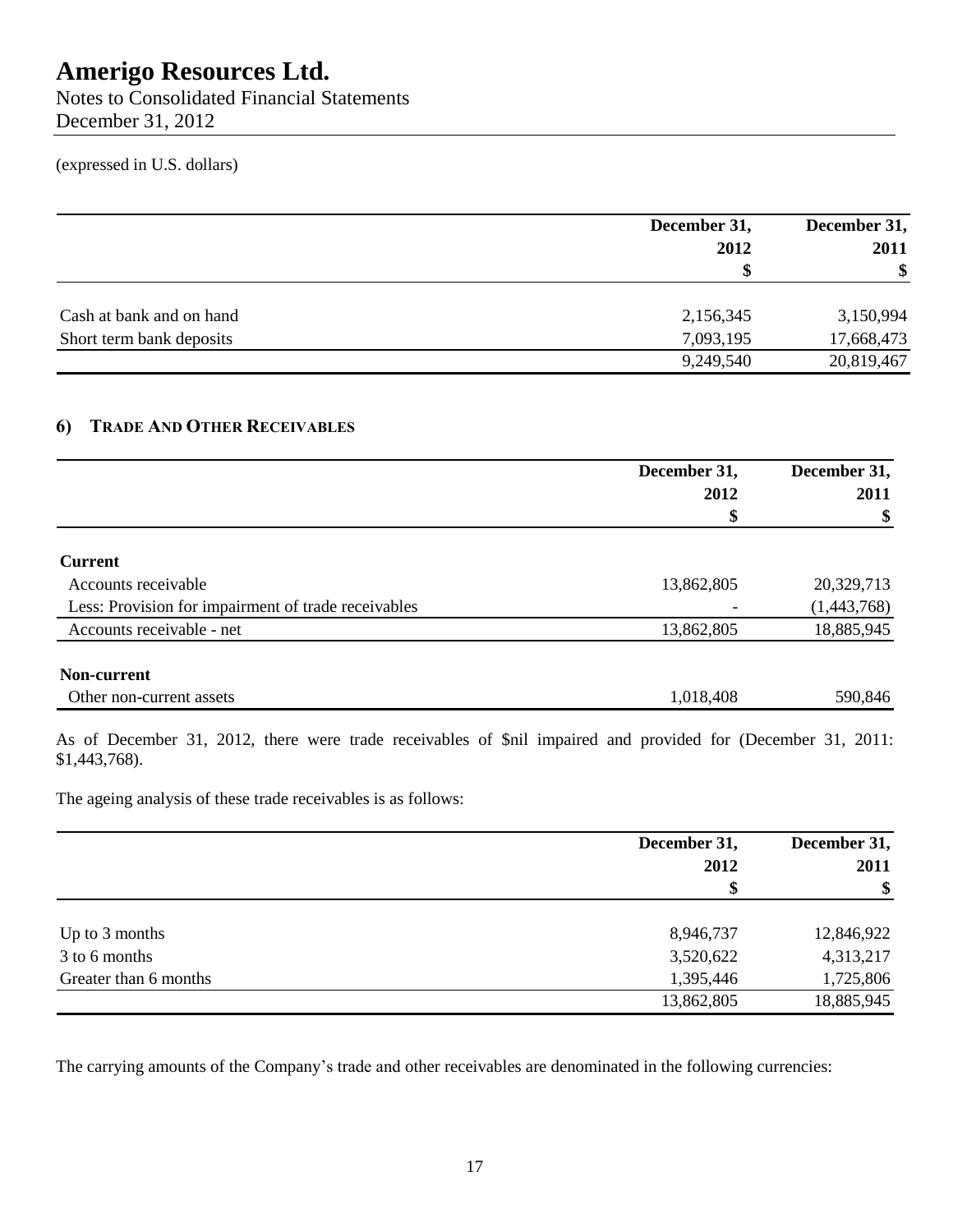# Amerigo Resources Ltd.

Notes to Consolidated Financial Statements
December 31, 2012

(expressed in U.S. dollars)

| | December 31, 2012 $ | December 31, 2011 $ |
|---|---|---|
| Cash at bank and on hand | 2,156,345 | 3,150,994 |
| Short term bank deposits | 7,093,195 | 17,668,473 |
| | 9,249,540 | 20,819,467 |

## 6) Trade And Other Receivables

| | December 31, 2012 $ | December 31, 2011 $ |
|---|---|---|
| **Current** | | |
| Accounts receivable | 13,862,805 | 20,329,713 |
| Less: Provision for impairment of trade receivables | - | (1,443,768) |
| Accounts receivable - net | 13,862,805 | 18,885,945 |
| **Non-current** | | |
| Other non-current assets | 1,018,408 | 590,846 |

As of December 31, 2012, there were trade receivables of $nil impaired and provided for (December 31, 2011: $1,443,768).

The ageing analysis of these trade receivables is as follows:

| | December 31, 2012 $ | December 31, 2011 $ |
|---|---|---|
| Up to 3 months | 8,946,737 | 12,846,922 |
| 3 to 6 months | 3,520,622 | 4,313,217 |
| Greater than 6 months | 1,395,446 | 1,725,806 |
| | 13,862,805 | 18,885,945 |

The carrying amounts of the Company's trade and other receivables are denominated in the following currencies: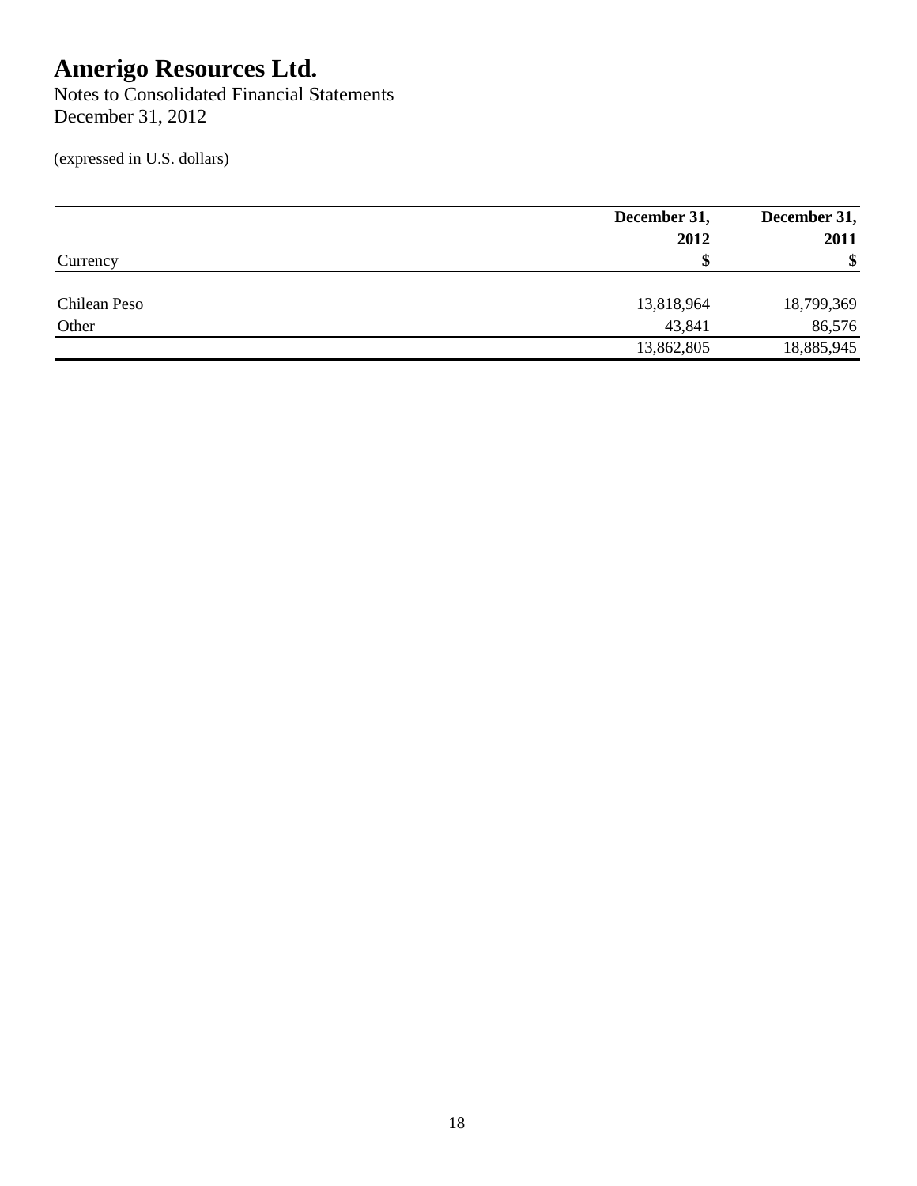# Amerigo Resources Ltd.

Notes to Consolidated Financial Statements
December 31, 2012

(expressed in U.S. dollars)

| Currency | December 31, 2012 $ | December 31, 2011 $ |
|---|---|---|
| Chilean Peso | 13,818,964 | 18,799,369 |
| Other | 43,841 | 86,576 |
| | 13,862,805 | 18,885,945 |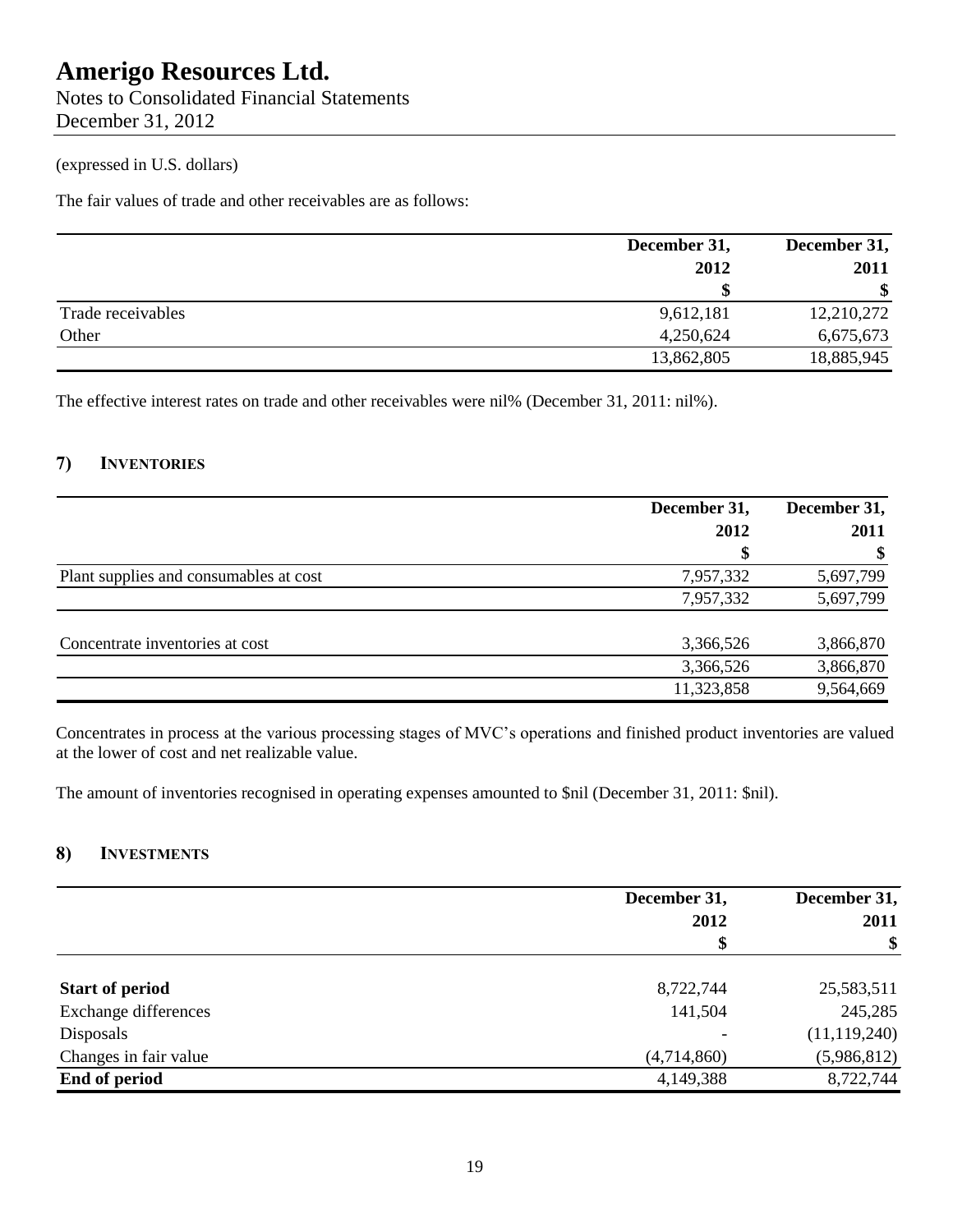(expressed in U.S. dollars)

The fair values of trade and other receivables are as follows:

| | December 31, 2012 | December 31, 2011 |
|---|---|---|
| | $ | $ |
| Trade receivables | 9,612,181 | 12,210,272 |
| Other | 4,250,624 | 6,675,673 |
| | 13,862,805 | 18,885,945 |

The effective interest rates on trade and other receivables were nil% (December 31, 2011: nil%).

## 7) Inventories

| | December 31, 2012 | December 31, 2011 |
|---|---|---|
| | $ | $ |
| Plant supplies and consumables at cost | 7,957,332 | 5,697,799 |
| | 7,957,332 | 5,697,799 |
| Concentrate inventories at cost | 3,366,526 | 3,866,870 |
| | 3,366,526 | 3,866,870 |
| | 11,323,858 | 9,564,669 |

Concentrates in process at the various processing stages of MVC's operations and finished product inventories are valued at the lower of cost and net realizable value.

The amount of inventories recognised in operating expenses amounted to $nil (December 31, 2011: $nil).

## 8) Investments

| | December 31, 2012 | December 31, 2011 |
|---|---|---|
| | $ | $ |
| **Start of period** | 8,722,744 | 25,583,511 |
| Exchange differences | 141,504 | 245,285 |
| Disposals | - | (11,119,240) |
| Changes in fair value | (4,714,860) | (5,986,812) |
| **End of period** | 4,149,388 | 8,722,744 |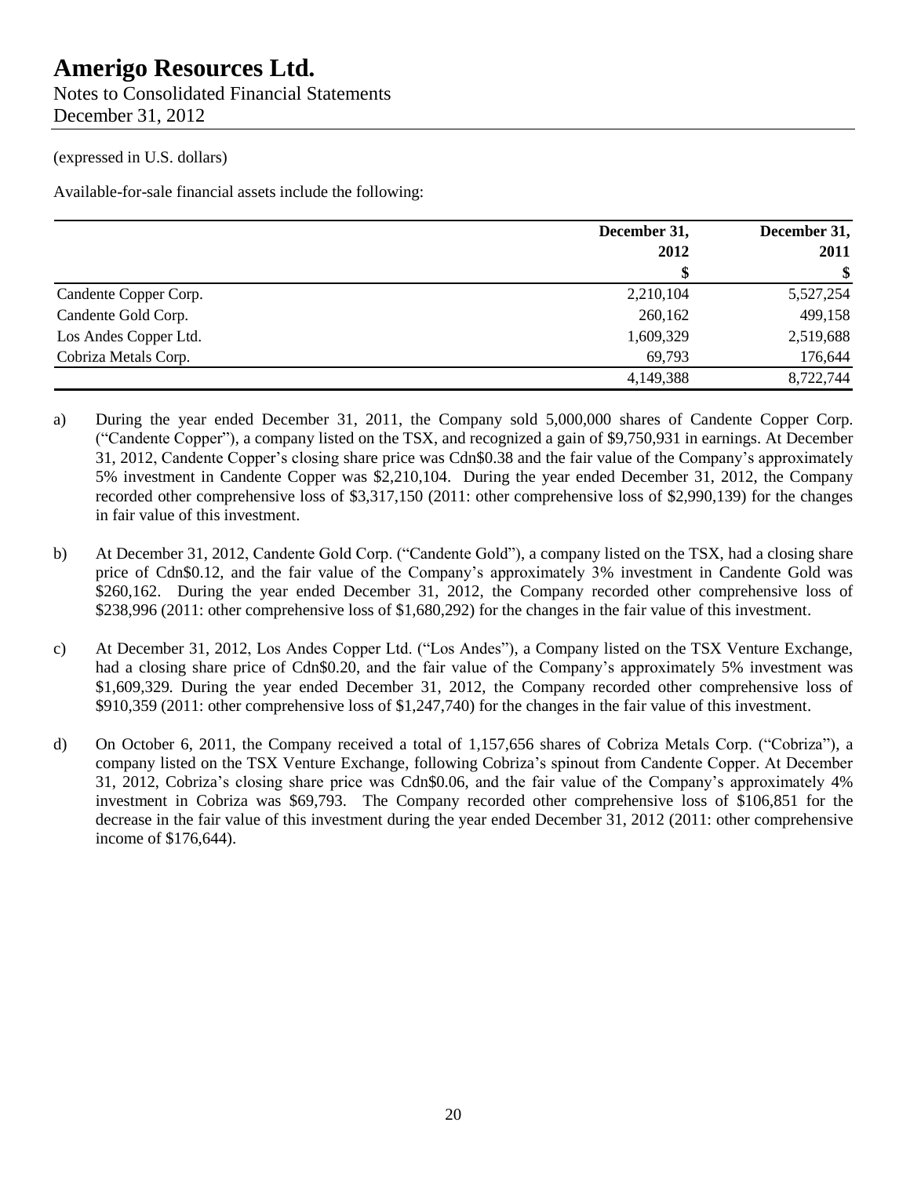(expressed in U.S. dollars)

Available-for-sale financial assets include the following:

| | December 31, 2012 | December 31, 2011 |
|---|---|---|
| | $ | $ |
| Candente Copper Corp. | 2,210,104 | 5,527,254 |
| Candente Gold Corp. | 260,162 | 499,158 |
| Los Andes Copper Ltd. | 1,609,329 | 2,519,688 |
| Cobriza Metals Corp. | 69,793 | 176,644 |
| | 4,149,388 | 8,722,744 |

a) During the year ended December 31, 2011, the Company sold 5,000,000 shares of Candente Copper Corp. ("Candente Copper"), a company listed on the TSX, and recognized a gain of $9,750,931 in earnings. At December 31, 2012, Candente Copper's closing share price was Cdn$0.38 and the fair value of the Company's approximately 5% investment in Candente Copper was $2,210,104. During the year ended December 31, 2012, the Company recorded other comprehensive loss of $3,317,150 (2011: other comprehensive loss of $2,990,139) for the changes in fair value of this investment.

b) At December 31, 2012, Candente Gold Corp. ("Candente Gold"), a company listed on the TSX, had a closing share price of Cdn$0.12, and the fair value of the Company's approximately 3% investment in Candente Gold was $260,162. During the year ended December 31, 2012, the Company recorded other comprehensive loss of $238,996 (2011: other comprehensive loss of $1,680,292) for the changes in the fair value of this investment.

c) At December 31, 2012, Los Andes Copper Ltd. ("Los Andes"), a Company listed on the TSX Venture Exchange, had a closing share price of Cdn$0.20, and the fair value of the Company's approximately 5% investment was $1,609,329. During the year ended December 31, 2012, the Company recorded other comprehensive loss of $910,359 (2011: other comprehensive loss of $1,247,740) for the changes in the fair value of this investment.

d) On October 6, 2011, the Company received a total of 1,157,656 shares of Cobriza Metals Corp. ("Cobriza"), a company listed on the TSX Venture Exchange, following Cobriza's spinout from Candente Copper. At December 31, 2012, Cobriza's closing share price was Cdn$0.06, and the fair value of the Company's approximately 4% investment in Cobriza was $69,793. The Company recorded other comprehensive loss of $106,851 for the decrease in the fair value of this investment during the year ended December 31, 2012 (2011: other comprehensive income of $176,644).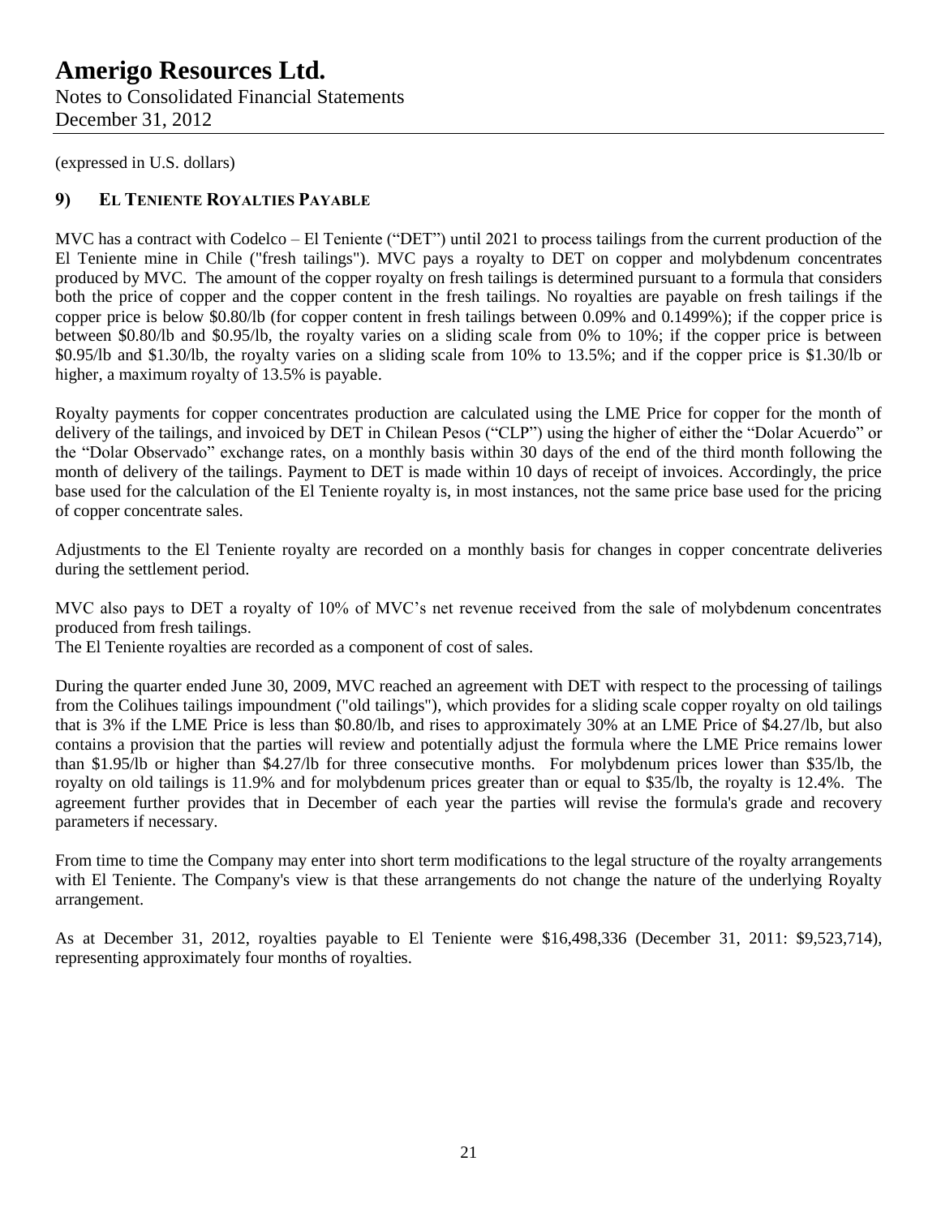(expressed in U.S. dollars)

## 9) El Teniente Royalties Payable

MVC has a contract with Codelco – El Teniente ("DET") until 2021 to process tailings from the current production of the El Teniente mine in Chile ("fresh tailings"). MVC pays a royalty to DET on copper and molybdenum concentrates produced by MVC. The amount of the copper royalty on fresh tailings is determined pursuant to a formula that considers both the price of copper and the copper content in the fresh tailings. No royalties are payable on fresh tailings if the copper price is below \$0.80/lb (for copper content in fresh tailings between 0.09% and 0.1499%); if the copper price is between \$0.80/lb and \$0.95/lb, the royalty varies on a sliding scale from 0% to 10%; if the copper price is between \$0.95/lb and \$1.30/lb, the royalty varies on a sliding scale from 10% to 13.5%; and if the copper price is \$1.30/lb or higher, a maximum royalty of 13.5% is payable.

Royalty payments for copper concentrates production are calculated using the LME Price for copper for the month of delivery of the tailings, and invoiced by DET in Chilean Pesos ("CLP") using the higher of either the "Dolar Acuerdo" or the "Dolar Observado" exchange rates, on a monthly basis within 30 days of the end of the third month following the month of delivery of the tailings. Payment to DET is made within 10 days of receipt of invoices. Accordingly, the price base used for the calculation of the El Teniente royalty is, in most instances, not the same price base used for the pricing of copper concentrate sales.

Adjustments to the El Teniente royalty are recorded on a monthly basis for changes in copper concentrate deliveries during the settlement period.

MVC also pays to DET a royalty of 10% of MVC's net revenue received from the sale of molybdenum concentrates produced from fresh tailings.

The El Teniente royalties are recorded as a component of cost of sales.

During the quarter ended June 30, 2009, MVC reached an agreement with DET with respect to the processing of tailings from the Colihues tailings impoundment ("old tailings"), which provides for a sliding scale copper royalty on old tailings that is 3% if the LME Price is less than \$0.80/lb, and rises to approximately 30% at an LME Price of \$4.27/lb, but also contains a provision that the parties will review and potentially adjust the formula where the LME Price remains lower than \$1.95/lb or higher than \$4.27/lb for three consecutive months. For molybdenum prices lower than \$35/lb, the royalty on old tailings is 11.9% and for molybdenum prices greater than or equal to \$35/lb, the royalty is 12.4%. The agreement further provides that in December of each year the parties will revise the formula's grade and recovery parameters if necessary.

From time to time the Company may enter into short term modifications to the legal structure of the royalty arrangements with El Teniente. The Company's view is that these arrangements do not change the nature of the underlying Royalty arrangement.

As at December 31, 2012, royalties payable to El Teniente were \$16,498,336 (December 31, 2011: \$9,523,714), representing approximately four months of royalties.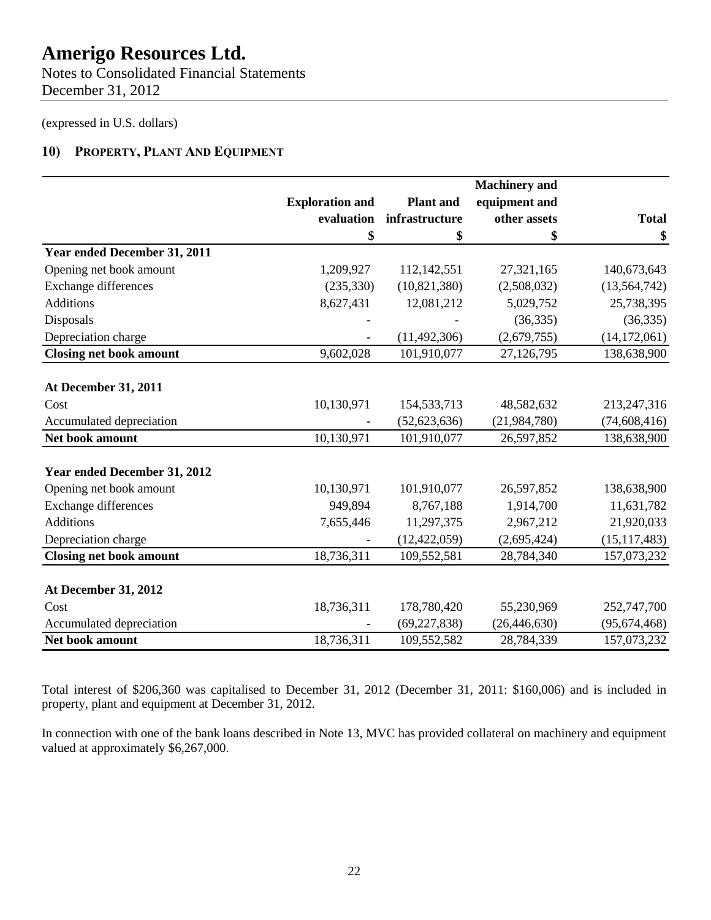# Amerigo Resources Ltd.

Notes to Consolidated Financial Statements
December 31, 2012

(expressed in U.S. dollars)

## 10) Property, Plant and Equipment

| | Exploration and evaluation | Plant and infrastructure | Machinery and equipment and other assets | Total |
|---|---|---|---|---|
| | $ | $ | $ | $ |
| **Year ended December 31, 2011** | | | | |
| Opening net book amount | 1,209,927 | 112,142,551 | 27,321,165 | 140,673,643 |
| Exchange differences | (235,330) | (10,821,380) | (2,508,032) | (13,564,742) |
| Additions | 8,627,431 | 12,081,212 | 5,029,752 | 25,738,395 |
| Disposals | - | - | (36,335) | (36,335) |
| Depreciation charge | - | (11,492,306) | (2,679,755) | (14,172,061) |
| **Closing net book amount** | 9,602,028 | 101,910,077 | 27,126,795 | 138,638,900 |
| | | | | |
| **At December 31, 2011** | | | | |
| Cost | 10,130,971 | 154,533,713 | 48,582,632 | 213,247,316 |
| Accumulated depreciation | - | (52,623,636) | (21,984,780) | (74,608,416) |
| **Net book amount** | 10,130,971 | 101,910,077 | 26,597,852 | 138,638,900 |
| | | | | |
| **Year ended December 31, 2012** | | | | |
| Opening net book amount | 10,130,971 | 101,910,077 | 26,597,852 | 138,638,900 |
| Exchange differences | 949,894 | 8,767,188 | 1,914,700 | 11,631,782 |
| Additions | 7,655,446 | 11,297,375 | 2,967,212 | 21,920,033 |
| Depreciation charge | - | (12,422,059) | (2,695,424) | (15,117,483) |
| **Closing net book amount** | 18,736,311 | 109,552,581 | 28,784,340 | 157,073,232 |
| | | | | |
| **At December 31, 2012** | | | | |
| Cost | 18,736,311 | 178,780,420 | 55,230,969 | 252,747,700 |
| Accumulated depreciation | - | (69,227,838) | (26,446,630) | (95,674,468) |
| **Net book amount** | 18,736,311 | 109,552,582 | 28,784,339 | 157,073,232 |

Total interest of $206,360 was capitalised to December 31, 2012 (December 31, 2011: $160,006) and is included in property, plant and equipment at December 31, 2012.

In connection with one of the bank loans described in Note 13, MVC has provided collateral on machinery and equipment valued at approximately $6,267,000.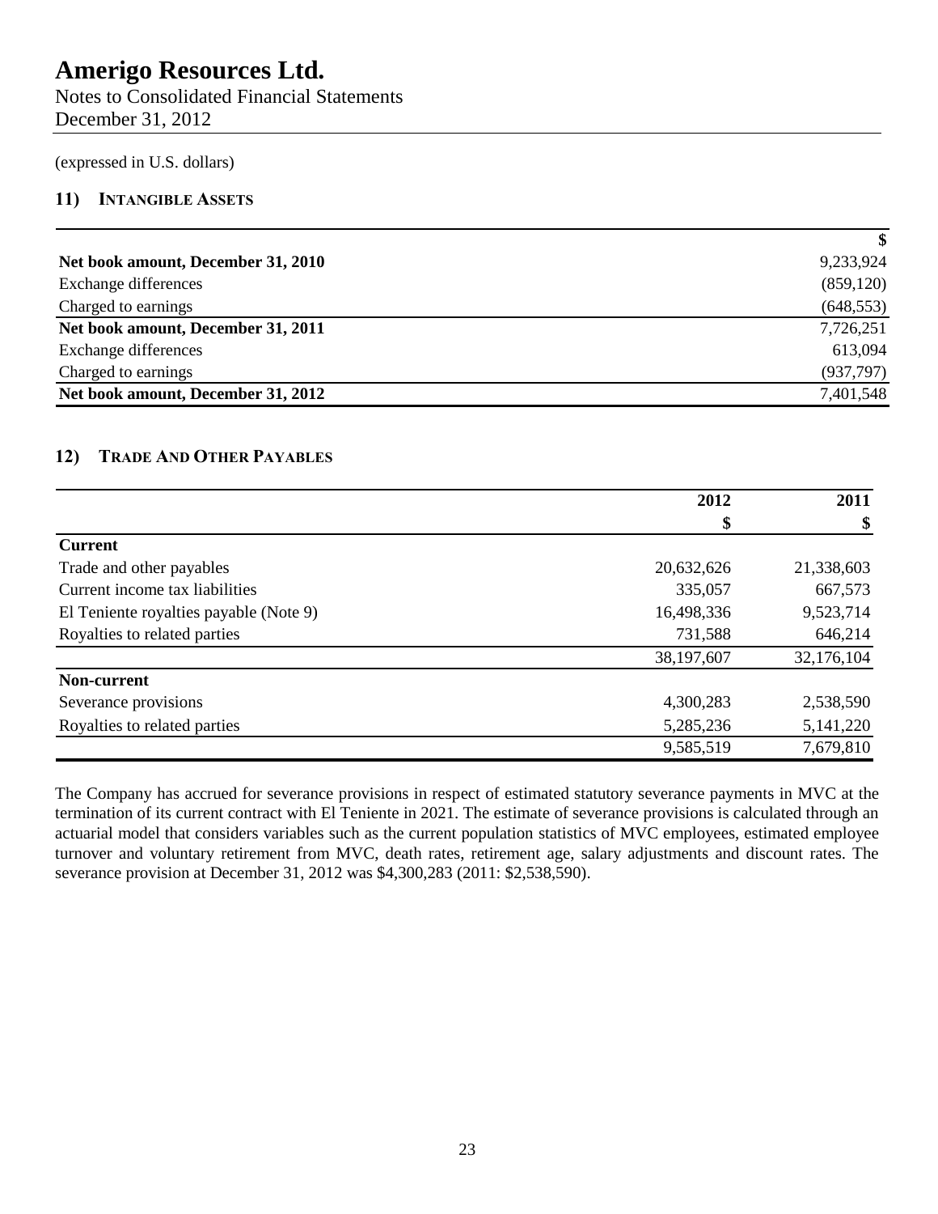# Amerigo Resources Ltd.

Notes to Consolidated Financial Statements
December 31, 2012

(expressed in U.S. dollars)

## 11) INTANGIBLE ASSETS

| | $ |
|---|---:|
| **Net book amount, December 31, 2010** | 9,233,924 |
| Exchange differences | (859,120) |
| Charged to earnings | (648,553) |
| **Net book amount, December 31, 2011** | 7,726,251 |
| Exchange differences | 613,094 |
| Charged to earnings | (937,797) |
| **Net book amount, December 31, 2012** | 7,401,548 |

## 12) TRADE AND OTHER PAYABLES

| | 2012 | 2011 |
|---|---:|---:|
| | $ | $ |
| **Current** | | |
| Trade and other payables | 20,632,626 | 21,338,603 |
| Current income tax liabilities | 335,057 | 667,573 |
| El Teniente royalties payable (Note 9) | 16,498,336 | 9,523,714 |
| Royalties to related parties | 731,588 | 646,214 |
| | 38,197,607 | 32,176,104 |
| **Non-current** | | |
| Severance provisions | 4,300,283 | 2,538,590 |
| Royalties to related parties | 5,285,236 | 5,141,220 |
| | 9,585,519 | 7,679,810 |

The Company has accrued for severance provisions in respect of estimated statutory severance payments in MVC at the termination of its current contract with El Teniente in 2021. The estimate of severance provisions is calculated through an actuarial model that considers variables such as the current population statistics of MVC employees, estimated employee turnover and voluntary retirement from MVC, death rates, retirement age, salary adjustments and discount rates. The severance provision at December 31, 2012 was $4,300,283 (2011: $2,538,590).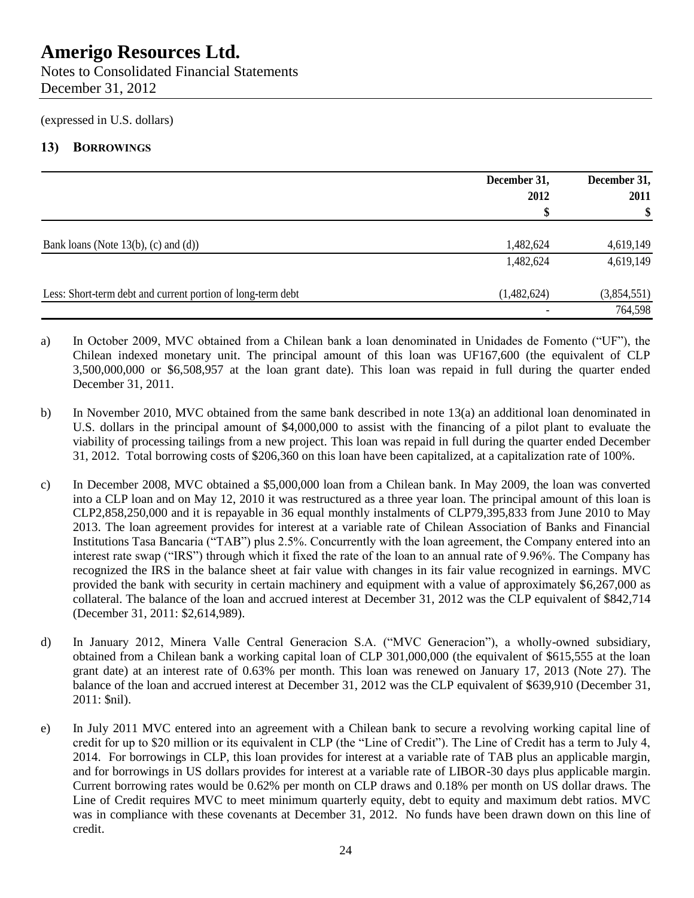# Amerigo Resources Ltd.

Notes to Consolidated Financial Statements
December 31, 2012

(expressed in U.S. dollars)

## 13) Borrowings

| | December 31, 2012 $ | December 31, 2011 $ |
|---|---|---|
| Bank loans (Note 13(b), (c) and (d)) | 1,482,624 | 4,619,149 |
| | 1,482,624 | 4,619,149 |
| Less: Short-term debt and current portion of long-term debt | (1,482,624) | (3,854,551) |
| | - | 764,598 |

a) In October 2009, MVC obtained from a Chilean bank a loan denominated in Unidades de Fomento ("UF"), the Chilean indexed monetary unit. The principal amount of this loan was UF167,600 (the equivalent of CLP 3,500,000,000 or $6,508,957 at the loan grant date). This loan was repaid in full during the quarter ended December 31, 2011.

b) In November 2010, MVC obtained from the same bank described in note 13(a) an additional loan denominated in U.S. dollars in the principal amount of $4,000,000 to assist with the financing of a pilot plant to evaluate the viability of processing tailings from a new project. This loan was repaid in full during the quarter ended December 31, 2012. Total borrowing costs of $206,360 on this loan have been capitalized, at a capitalization rate of 100%.

c) In December 2008, MVC obtained a $5,000,000 loan from a Chilean bank. In May 2009, the loan was converted into a CLP loan and on May 12, 2010 it was restructured as a three year loan. The principal amount of this loan is CLP2,858,250,000 and it is repayable in 36 equal monthly instalments of CLP79,395,833 from June 2010 to May 2013. The loan agreement provides for interest at a variable rate of Chilean Association of Banks and Financial Institutions Tasa Bancaria ("TAB") plus 2.5%. Concurrently with the loan agreement, the Company entered into an interest rate swap ("IRS") through which it fixed the rate of the loan to an annual rate of 9.96%. The Company has recognized the IRS in the balance sheet at fair value with changes in its fair value recognized in earnings. MVC provided the bank with security in certain machinery and equipment with a value of approximately $6,267,000 as collateral. The balance of the loan and accrued interest at December 31, 2012 was the CLP equivalent of $842,714 (December 31, 2011: $2,614,989).

d) In January 2012, Minera Valle Central Generacion S.A. ("MVC Generacion"), a wholly-owned subsidiary, obtained from a Chilean bank a working capital loan of CLP 301,000,000 (the equivalent of $615,555 at the loan grant date) at an interest rate of 0.63% per month. This loan was renewed on January 17, 2013 (Note 27). The balance of the loan and accrued interest at December 31, 2012 was the CLP equivalent of $639,910 (December 31, 2011: $nil).

e) In July 2011 MVC entered into an agreement with a Chilean bank to secure a revolving working capital line of credit for up to $20 million or its equivalent in CLP (the "Line of Credit"). The Line of Credit has a term to July 4, 2014. For borrowings in CLP, this loan provides for interest at a variable rate of TAB plus an applicable margin, and for borrowings in US dollars provides for interest at a variable rate of LIBOR-30 days plus applicable margin. Current borrowing rates would be 0.62% per month on CLP draws and 0.18% per month on US dollar draws. The Line of Credit requires MVC to meet minimum quarterly equity, debt to equity and maximum debt ratios. MVC was in compliance with these covenants at December 31, 2012. No funds have been drawn down on this line of credit.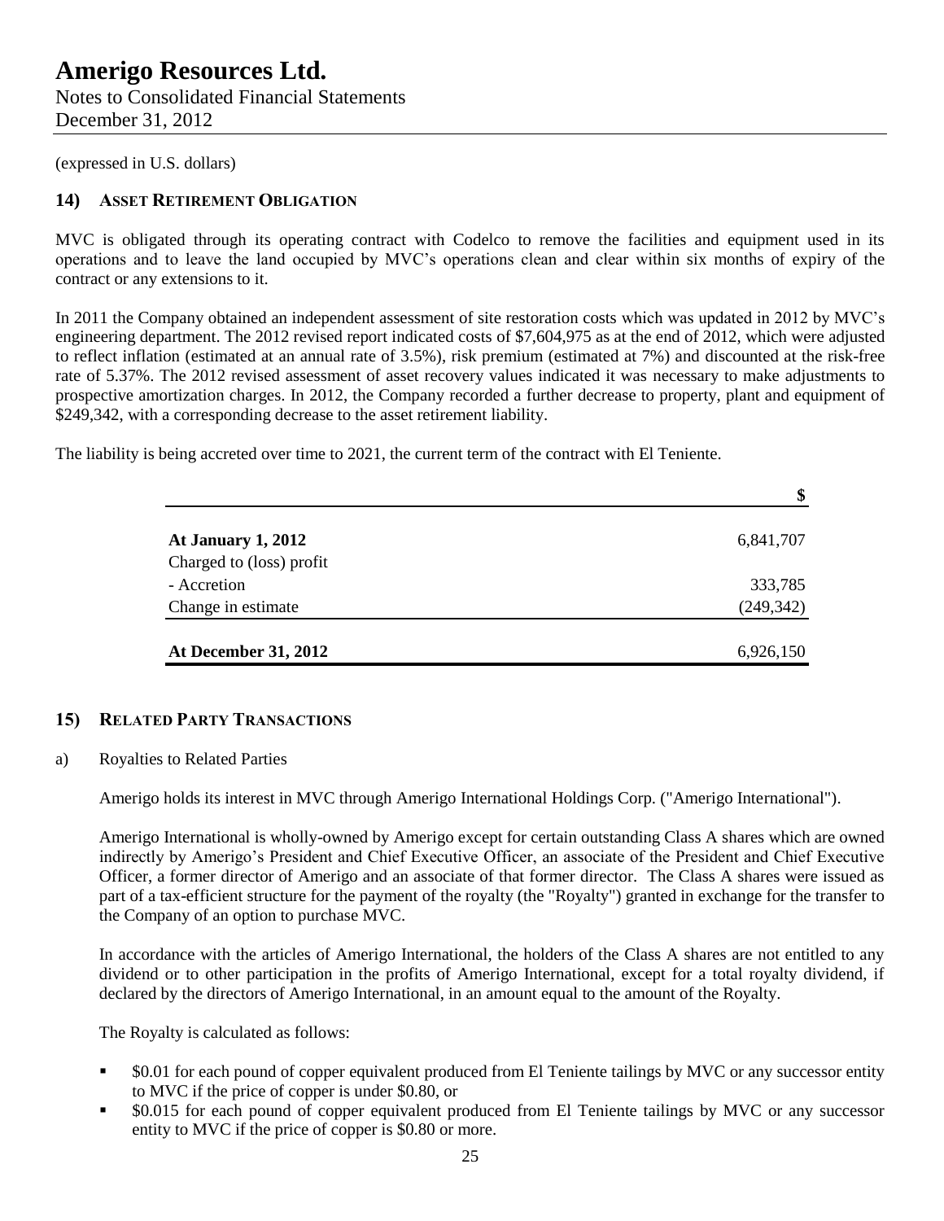(expressed in U.S. dollars)

## 14) ASSET RETIREMENT OBLIGATION

MVC is obligated through its operating contract with Codelco to remove the facilities and equipment used in its operations and to leave the land occupied by MVC's operations clean and clear within six months of expiry of the contract or any extensions to it.

In 2011 the Company obtained an independent assessment of site restoration costs which was updated in 2012 by MVC's engineering department. The 2012 revised report indicated costs of $7,604,975 as at the end of 2012, which were adjusted to reflect inflation (estimated at an annual rate of 3.5%), risk premium (estimated at 7%) and discounted at the risk-free rate of 5.37%. The 2012 revised assessment of asset recovery values indicated it was necessary to make adjustments to prospective amortization charges. In 2012, the Company recorded a further decrease to property, plant and equipment of $249,342, with a corresponding decrease to the asset retirement liability.

The liability is being accreted over time to 2021, the current term of the contract with El Teniente.

| | $ |
|---|---|
| **At January 1, 2012** | 6,841,707 |
| Charged to (loss) profit | |
| - Accretion | 333,785 |
| Change in estimate | (249,342) |
| **At December 31, 2012** | 6,926,150 |

## 15) RELATED PARTY TRANSACTIONS

a) Royalties to Related Parties

Amerigo holds its interest in MVC through Amerigo International Holdings Corp. ("Amerigo International").

Amerigo International is wholly-owned by Amerigo except for certain outstanding Class A shares which are owned indirectly by Amerigo's President and Chief Executive Officer, an associate of the President and Chief Executive Officer, a former director of Amerigo and an associate of that former director. The Class A shares were issued as part of a tax-efficient structure for the payment of the royalty (the "Royalty") granted in exchange for the transfer to the Company of an option to purchase MVC.

In accordance with the articles of Amerigo International, the holders of the Class A shares are not entitled to any dividend or to other participation in the profits of Amerigo International, except for a total royalty dividend, if declared by the directors of Amerigo International, in an amount equal to the amount of the Royalty.

The Royalty is calculated as follows:

- $0.01 for each pound of copper equivalent produced from El Teniente tailings by MVC or any successor entity to MVC if the price of copper is under $0.80, or
- $0.015 for each pound of copper equivalent produced from El Teniente tailings by MVC or any successor entity to MVC if the price of copper is $0.80 or more.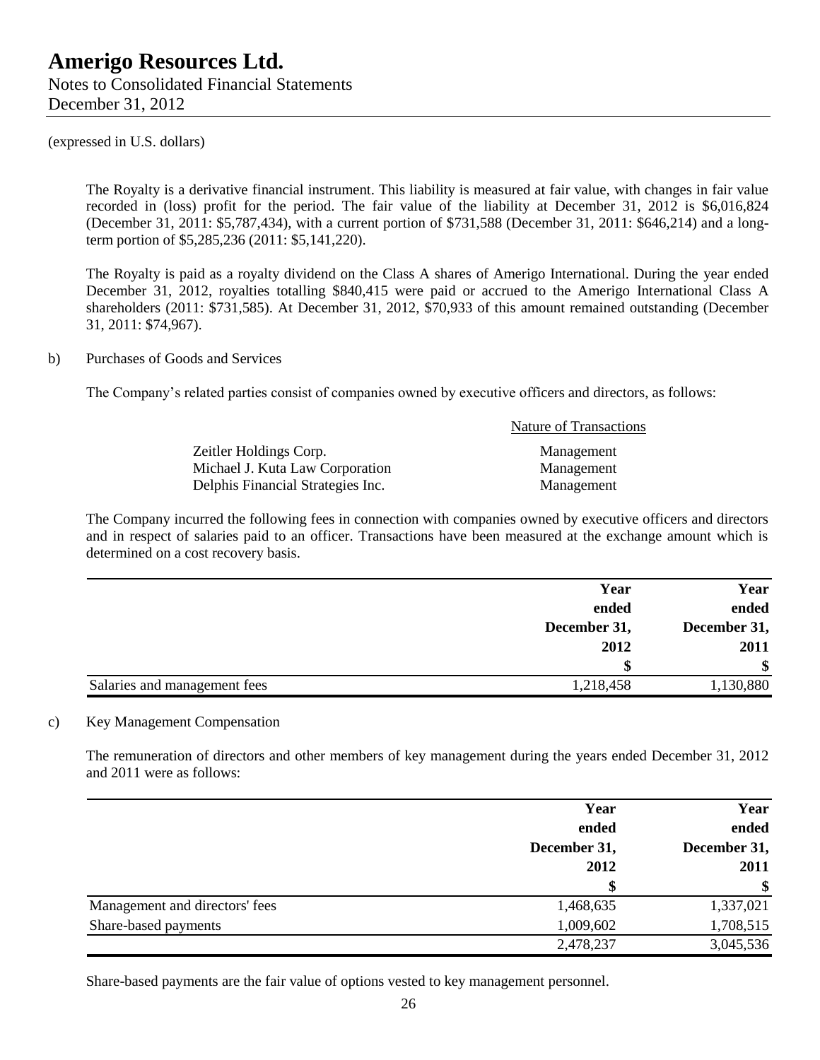(expressed in U.S. dollars)

The Royalty is a derivative financial instrument. This liability is measured at fair value, with changes in fair value recorded in (loss) profit for the period. The fair value of the liability at December 31, 2012 is $6,016,824 (December 31, 2011: $5,787,434), with a current portion of $731,588 (December 31, 2011: $646,214) and a long-term portion of $5,285,236 (2011: $5,141,220).

The Royalty is paid as a royalty dividend on the Class A shares of Amerigo International. During the year ended December 31, 2012, royalties totalling $840,415 were paid or accrued to the Amerigo International Class A shareholders (2011: $731,585). At December 31, 2012, $70,933 of this amount remained outstanding (December 31, 2011: $74,967).

b) Purchases of Goods and Services

The Company's related parties consist of companies owned by executive officers and directors, as follows:

| | Nature of Transactions |
|---|---|
| Zeitler Holdings Corp. | Management |
| Michael J. Kuta Law Corporation | Management |
| Delphis Financial Strategies Inc. | Management |

The Company incurred the following fees in connection with companies owned by executive officers and directors and in respect of salaries paid to an officer. Transactions have been measured at the exchange amount which is determined on a cost recovery basis.

| | Year ended December 31, 2012 $ | Year ended December 31, 2011 $ |
|---|---|---|
| Salaries and management fees | 1,218,458 | 1,130,880 |

c) Key Management Compensation

The remuneration of directors and other members of key management during the years ended December 31, 2012 and 2011 were as follows:

| | Year ended December 31, 2012 $ | Year ended December 31, 2011 $ |
|---|---|---|
| Management and directors' fees | 1,468,635 | 1,337,021 |
| Share-based payments | 1,009,602 | 1,708,515 |
| | 2,478,237 | 3,045,536 |

Share-based payments are the fair value of options vested to key management personnel.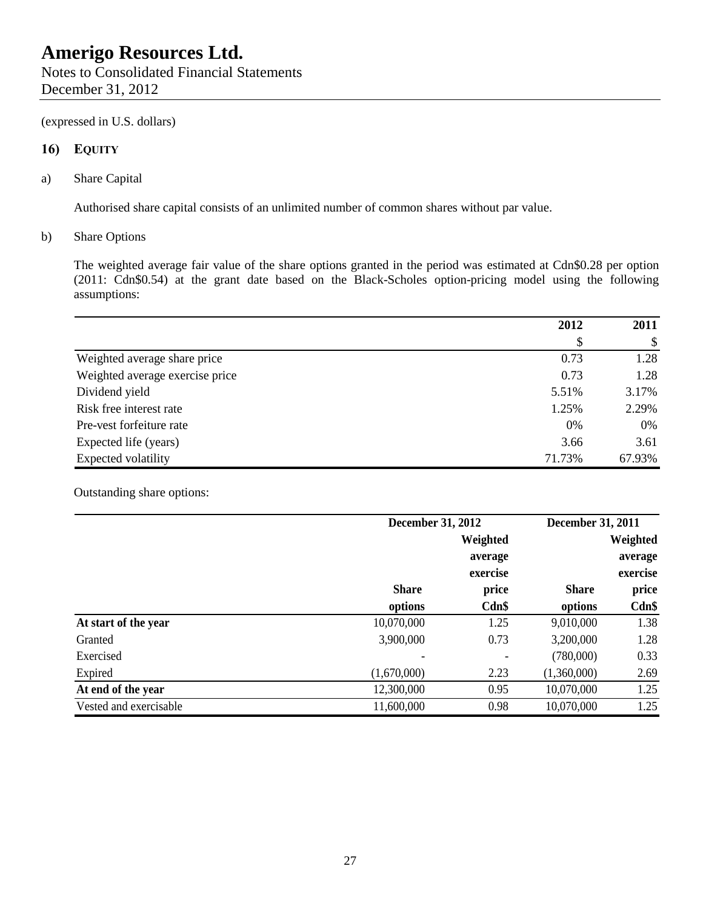# Amerigo Resources Ltd.

Notes to Consolidated Financial Statements
December 31, 2012

(expressed in U.S. dollars)

## 16) EQUITY

a) Share Capital

Authorised share capital consists of an unlimited number of common shares without par value.

b) Share Options

The weighted average fair value of the share options granted in the period was estimated at Cdn$0.28 per option (2011: Cdn$0.54) at the grant date based on the Black-Scholes option-pricing model using the following assumptions:

| | 2012 | 2011 |
|---|---|---|
| | $ | $ |
| Weighted average share price | 0.73 | 1.28 |
| Weighted average exercise price | 0.73 | 1.28 |
| Dividend yield | 5.51% | 3.17% |
| Risk free interest rate | 1.25% | 2.29% |
| Pre-vest forfeiture rate | 0% | 0% |
| Expected life (years) | 3.66 | 3.61 |
| Expected volatility | 71.73% | 67.93% |

Outstanding share options:

| | December 31, 2012 | | December 31, 2011 | |
|---|---|---|---|---|
| | Share options | Weighted average exercise price Cdn$ | Share options | Weighted average exercise price Cdn$ |
| **At start of the year** | 10,070,000 | 1.25 | 9,010,000 | 1.38 |
| Granted | 3,900,000 | 0.73 | 3,200,000 | 1.28 |
| Exercised | - | - | (780,000) | 0.33 |
| Expired | (1,670,000) | 2.23 | (1,360,000) | 2.69 |
| **At end of the year** | 12,300,000 | 0.95 | 10,070,000 | 1.25 |
| Vested and exercisable | 11,600,000 | 0.98 | 10,070,000 | 1.25 |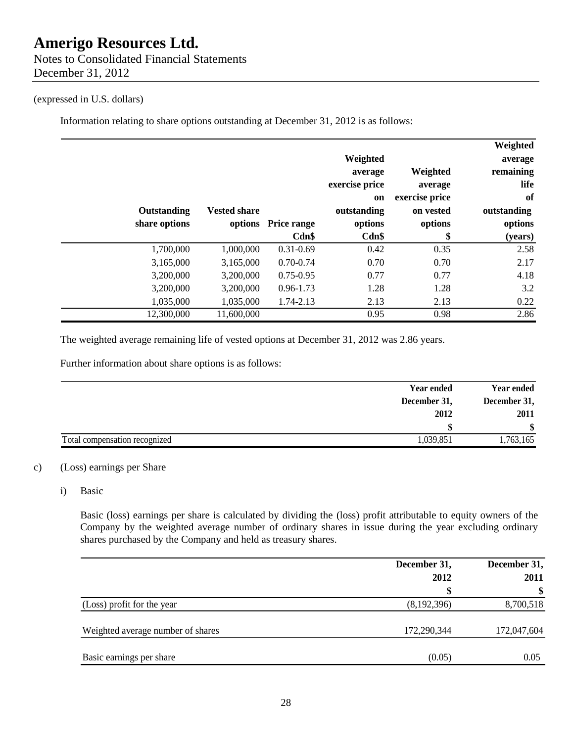(expressed in U.S. dollars)

Information relating to share options outstanding at December 31, 2012 is as follows:

| Outstanding share options | Vested share options | Price range Cdn$ | Weighted average exercise price on outstanding options Cdn$ | Weighted average exercise price on vested options $ | Weighted average remaining life of outstanding options (years) |
|---:|---:|---:|---:|---:|---:|
| 1,700,000 | 1,000,000 | 0.31-0.69 | 0.42 | 0.35 | 2.58 |
| 3,165,000 | 3,165,000 | 0.70-0.74 | 0.70 | 0.70 | 2.17 |
| 3,200,000 | 3,200,000 | 0.75-0.95 | 0.77 | 0.77 | 4.18 |
| 3,200,000 | 3,200,000 | 0.96-1.73 | 1.28 | 1.28 | 3.2 |
| 1,035,000 | 1,035,000 | 1.74-2.13 | 2.13 | 2.13 | 0.22 |
| 12,300,000 | 11,600,000 | | 0.95 | 0.98 | 2.86 |

The weighted average remaining life of vested options at December 31, 2012 was 2.86 years.

Further information about share options is as follows:

| | Year ended December 31, 2012 $ | Year ended December 31, 2011 $ |
|---|---:|---:|
| Total compensation recognized | 1,039,851 | 1,763,165 |

c) (Loss) earnings per Share

i) Basic

Basic (loss) earnings per share is calculated by dividing the (loss) profit attributable to equity owners of the Company by the weighted average number of ordinary shares in issue during the year excluding ordinary shares purchased by the Company and held as treasury shares.

| | December 31, 2012 $ | December 31, 2011 $ |
|---|---:|---:|
| (Loss) profit for the year | (8,192,396) | 8,700,518 |
| Weighted average number of shares | 172,290,344 | 172,047,604 |
| Basic earnings per share | (0.05) | 0.05 |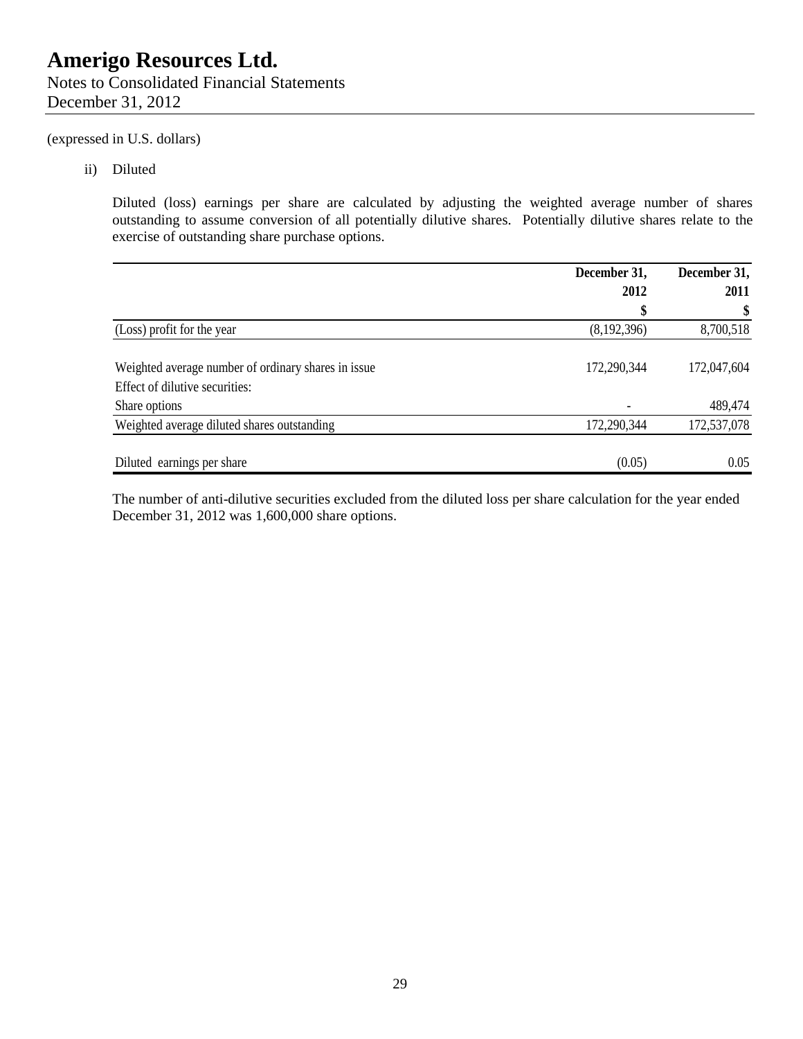(expressed in U.S. dollars)

ii) Diluted

Diluted (loss) earnings per share are calculated by adjusting the weighted average number of shares outstanding to assume conversion of all potentially dilutive shares. Potentially dilutive shares relate to the exercise of outstanding share purchase options.

| | December 31, 2012 $ | December 31, 2011 $ |
|---|---|---|
| (Loss) profit for the year | (8,192,396) | 8,700,518 |
| | | |
| Weighted average number of ordinary shares in issue | 172,290,344 | 172,047,604 |
| Effect of dilutive securities: | | |
| Share options | - | 489,474 |
| Weighted average diluted shares outstanding | 172,290,344 | 172,537,078 |
| | | |
| Diluted earnings per share | (0.05) | 0.05 |

The number of anti-dilutive securities excluded from the diluted loss per share calculation for the year ended December 31, 2012 was 1,600,000 share options.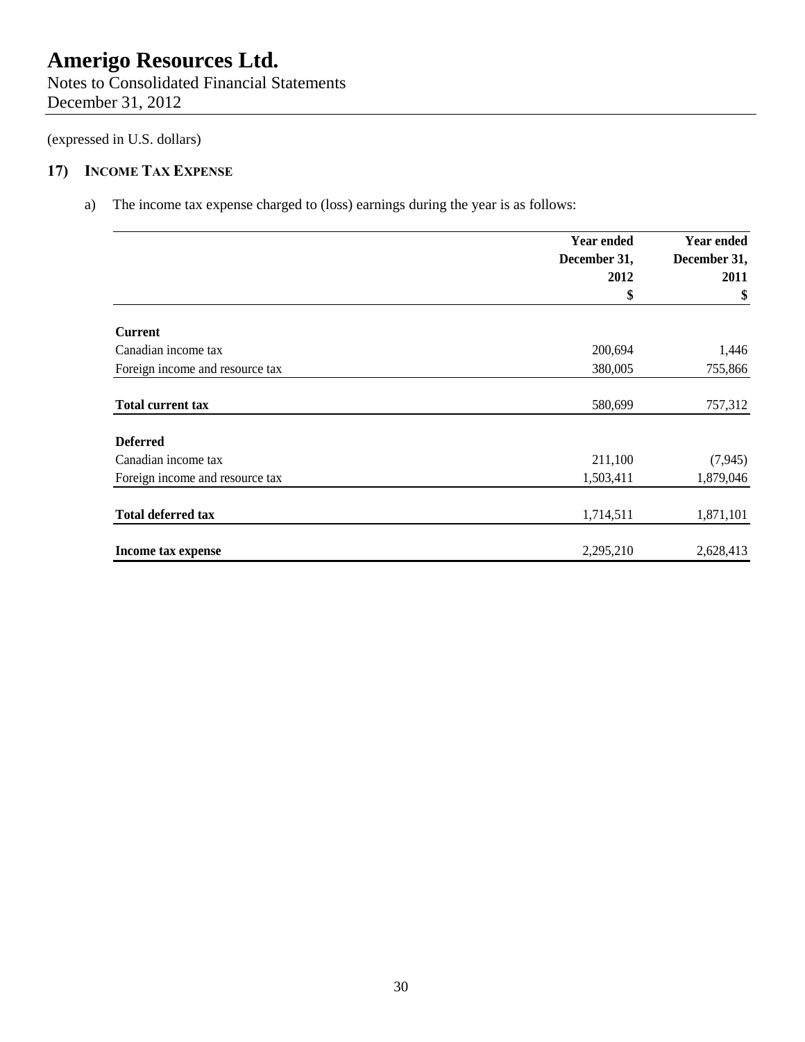# Amerigo Resources Ltd.
Notes to Consolidated Financial Statements
December 31, 2012

(expressed in U.S. dollars)

## 17) Income Tax Expense

a) The income tax expense charged to (loss) earnings during the year is as follows:

| | Year ended December 31, 2012 $ | Year ended December 31, 2011 $ |
|---|---|---|
| **Current** | | |
| Canadian income tax | 200,694 | 1,446 |
| Foreign income and resource tax | 380,005 | 755,866 |
| **Total current tax** | 580,699 | 757,312 |
| **Deferred** | | |
| Canadian income tax | 211,100 | (7,945) |
| Foreign income and resource tax | 1,503,411 | 1,879,046 |
| **Total deferred tax** | 1,714,511 | 1,871,101 |
| **Income tax expense** | 2,295,210 | 2,628,413 |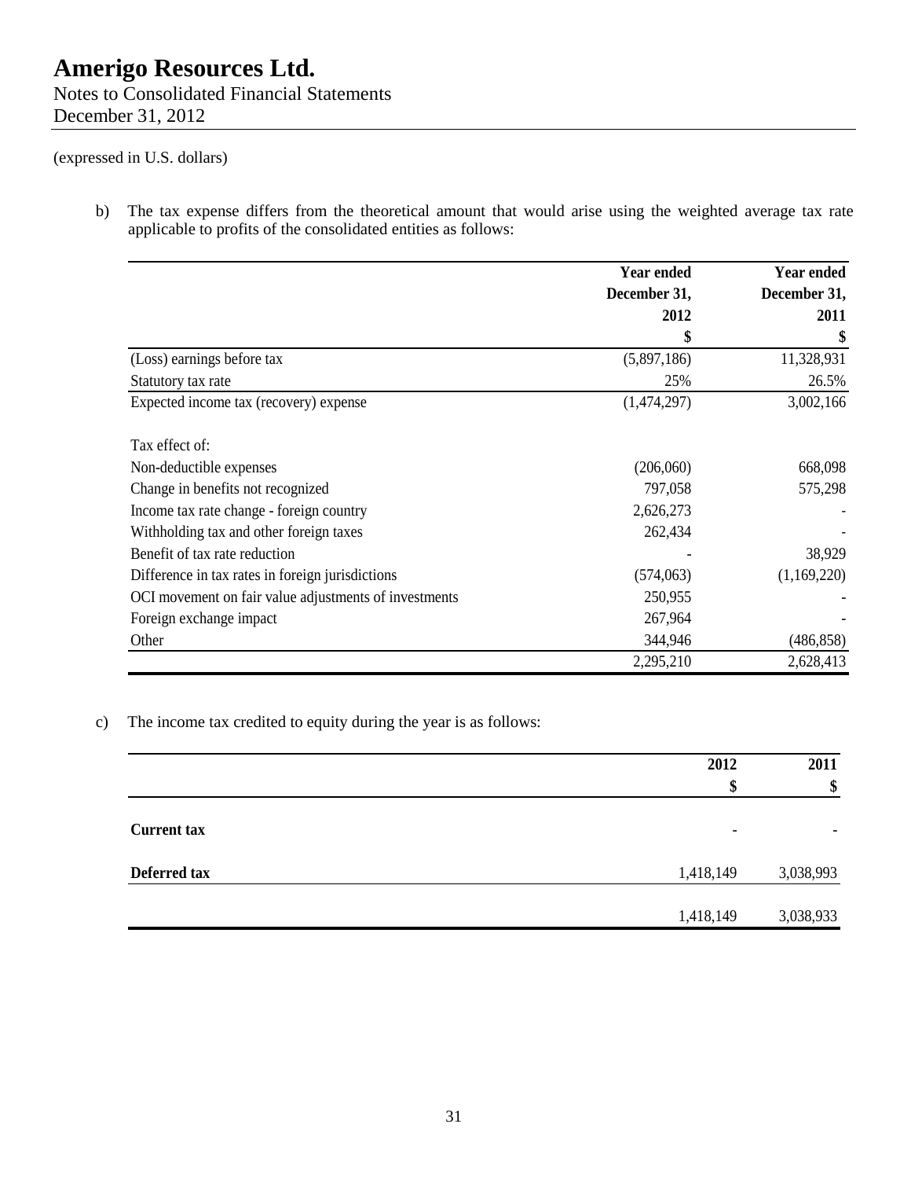# Amerigo Resources Ltd.

Notes to Consolidated Financial Statements
December 31, 2012

(expressed in U.S. dollars)

b) The tax expense differs from the theoretical amount that would arise using the weighted average tax rate applicable to profits of the consolidated entities as follows:

| | Year ended December 31, 2012 $ | Year ended December 31, 2011 $ |
|---|---|---|
| (Loss) earnings before tax | (5,897,186) | 11,328,931 |
| Statutory tax rate | 25% | 26.5% |
| Expected income tax (recovery) expense | (1,474,297) | 3,002,166 |
| | | |
| Tax effect of: | | |
| Non-deductible expenses | (206,060) | 668,098 |
| Change in benefits not recognized | 797,058 | 575,298 |
| Income tax rate change - foreign country | 2,626,273 | - |
| Withholding tax and other foreign taxes | 262,434 | - |
| Benefit of tax rate reduction | - | 38,929 |
| Difference in tax rates in foreign jurisdictions | (574,063) | (1,169,220) |
| OCI movement on fair value adjustments of investments | 250,955 | - |
| Foreign exchange impact | 267,964 | - |
| Other | 344,946 | (486,858) |
| | 2,295,210 | 2,628,413 |

c) The income tax credited to equity during the year is as follows:

| | 2012 $ | 2011 $ |
|---|---|---|
| **Current tax** | - | - |
| **Deferred tax** | 1,418,149 | 3,038,993 |
| | 1,418,149 | 3,038,933 |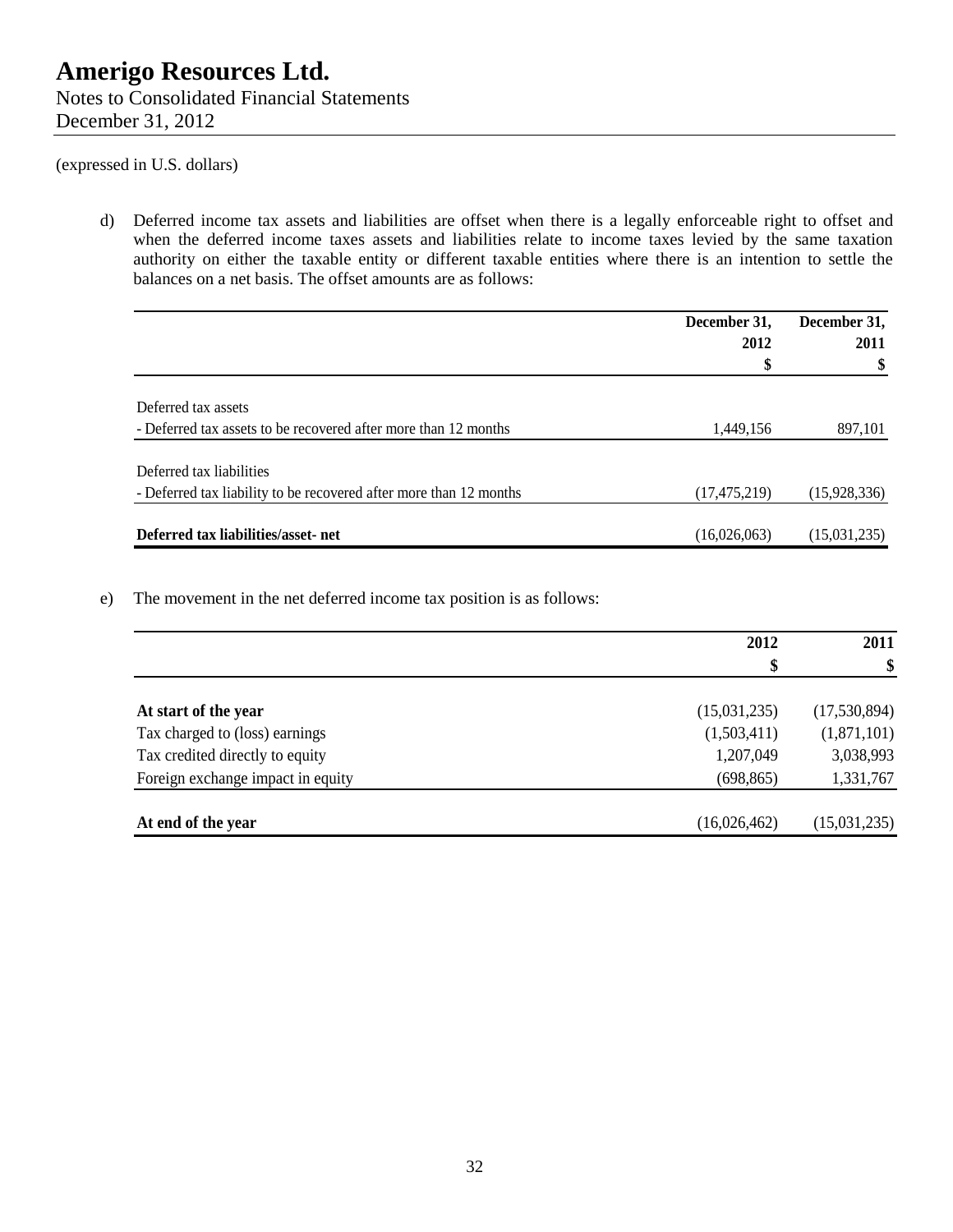# Amerigo Resources Ltd.

Notes to Consolidated Financial Statements
December 31, 2012

(expressed in U.S. dollars)

d) Deferred income tax assets and liabilities are offset when there is a legally enforceable right to offset and when the deferred income taxes assets and liabilities relate to income taxes levied by the same taxation authority on either the taxable entity or different taxable entities where there is an intention to settle the balances on a net basis. The offset amounts are as follows:

| | December 31, 2012 $ | December 31, 2011 $ |
|---|---|---|
| Deferred tax assets | | |
| - Deferred tax assets to be recovered after more than 12 months | 1,449,156 | 897,101 |
| Deferred tax liabilities | | |
| - Deferred tax liability to be recovered after more than 12 months | (17,475,219) | (15,928,336) |
| **Deferred tax liabilities/asset- net** | (16,026,063) | (15,031,235) |

e) The movement in the net deferred income tax position is as follows:

| | 2012 $ | 2011 $ |
|---|---|---|
| **At start of the year** | (15,031,235) | (17,530,894) |
| Tax charged to (loss) earnings | (1,503,411) | (1,871,101) |
| Tax credited directly to equity | 1,207,049 | 3,038,993 |
| Foreign exchange impact in equity | (698,865) | 1,331,767 |
| **At end of the year** | (16,026,462) | (15,031,235) |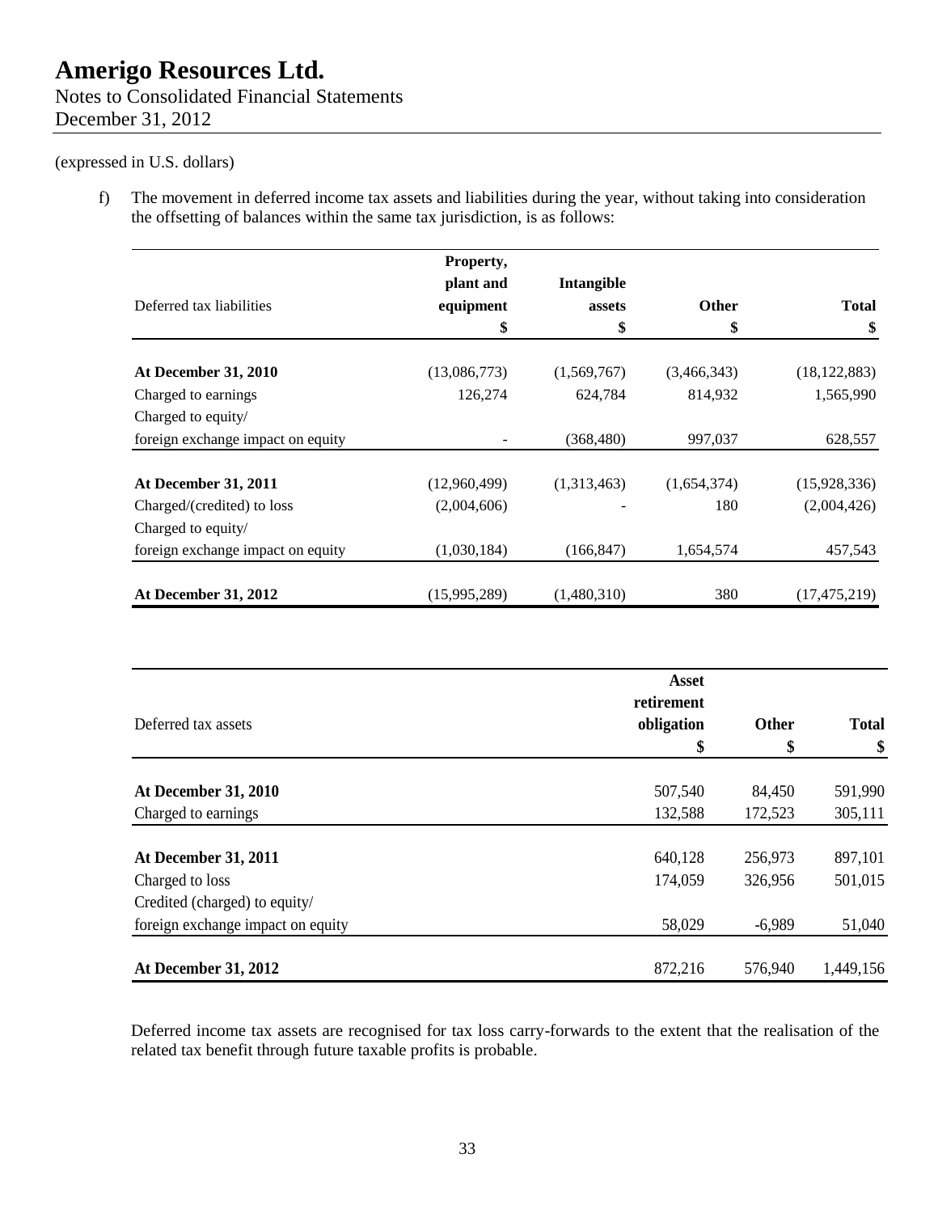(expressed in U.S. dollars)

f) The movement in deferred income tax assets and liabilities during the year, without taking into consideration the offsetting of balances within the same tax jurisdiction, is as follows:

| Deferred tax liabilities | Property, plant and equipment \$ | Intangible assets \$ | Other \$ | Total \$ |
|---|---|---|---|---|
| **At December 31, 2010** | (13,086,773) | (1,569,767) | (3,466,343) | (18,122,883) |
| Charged to earnings | 126,274 | 624,784 | 814,932 | 1,565,990 |
| Charged to equity/ foreign exchange impact on equity | - | (368,480) | 997,037 | 628,557 |
| **At December 31, 2011** | (12,960,499) | (1,313,463) | (1,654,374) | (15,928,336) |
| Charged/(credited) to loss | (2,004,606) | - | 180 | (2,004,426) |
| Charged to equity/ foreign exchange impact on equity | (1,030,184) | (166,847) | 1,654,574 | 457,543 |
| **At December 31, 2012** | (15,995,289) | (1,480,310) | 380 | (17,475,219) |

| Deferred tax assets | Asset retirement obligation \$ | Other \$ | Total \$ |
|---|---|---|---|
| **At December 31, 2010** | 507,540 | 84,450 | 591,990 |
| Charged to earnings | 132,588 | 172,523 | 305,111 |
| **At December 31, 2011** | 640,128 | 256,973 | 897,101 |
| Charged to loss | 174,059 | 326,956 | 501,015 |
| Credited (charged) to equity/ foreign exchange impact on equity | 58,029 | -6,989 | 51,040 |
| **At December 31, 2012** | 872,216 | 576,940 | 1,449,156 |

Deferred income tax assets are recognised for tax loss carry-forwards to the extent that the realisation of the related tax benefit through future taxable profits is probable.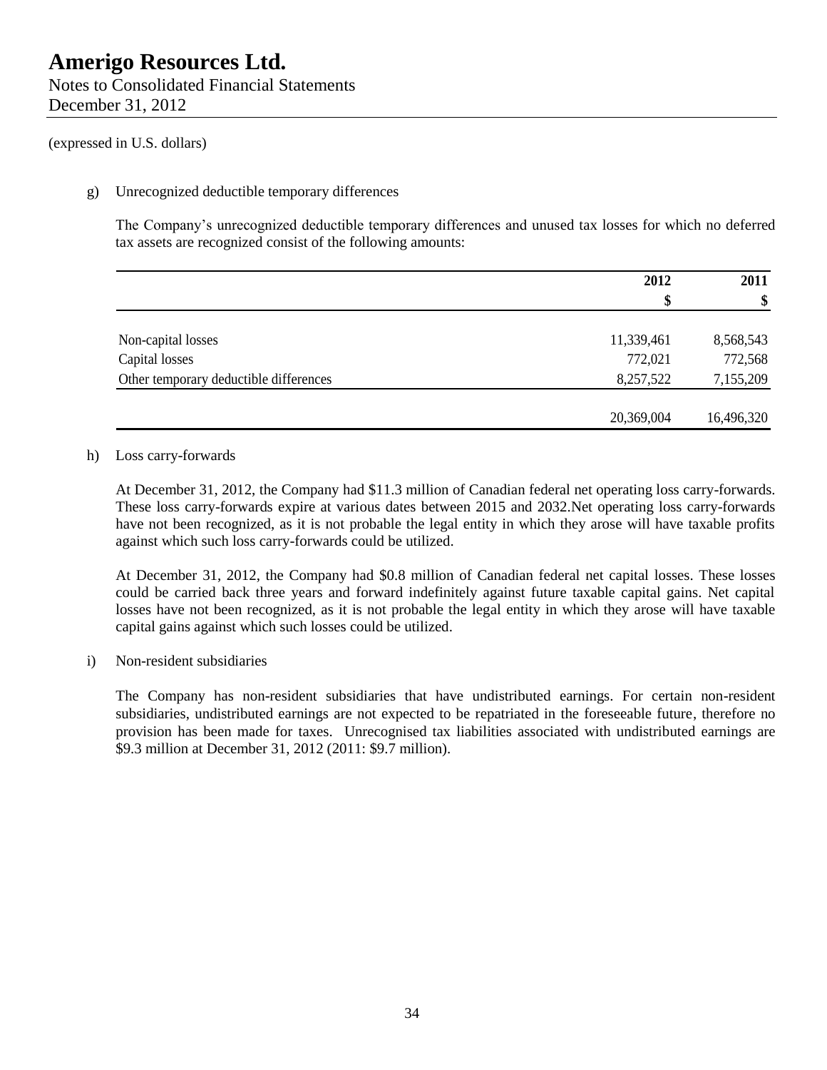# Amerigo Resources Ltd.

Notes to Consolidated Financial Statements
December 31, 2012

(expressed in U.S. dollars)

g) Unrecognized deductible temporary differences

The Company's unrecognized deductible temporary differences and unused tax losses for which no deferred tax assets are recognized consist of the following amounts:

| | 2012 | 2011 |
|---|---|---|
| | $ | $ |
| Non-capital losses | 11,339,461 | 8,568,543 |
| Capital losses | 772,021 | 772,568 |
| Other temporary deductible differences | 8,257,522 | 7,155,209 |
| | 20,369,004 | 16,496,320 |

h) Loss carry-forwards

At December 31, 2012, the Company had $11.3 million of Canadian federal net operating loss carry-forwards. These loss carry-forwards expire at various dates between 2015 and 2032.Net operating loss carry-forwards have not been recognized, as it is not probable the legal entity in which they arose will have taxable profits against which such loss carry-forwards could be utilized.

At December 31, 2012, the Company had $0.8 million of Canadian federal net capital losses. These losses could be carried back three years and forward indefinitely against future taxable capital gains. Net capital losses have not been recognized, as it is not probable the legal entity in which they arose will have taxable capital gains against which such losses could be utilized.

i) Non-resident subsidiaries

The Company has non-resident subsidiaries that have undistributed earnings. For certain non-resident subsidiaries, undistributed earnings are not expected to be repatriated in the foreseeable future, therefore no provision has been made for taxes. Unrecognised tax liabilities associated with undistributed earnings are $9.3 million at December 31, 2012 (2011: $9.7 million).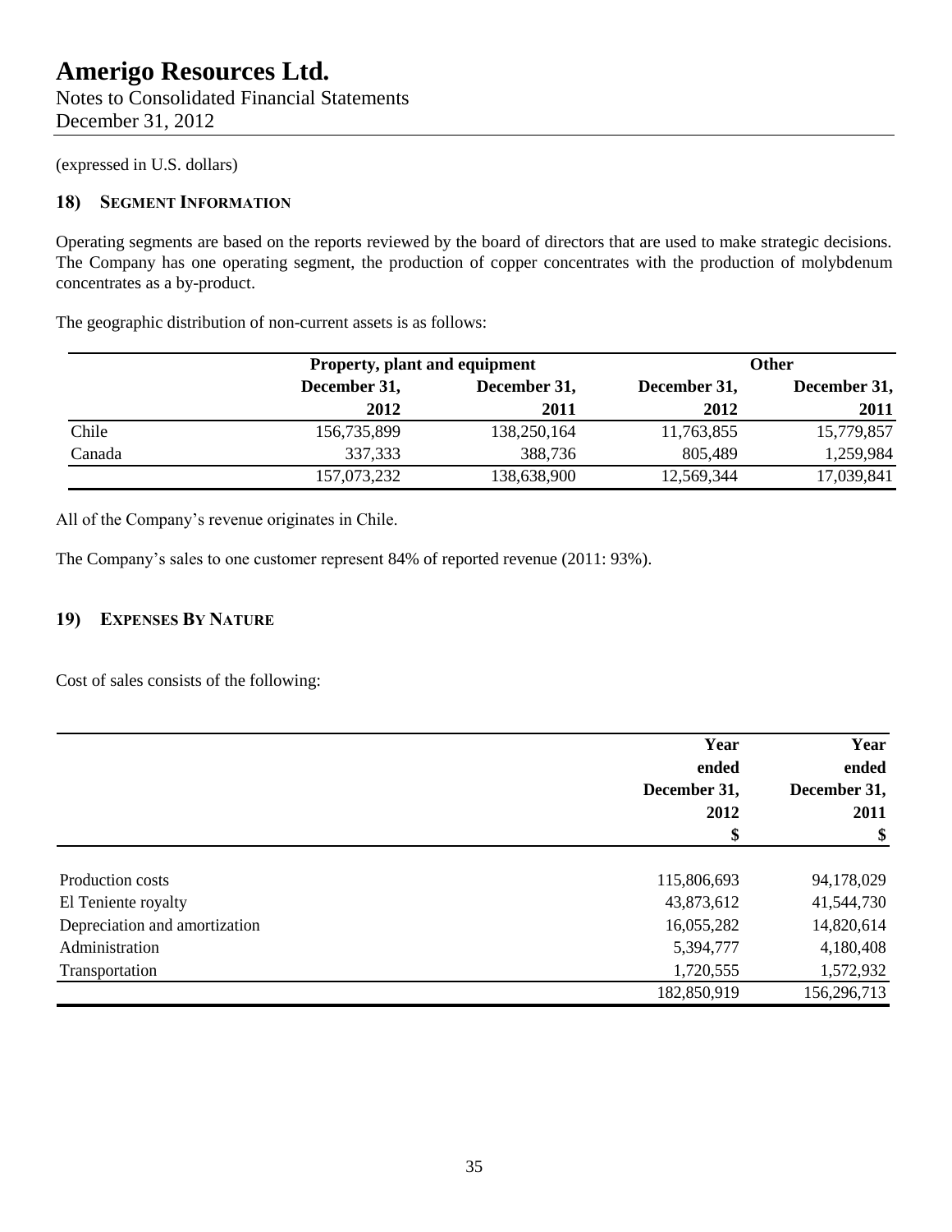# Amerigo Resources Ltd.

Notes to Consolidated Financial Statements
December 31, 2012

(expressed in U.S. dollars)

## 18) Segment Information

Operating segments are based on the reports reviewed by the board of directors that are used to make strategic decisions. The Company has one operating segment, the production of copper concentrates with the production of molybdenum concentrates as a by-product.

The geographic distribution of non-current assets is as follows:

| | Property, plant and equipment | | Other | |
|---|---|---|---|---|
| | December 31, 2012 | December 31, 2011 | December 31, 2012 | December 31, 2011 |
| Chile | 156,735,899 | 138,250,164 | 11,763,855 | 15,779,857 |
| Canada | 337,333 | 388,736 | 805,489 | 1,259,984 |
| | 157,073,232 | 138,638,900 | 12,569,344 | 17,039,841 |

All of the Company's revenue originates in Chile.

The Company's sales to one customer represent 84% of reported revenue (2011: 93%).

## 19) Expenses By Nature

Cost of sales consists of the following:

| | Year ended December 31, 2012 $ | Year ended December 31, 2011 $ |
|---|---|---|
| Production costs | 115,806,693 | 94,178,029 |
| El Teniente royalty | 43,873,612 | 41,544,730 |
| Depreciation and amortization | 16,055,282 | 14,820,614 |
| Administration | 5,394,777 | 4,180,408 |
| Transportation | 1,720,555 | 1,572,932 |
| | 182,850,919 | 156,296,713 |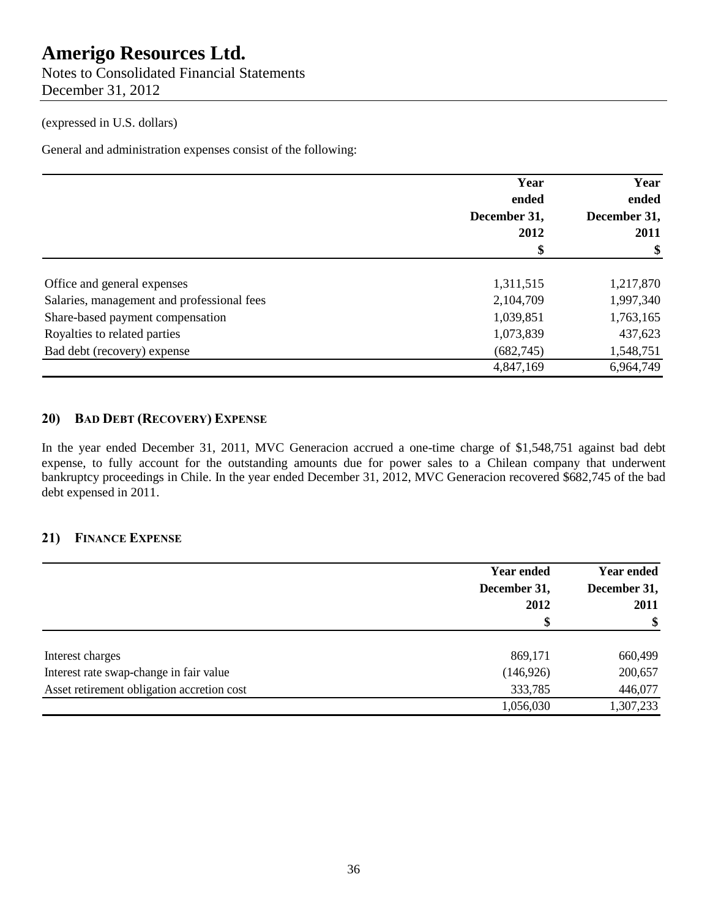(expressed in U.S. dollars)

General and administration expenses consist of the following:

| | Year ended December 31, 2012 $ | Year ended December 31, 2011 $ |
|---|---|---|
| Office and general expenses | 1,311,515 | 1,217,870 |
| Salaries, management and professional fees | 2,104,709 | 1,997,340 |
| Share-based payment compensation | 1,039,851 | 1,763,165 |
| Royalties to related parties | 1,073,839 | 437,623 |
| Bad debt (recovery) expense | (682,745) | 1,548,751 |
| | 4,847,169 | 6,964,749 |

## 20) BAD DEBT (RECOVERY) EXPENSE

In the year ended December 31, 2011, MVC Generacion accrued a one-time charge of $1,548,751 against bad debt expense, to fully account for the outstanding amounts due for power sales to a Chilean company that underwent bankruptcy proceedings in Chile. In the year ended December 31, 2012, MVC Generacion recovered $682,745 of the bad debt expensed in 2011.

## 21) FINANCE EXPENSE

| | Year ended December 31, 2012 $ | Year ended December 31, 2011 $ |
|---|---|---|
| Interest charges | 869,171 | 660,499 |
| Interest rate swap-change in fair value | (146,926) | 200,657 |
| Asset retirement obligation accretion cost | 333,785 | 446,077 |
| | 1,056,030 | 1,307,233 |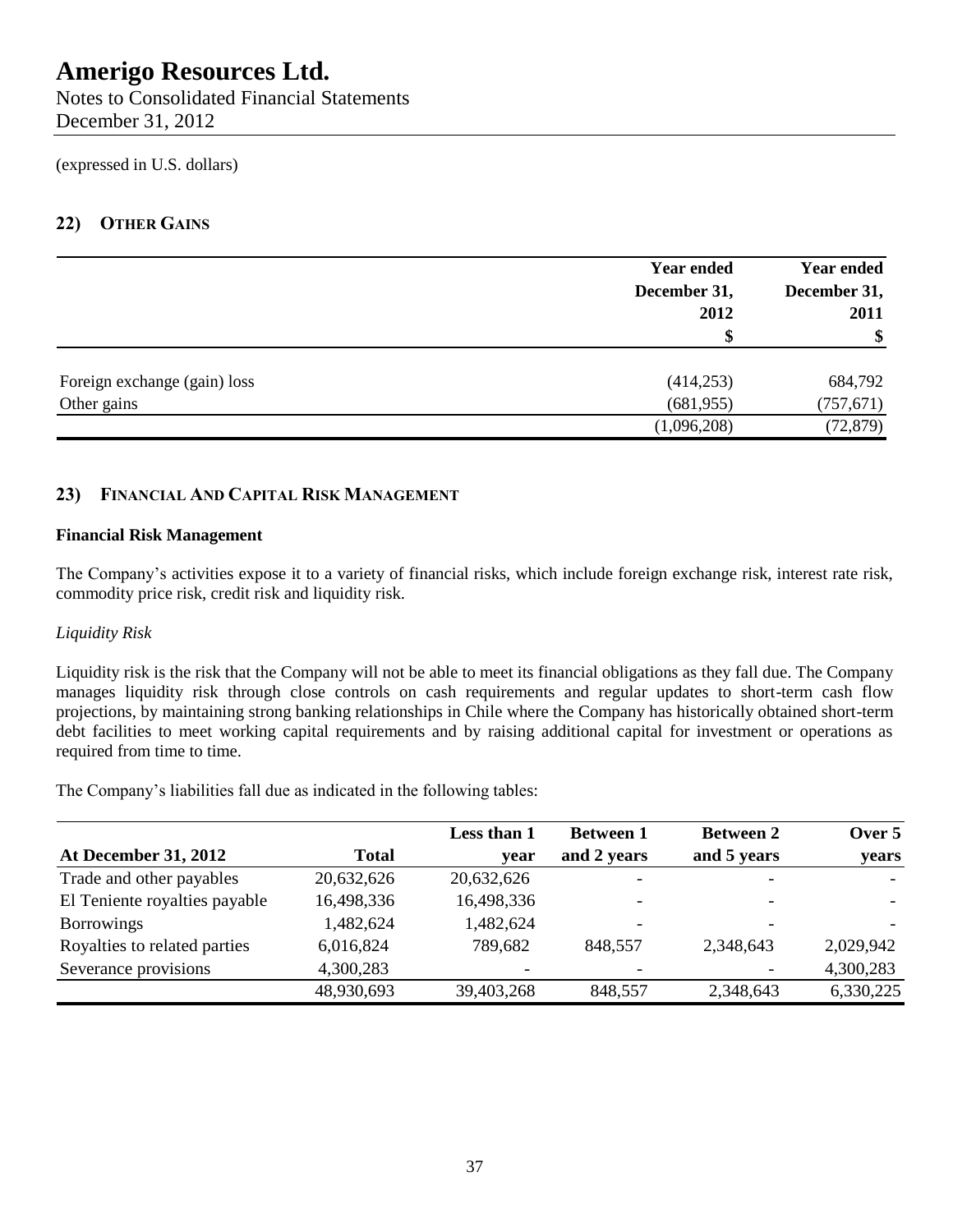# Amerigo Resources Ltd.

Notes to Consolidated Financial Statements
December 31, 2012

(expressed in U.S. dollars)

## 22) Other Gains

| | Year ended December 31, 2012 | Year ended December 31, 2011 |
|---|---|---|
| | $ | $ |
| Foreign exchange (gain) loss | (414,253) | 684,792 |
| Other gains | (681,955) | (757,671) |
| | (1,096,208) | (72,879) |

## 23) Financial And Capital Risk Management

### Financial Risk Management

The Company's activities expose it to a variety of financial risks, which include foreign exchange risk, interest rate risk, commodity price risk, credit risk and liquidity risk.

*Liquidity Risk*

Liquidity risk is the risk that the Company will not be able to meet its financial obligations as they fall due. The Company manages liquidity risk through close controls on cash requirements and regular updates to short-term cash flow projections, by maintaining strong banking relationships in Chile where the Company has historically obtained short-term debt facilities to meet working capital requirements and by raising additional capital for investment or operations as required from time to time.

The Company's liabilities fall due as indicated in the following tables:

| At December 31, 2012 | Total | Less than 1 year | Between 1 and 2 years | Between 2 and 5 years | Over 5 years |
|---|---|---|---|---|---|
| Trade and other payables | 20,632,626 | 20,632,626 | - | - | - |
| El Teniente royalties payable | 16,498,336 | 16,498,336 | - | - | - |
| Borrowings | 1,482,624 | 1,482,624 | - | - | - |
| Royalties to related parties | 6,016,824 | 789,682 | 848,557 | 2,348,643 | 2,029,942 |
| Severance provisions | 4,300,283 | - | - | - | 4,300,283 |
| | 48,930,693 | 39,403,268 | 848,557 | 2,348,643 | 6,330,225 |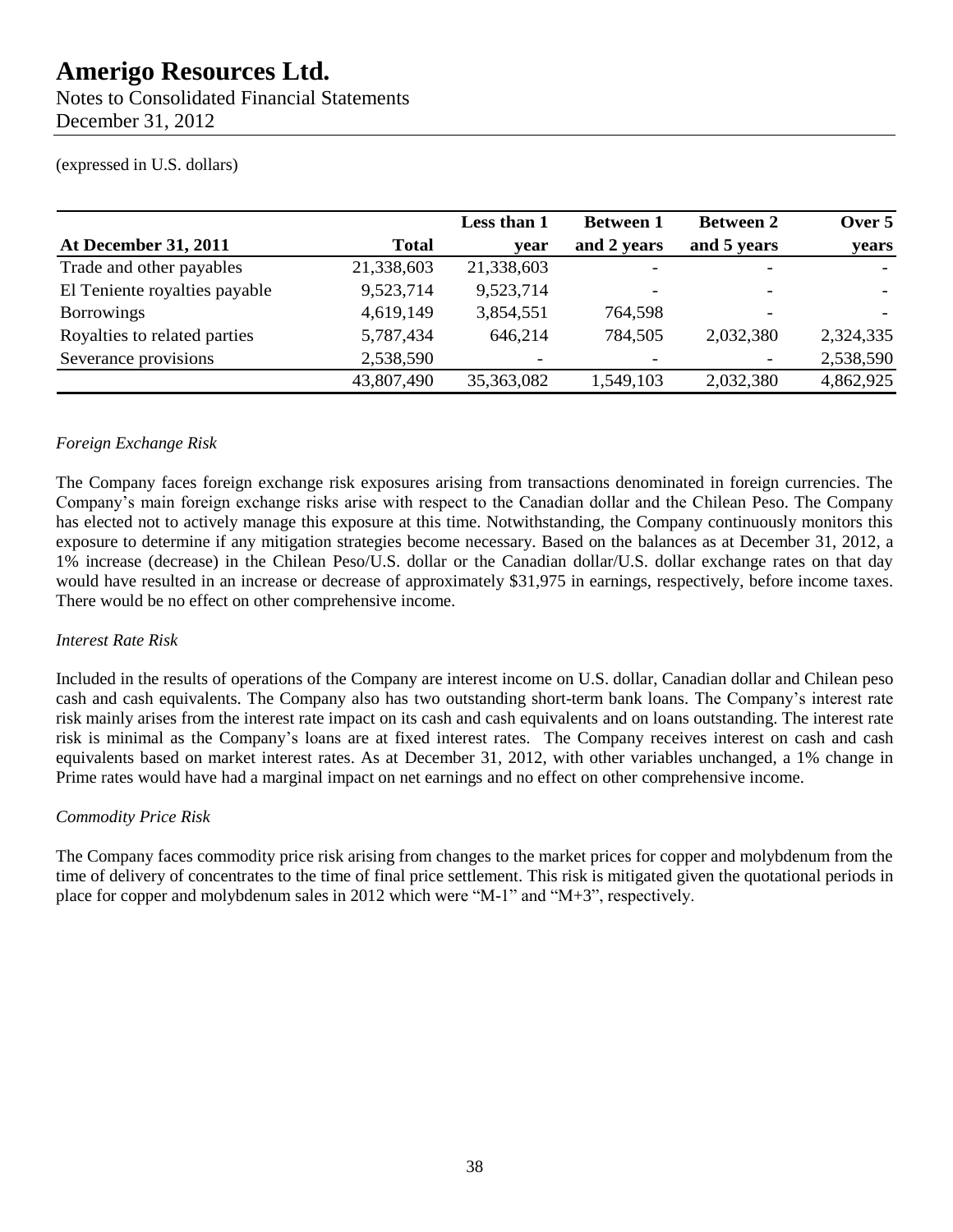(expressed in U.S. dollars)

| At December 31, 2011 | Total | Less than 1 year | Between 1 and 2 years | Between 2 and 5 years | Over 5 years |
|---|---|---|---|---|---|
| Trade and other payables | 21,338,603 | 21,338,603 | - | - | - |
| El Teniente royalties payable | 9,523,714 | 9,523,714 | - | - | - |
| Borrowings | 4,619,149 | 3,854,551 | 764,598 | - | - |
| Royalties to related parties | 5,787,434 | 646,214 | 784,505 | 2,032,380 | 2,324,335 |
| Severance provisions | 2,538,590 | - | - | - | 2,538,590 |
| | 43,807,490 | 35,363,082 | 1,549,103 | 2,032,380 | 4,862,925 |

*Foreign Exchange Risk*

The Company faces foreign exchange risk exposures arising from transactions denominated in foreign currencies. The Company's main foreign exchange risks arise with respect to the Canadian dollar and the Chilean Peso. The Company has elected not to actively manage this exposure at this time. Notwithstanding, the Company continuously monitors this exposure to determine if any mitigation strategies become necessary. Based on the balances as at December 31, 2012, a 1% increase (decrease) in the Chilean Peso/U.S. dollar or the Canadian dollar/U.S. dollar exchange rates on that day would have resulted in an increase or decrease of approximately $31,975 in earnings, respectively, before income taxes. There would be no effect on other comprehensive income.

*Interest Rate Risk*

Included in the results of operations of the Company are interest income on U.S. dollar, Canadian dollar and Chilean peso cash and cash equivalents. The Company also has two outstanding short-term bank loans. The Company's interest rate risk mainly arises from the interest rate impact on its cash and cash equivalents and on loans outstanding. The interest rate risk is minimal as the Company's loans are at fixed interest rates. The Company receives interest on cash and cash equivalents based on market interest rates. As at December 31, 2012, with other variables unchanged, a 1% change in Prime rates would have had a marginal impact on net earnings and no effect on other comprehensive income.

*Commodity Price Risk*

The Company faces commodity price risk arising from changes to the market prices for copper and molybdenum from the time of delivery of concentrates to the time of final price settlement. This risk is mitigated given the quotational periods in place for copper and molybdenum sales in 2012 which were "M-1" and "M+3", respectively.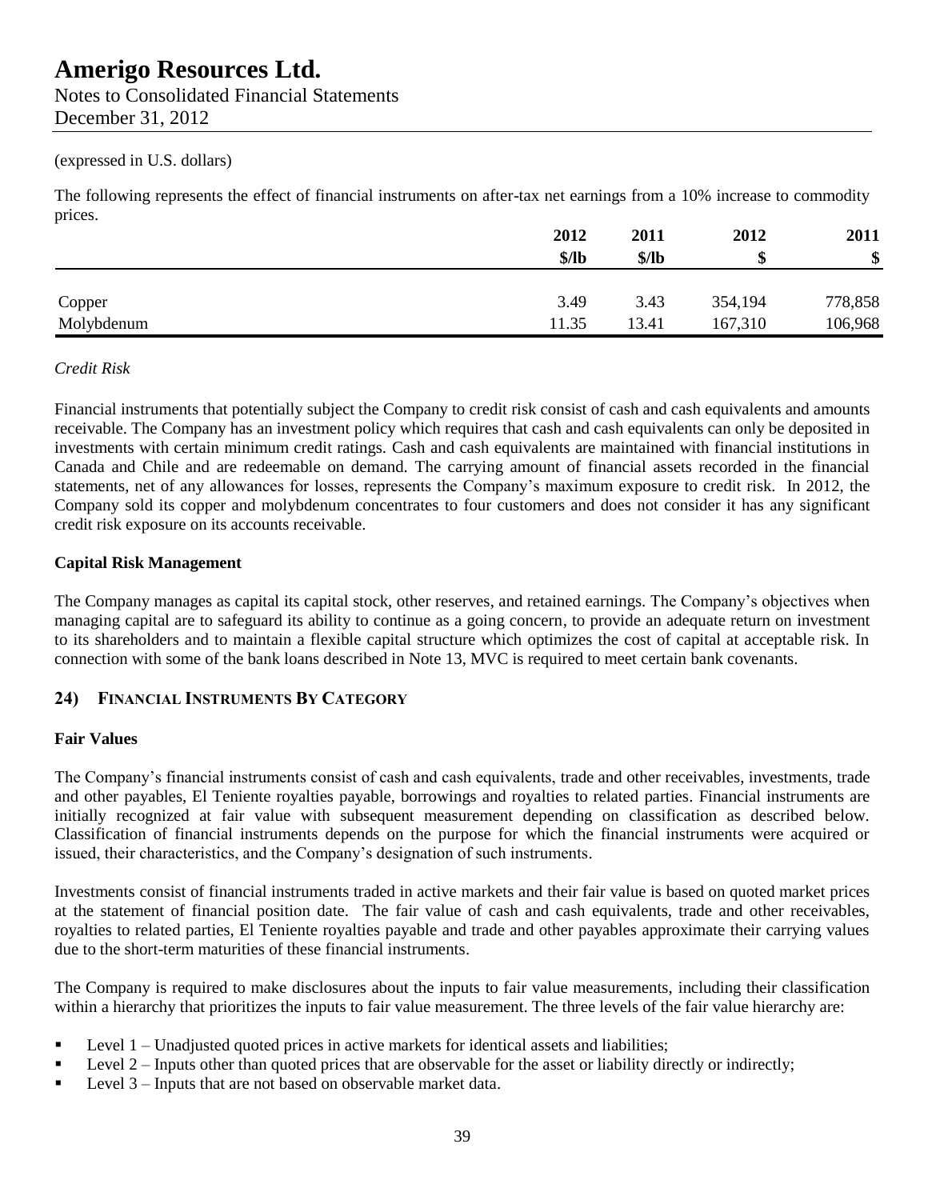(expressed in U.S. dollars)

The following represents the effect of financial instruments on after-tax net earnings from a 10% increase to commodity prices.

| | 2012 | 2011 | 2012 | 2011 |
|---|---|---|---|---|
| | $/lb | $/lb | $ | $ |
| Copper | 3.49 | 3.43 | 354,194 | 778,858 |
| Molybdenum | 11.35 | 13.41 | 167,310 | 106,968 |

*Credit Risk*

Financial instruments that potentially subject the Company to credit risk consist of cash and cash equivalents and amounts receivable. The Company has an investment policy which requires that cash and cash equivalents can only be deposited in investments with certain minimum credit ratings. Cash and cash equivalents are maintained with financial institutions in Canada and Chile and are redeemable on demand. The carrying amount of financial assets recorded in the financial statements, net of any allowances for losses, represents the Company's maximum exposure to credit risk. In 2012, the Company sold its copper and molybdenum concentrates to four customers and does not consider it has any significant credit risk exposure on its accounts receivable.

**Capital Risk Management**

The Company manages as capital its capital stock, other reserves, and retained earnings. The Company's objectives when managing capital are to safeguard its ability to continue as a going concern, to provide an adequate return on investment to its shareholders and to maintain a flexible capital structure which optimizes the cost of capital at acceptable risk. In connection with some of the bank loans described in Note 13, MVC is required to meet certain bank covenants.

## 24) Financial Instruments By Category

**Fair Values**

The Company's financial instruments consist of cash and cash equivalents, trade and other receivables, investments, trade and other payables, El Teniente royalties payable, borrowings and royalties to related parties. Financial instruments are initially recognized at fair value with subsequent measurement depending on classification as described below. Classification of financial instruments depends on the purpose for which the financial instruments were acquired or issued, their characteristics, and the Company's designation of such instruments.

Investments consist of financial instruments traded in active markets and their fair value is based on quoted market prices at the statement of financial position date. The fair value of cash and cash equivalents, trade and other receivables, royalties to related parties, El Teniente royalties payable and trade and other payables approximate their carrying values due to the short-term maturities of these financial instruments.

The Company is required to make disclosures about the inputs to fair value measurements, including their classification within a hierarchy that prioritizes the inputs to fair value measurement. The three levels of the fair value hierarchy are:

- Level 1 – Unadjusted quoted prices in active markets for identical assets and liabilities;
- Level 2 – Inputs other than quoted prices that are observable for the asset or liability directly or indirectly;
- Level 3 – Inputs that are not based on observable market data.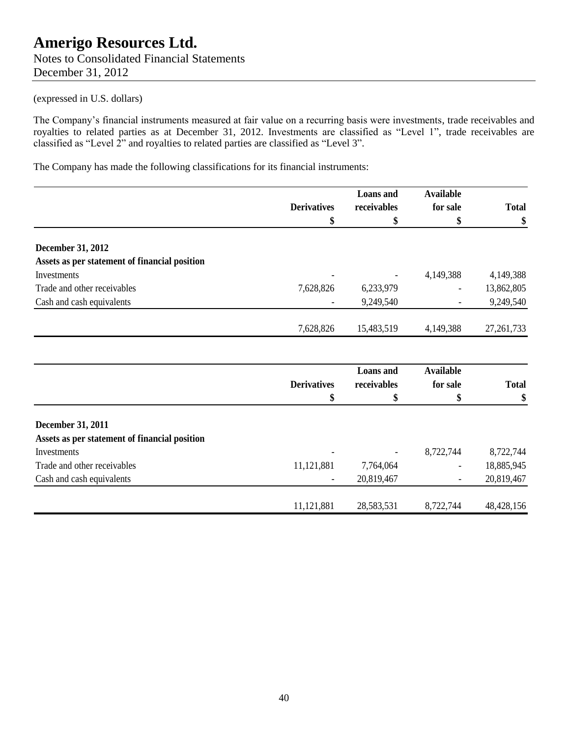(expressed in U.S. dollars)

The Company's financial instruments measured at fair value on a recurring basis were investments, trade receivables and royalties to related parties as at December 31, 2012. Investments are classified as "Level 1", trade receivables are classified as "Level 2" and royalties to related parties are classified as "Level 3".

The Company has made the following classifications for its financial instruments:

| | Derivatives<br>$ | Loans and receivables<br>$ | Available for sale<br>$ | Total<br>$ |
|---|---|---|---|---|
| **December 31, 2012** | | | | |
| **Assets as per statement of financial position** | | | | |
| Investments | - | - | 4,149,388 | 4,149,388 |
| Trade and other receivables | 7,628,826 | 6,233,979 | - | 13,862,805 |
| Cash and cash equivalents | - | 9,249,540 | - | 9,249,540 |
| | 7,628,826 | 15,483,519 | 4,149,388 | 27,261,733 |

| | Derivatives<br>$ | Loans and receivables<br>$ | Available for sale<br>$ | Total<br>$ |
|---|---|---|---|---|
| **December 31, 2011** | | | | |
| **Assets as per statement of financial position** | | | | |
| Investments | - | - | 8,722,744 | 8,722,744 |
| Trade and other receivables | 11,121,881 | 7,764,064 | - | 18,885,945 |
| Cash and cash equivalents | - | 20,819,467 | - | 20,819,467 |
| | 11,121,881 | 28,583,531 | 8,722,744 | 48,428,156 |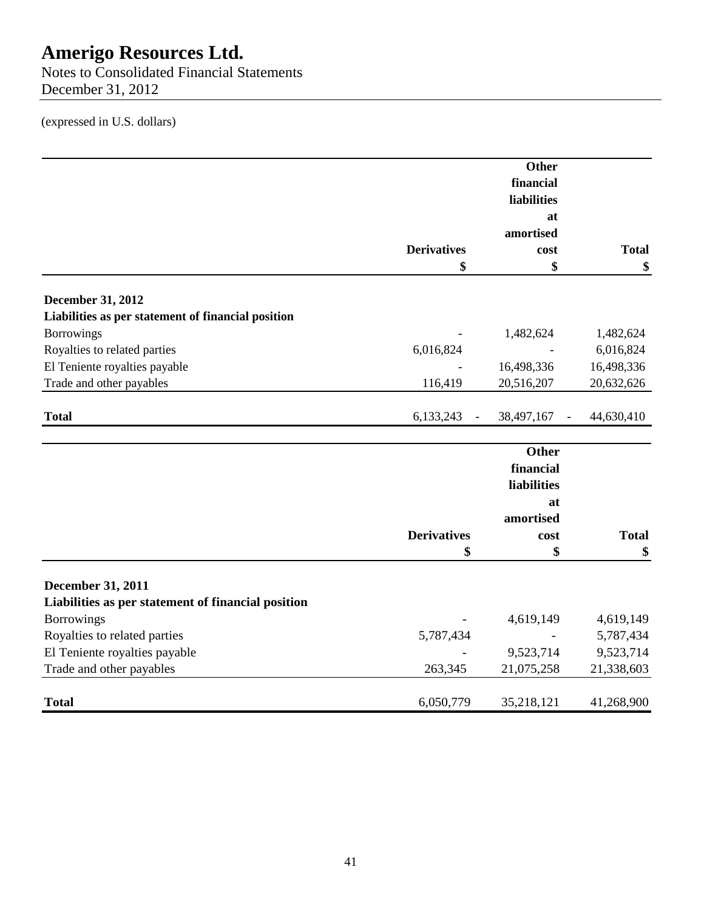(expressed in U.S. dollars)

| | Derivatives<br>$ | Other financial liabilities at amortised cost<br>$ | Total<br>$ |
|---|---|---|---|
| **December 31, 2012** | | | |
| **Liabilities as per statement of financial position** | | | |
| Borrowings | - | 1,482,624 | 1,482,624 |
| Royalties to related parties | 6,016,824 | - | 6,016,824 |
| El Teniente royalties payable | - | 16,498,336 | 16,498,336 |
| Trade and other payables | 116,419 | 20,516,207 | 20,632,626 |
| **Total** | 6,133,243 | 38,497,167 | 44,630,410 |

| | Derivatives<br>$ | Other financial liabilities at amortised cost<br>$ | Total<br>$ |
|---|---|---|---|
| **December 31, 2011** | | | |
| **Liabilities as per statement of financial position** | | | |
| Borrowings | - | 4,619,149 | 4,619,149 |
| Royalties to related parties | 5,787,434 | - | 5,787,434 |
| El Teniente royalties payable | - | 9,523,714 | 9,523,714 |
| Trade and other payables | 263,345 | 21,075,258 | 21,338,603 |
| **Total** | 6,050,779 | 35,218,121 | 41,268,900 |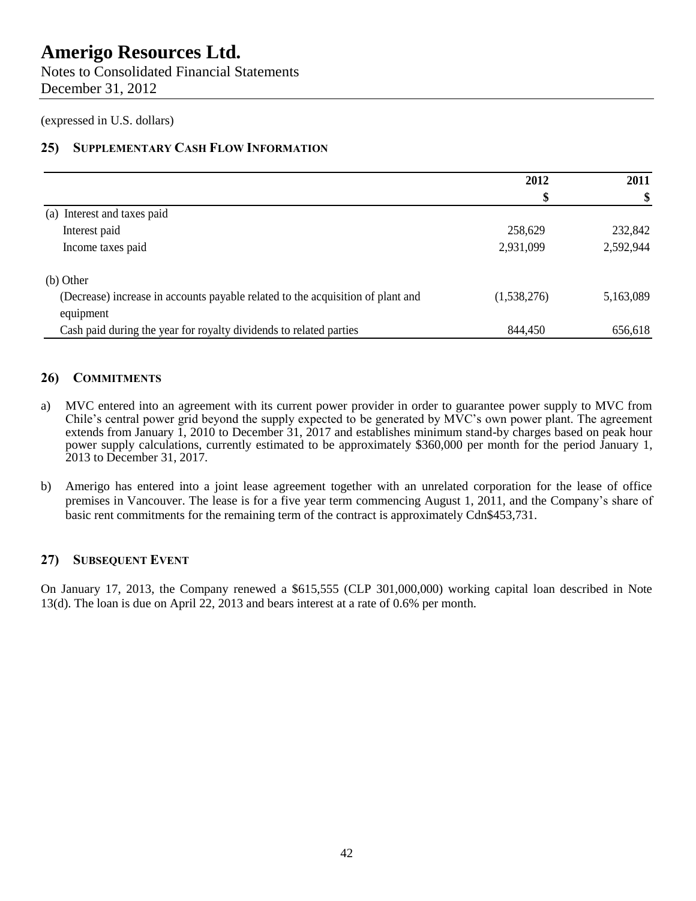# Amerigo Resources Ltd.

Notes to Consolidated Financial Statements
December 31, 2012

(expressed in U.S. dollars)

## 25) SUPPLEMENTARY CASH FLOW INFORMATION

| | 2012 | 2011 |
|---|---|---|
| | $ | $ |
| (a) Interest and taxes paid | | |
| Interest paid | 258,629 | 232,842 |
| Income taxes paid | 2,931,099 | 2,592,944 |
| | | |
| (b) Other | | |
| (Decrease) increase in accounts payable related to the acquisition of plant and equipment | (1,538,276) | 5,163,089 |
| Cash paid during the year for royalty dividends to related parties | 844,450 | 656,618 |

## 26) COMMITMENTS

a) MVC entered into an agreement with its current power provider in order to guarantee power supply to MVC from Chile's central power grid beyond the supply expected to be generated by MVC's own power plant. The agreement extends from January 1, 2010 to December 31, 2017 and establishes minimum stand-by charges based on peak hour power supply calculations, currently estimated to be approximately $360,000 per month for the period January 1, 2013 to December 31, 2017.

b) Amerigo has entered into a joint lease agreement together with an unrelated corporation for the lease of office premises in Vancouver. The lease is for a five year term commencing August 1, 2011, and the Company's share of basic rent commitments for the remaining term of the contract is approximately Cdn$453,731.

## 27) SUBSEQUENT EVENT

On January 17, 2013, the Company renewed a $615,555 (CLP 301,000,000) working capital loan described in Note 13(d). The loan is due on April 22, 2013 and bears interest at a rate of 0.6% per month.